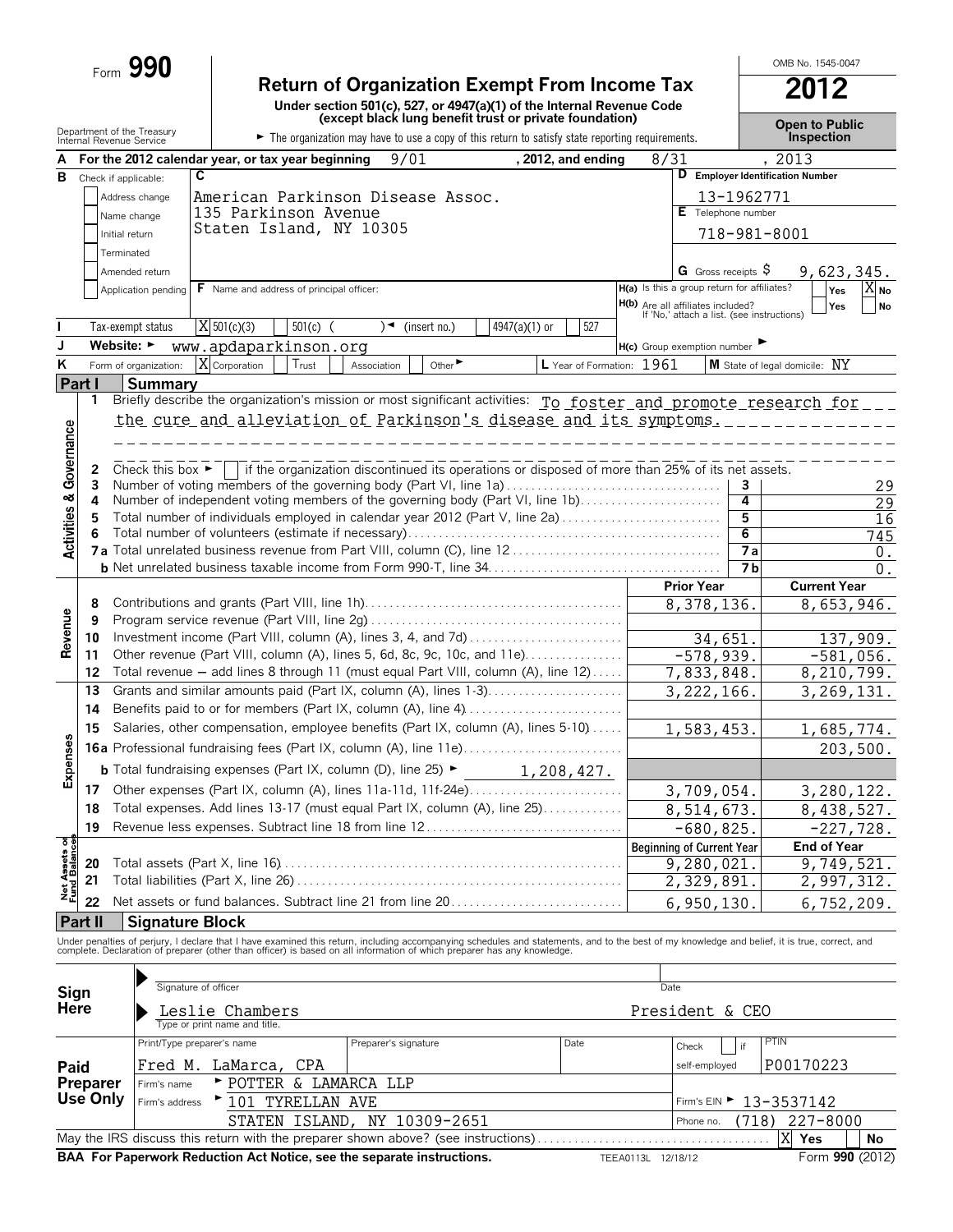Form **990**

# Return of Organization Exempt From Income Tax

**Under section 501(c), 527, or 4947(a)(1) of the Internal Revenue Code (except black lung benefit trust or private foundation)**

► The organization may have to use a copy of this return to satisfy state reporting requirements.

Department of the Treasury
Internal Revenue Service

OMB No. 1545-0047

**2012**

**Open to Public Inspection**

**A** For the 2012 calendar year, or tax year beginning 9/01, 2012, and ending 8/31, 2013

**B** Check if applicable:
- Address change
- Name change
- Initial return
- Terminated
- Amended return
- Application pending

**C** American Parkinson Disease Assoc.
135 Parkinson Avenue
Staten Island, NY 10305

**D** Employer Identification Number: 13-1962771

**E** Telephone number: 718-981-8001

**G** Gross receipts $ 9,623,345.

**F** Name and address of principal officer:

**H(a)** Is this a group return for affiliates? Yes [ ] No [X]

**H(b)** Are all affiliates included? Yes [ ] No [ ]
If 'No,' attach a list. (see instructions)

**I** Tax-exempt status: [X] 501(c)(3) [ ] 501(c) ( ) ◄ (insert no.) [ ] 4947(a)(1) or [ ] 527

**J** Website: ► www.apdaparkinson.org

**H(c)** Group exemption number ►

**K** Form of organization: [X] Corporation [ ] Trust [ ] Association [ ] Other ►

**L** Year of Formation: 1961

**M** State of legal domicile: NY

## Part I Summary

**Activities & Governance**

1 Briefly describe the organization's mission or most significant activities: To foster and promote research for the cure and alleviation of Parkinson's disease and its symptoms.

2 Check this box ► [ ] if the organization discontinued its operations or disposed of more than 25% of its net assets.

| | | | |
|---|---|---|---|
| 3 | Number of voting members of the governing body (Part VI, line 1a) | 3 | 29 |
| 4 | Number of independent voting members of the governing body (Part VI, line 1b) | 4 | 29 |
| 5 | Total number of individuals employed in calendar year 2012 (Part V, line 2a) | 5 | 16 |
| 6 | Total number of volunteers (estimate if necessary) | 6 | 745 |
| 7a | Total unrelated business revenue from Part VIII, column (C), line 12 | 7a | 0. |
| b | Net unrelated business taxable income from Form 990-T, line 34 | 7b | 0. |

| | | | Prior Year | Current Year |
|---|---|---|---|---|
| **Revenue** | 8 | Contributions and grants (Part VIII, line 1h) | 8,378,136. | 8,653,946. |
| | 9 | Program service revenue (Part VIII, line 2g) | | |
| | 10 | Investment income (Part VIII, column (A), lines 3, 4, and 7d) | 34,651. | 137,909. |
| | 11 | Other revenue (Part VIII, column (A), lines 5, 6d, 8c, 9c, 10c, and 11e) | -578,939. | -581,056. |
| | 12 | Total revenue — add lines 8 through 11 (must equal Part VIII, column (A), line 12) | 7,833,848. | 8,210,799. |
| **Expenses** | 13 | Grants and similar amounts paid (Part IX, column (A), lines 1-3) | 3,222,166. | 3,269,131. |
| | 14 | Benefits paid to or for members (Part IX, column (A), line 4) | | |
| | 15 | Salaries, other compensation, employee benefits (Part IX, column (A), lines 5-10) | 1,583,453. | 1,685,774. |
| | 16a | Professional fundraising fees (Part IX, column (A), line 11e) | | 203,500. |
| | b | Total fundraising expenses (Part IX, column (D), line 25) ► 1,208,427. | | |
| | 17 | Other expenses (Part IX, column (A), lines 11a-11d, 11f-24e) | 3,709,054. | 3,280,122. |
| | 18 | Total expenses. Add lines 13-17 (must equal Part IX, column (A), line 25) | 8,514,673. | 8,438,527. |
| | 19 | Revenue less expenses. Subtract line 18 from line 12 | -680,825. | -227,728. |

| | | | Beginning of Current Year | End of Year |
|---|---|---|---|---|
| **Net Assets or Fund Balances** | 20 | Total assets (Part X, line 16) | 9,280,021. | 9,749,521. |
| | 21 | Total liabilities (Part X, line 26) | 2,329,891. | 2,997,312. |
| | 22 | Net assets or fund balances. Subtract line 21 from line 20 | 6,950,130. | 6,752,209. |

## Part II Signature Block

Under penalties of perjury, I declare that I have examined this return, including accompanying schedules and statements, and to the best of my knowledge and belief, it is true, correct, and complete. Declaration of preparer (other than officer) is based on all information of which preparer has any knowledge.

**Sign Here**

Signature of officer — Date

Leslie Chambers — President & CEO
Type or print name and title.

**Paid Preparer Use Only**

| Print/Type preparer's name | Preparer's signature | Date | Check [ ] if self-employed | PTIN |
|---|---|---|---|---|
| Fred M. LaMarca, CPA | | | | P00170223 |

Firm's name ► POTTER & LAMARCA LLP

Firm's address ► 101 TYRELLAN AVE, STATEN ISLAND, NY 10309-2651

Firm's EIN ► 13-3537142

Phone no. (718) 227-8000

May the IRS discuss this return with the preparer shown above? (see instructions) [X] Yes [ ] No

**BAA For Paperwork Reduction Act Notice, see the separate instructions.** TEEA0113L 12/18/12 Form **990** (2012)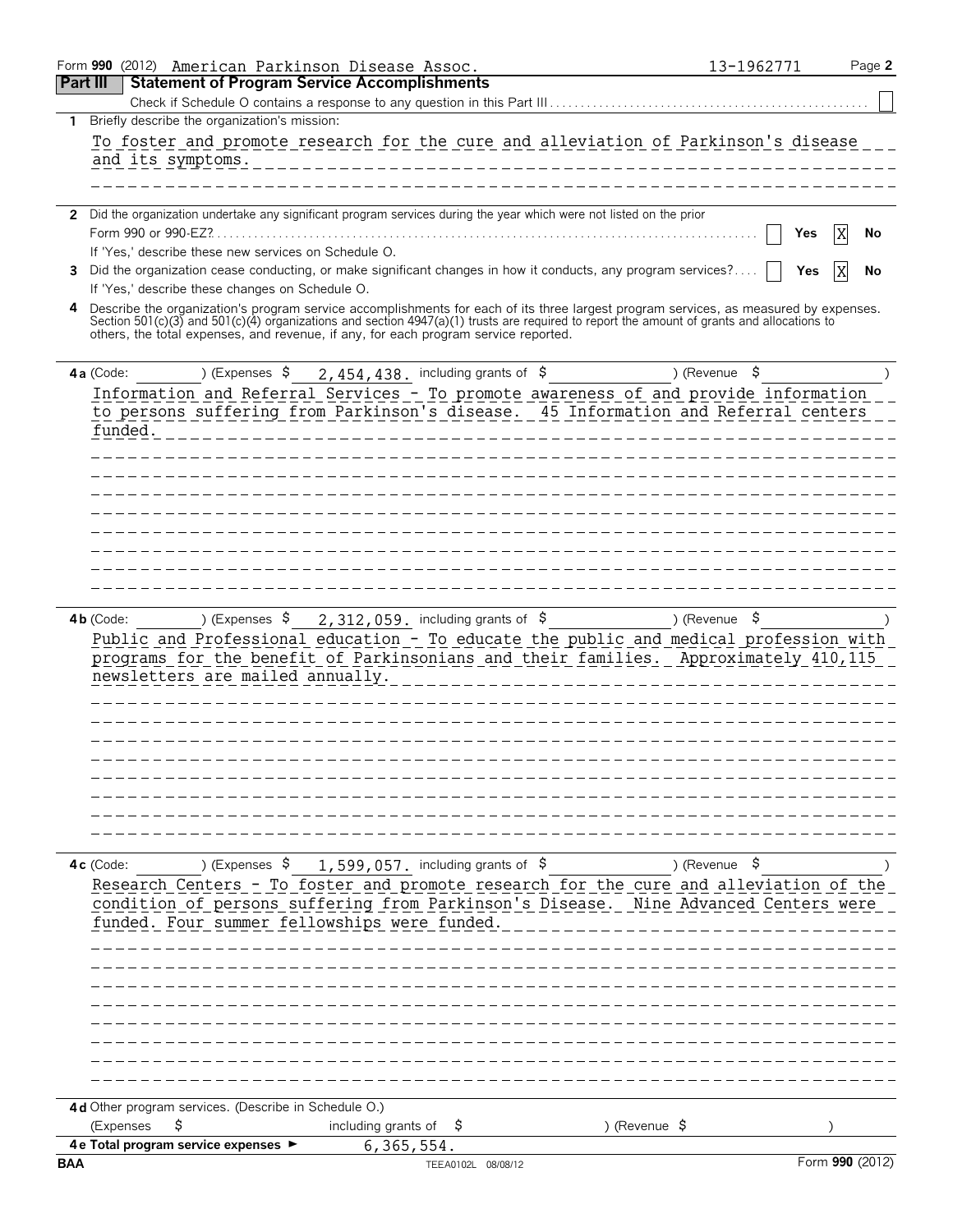Form **990** (2012) American Parkinson Disease Assoc. 13-1962771 Page **2**

## Part III Statement of Program Service Accomplishments

Check if Schedule O contains a response to any question in this Part III ☐

**1** Briefly describe the organization's mission:

To foster and promote research for the cure and alleviation of Parkinson's disease and its symptoms.

**2** Did the organization undertake any significant program services during the year which were not listed on the prior Form 990 or 990-EZ? ☐ Yes ☒ No

If 'Yes,' describe these new services on Schedule O.

**3** Did the organization cease conducting, or make significant changes in how it conducts, any program services? ☐ Yes ☒ No

If 'Yes,' describe these changes on Schedule O.

**4** Describe the organization's program service accomplishments for each of its three largest program services, as measured by expenses. Section 501(c)(3) and 501(c)(4) organizations and section 4947(a)(1) trusts are required to report the amount of grants and allocations to others, the total expenses, and revenue, if any, for each program service reported.

**4a** (Code: ) (Expenses $ 2,454,438. including grants of $ ) (Revenue $ )

Information and Referral Services - To promote awareness of and provide information to persons suffering from Parkinson's disease. 45 Information and Referral centers funded.

**4b** (Code: ) (Expenses $ 2,312,059. including grants of $ ) (Revenue $ )

Public and Professional education - To educate the public and medical profession with programs for the benefit of Parkinsonians and their families. Approximately 410,115 newsletters are mailed annually.

**4c** (Code: ) (Expenses $ 1,599,057. including grants of $ ) (Revenue $ )

Research Centers - To foster and promote research for the cure and alleviation of the condition of persons suffering from Parkinson's Disease. Nine Advanced Centers were funded. Four summer fellowships were funded.

**4d** Other program services. (Describe in Schedule O.)

(Expenses $ including grants of $ ) (Revenue $ )

**4e Total program service expenses** ► 6,365,554.

BAA TEEA0102L 08/08/12 Form **990** (2012)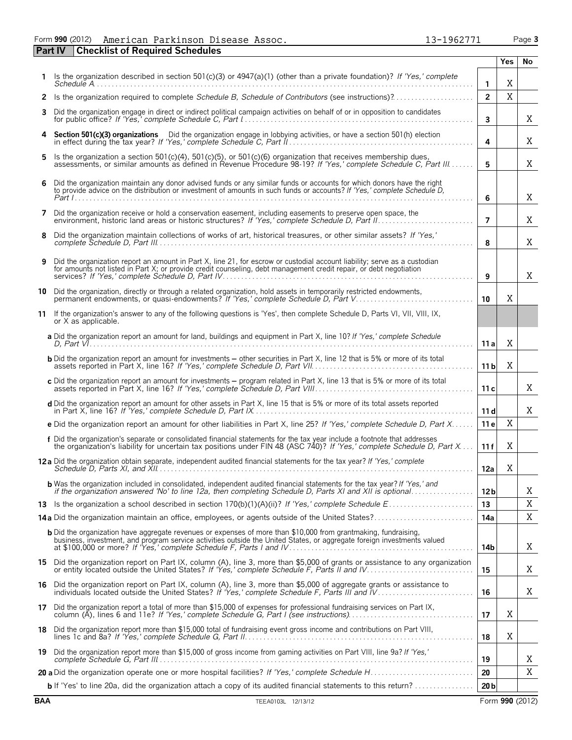Form **990** (2012) American Parkinson Disease Assoc. 13-1962771

## Part IV Checklist of Required Schedules

| | | | Yes | No |
|---|---|---|---|---|
| **1** | Is the organization described in section 501(c)(3) or 4947(a)(1) (other than a private foundation)? *If 'Yes,' complete Schedule A* | 1 | X | |
| **2** | Is the organization required to complete *Schedule B, Schedule of Contributors* (see instructions)? | 2 | X | |
| **3** | Did the organization engage in direct or indirect political campaign activities on behalf of or in opposition to candidates for public office? *If 'Yes,' complete Schedule C, Part I* | 3 | | X |
| **4** | **Section 501(c)(3) organizations** Did the organization engage in lobbying activities, or have a section 501(h) election in effect during the tax year? *If 'Yes,' complete Schedule C, Part II* | 4 | | X |
| **5** | Is the organization a section 501(c)(4), 501(c)(5), or 501(c)(6) organization that receives membership dues, assessments, or similar amounts as defined in Revenue Procedure 98-19? *If 'Yes,' complete Schedule C, Part III* | 5 | | X |
| **6** | Did the organization maintain any donor advised funds or any similar funds or accounts for which donors have the right to provide advice on the distribution or investment of amounts in such funds or accounts? *If 'Yes,' complete Schedule D, Part I* | 6 | | X |
| **7** | Did the organization receive or hold a conservation easement, including easements to preserve open space, the environment, historic land areas or historic structures? *If 'Yes,' complete Schedule D, Part II* | 7 | | X |
| **8** | Did the organization maintain collections of works of art, historical treasures, or other similar assets? *If 'Yes,' complete Schedule D, Part III* | 8 | | X |
| **9** | Did the organization report an amount in Part X, line 21, for escrow or custodial account liability; serve as a custodian for amounts not listed in Part X; or provide credit counseling, debt management credit repair, or debt negotiation services? *If 'Yes,' complete Schedule D, Part IV* | 9 | | X |
| **10** | Did the organization, directly or through a related organization, hold assets in temporarily restricted endowments, permanent endowments, or quasi-endowments? *If 'Yes,' complete Schedule D, Part V* | 10 | X | |
| **11** | If the organization's answer to any of the following questions is 'Yes', then complete Schedule D, Parts VI, VII, VIII, IX, or X as applicable. | | | |
| | **a** Did the organization report an amount for land, buildings and equipment in Part X, line 10? *If 'Yes,' complete Schedule D, Part VI* | 11a | X | |
| | **b** Did the organization report an amount for investments – other securities in Part X, line 12 that is 5% or more of its total assets reported in Part X, line 16? *If 'Yes,' complete Schedule D, Part VII* | 11b | X | |
| | **c** Did the organization report an amount for investments – program related in Part X, line 13 that is 5% or more of its total assets reported in Part X, line 16? *If 'Yes,' complete Schedule D, Part VIII* | 11c | | X |
| | **d** Did the organization report an amount for other assets in Part X, line 15 that is 5% or more of its total assets reported in Part X, line 16? *If 'Yes,' complete Schedule D, Part IX* | 11d | | X |
| | **e** Did the organization report an amount for other liabilities in Part X, line 25? *If 'Yes,' complete Schedule D, Part X* | 11e | X | |
| | **f** Did the organization's separate or consolidated financial statements for the tax year include a footnote that addresses the organization's liability for uncertain tax positions under FIN 48 (ASC 740)? *If 'Yes,' complete Schedule D, Part X* | 11f | X | |
| **12a** | Did the organization obtain separate, independent audited financial statements for the tax year? *If 'Yes,' complete Schedule D, Parts XI, and XII* | 12a | X | |
| | **b** Was the organization included in consolidated, independent audited financial statements for the tax year? *If 'Yes,' and if the organization answered 'No' to line 12a, then completing Schedule D, Parts XI and XII is optional* | 12b | | X |
| **13** | Is the organization a school described in section 170(b)(1)(A)(ii)? *If 'Yes,' complete Schedule E* | 13 | | X |
| **14a** | Did the organization maintain an office, employees, or agents outside of the United States? | 14a | | X |
| | **b** Did the organization have aggregate revenues or expenses of more than $10,000 from grantmaking, fundraising, business, investment, and program service activities outside the United States, or aggregate foreign investments valued at $100,000 or more? *If 'Yes,' complete Schedule F, Parts I and IV* | 14b | | X |
| **15** | Did the organization report on Part IX, column (A), line 3, more than $5,000 of grants or assistance to any organization or entity located outside the United States? *If 'Yes,' complete Schedule F, Parts II and IV* | 15 | | X |
| **16** | Did the organization report on Part IX, column (A), line 3, more than $5,000 of grants or assistance to individuals located outside the United States? *If 'Yes,' complete Schedule F, Parts III and IV* | 16 | | X |
| **17** | Did the organization report a total of more than $15,000 of expenses for professional fundraising services on Part IX, column (A), lines 6 and 11e? *If 'Yes,' complete Schedule G, Part I (see instructions)* | 17 | X | |
| **18** | Did the organization report more than $15,000 total of fundraising event gross income and contributions on Part VIII, lines 1c and 8a? *If 'Yes,' complete Schedule G, Part II* | 18 | X | |
| **19** | Did the organization report more than $15,000 of gross income from gaming activities on Part VIII, line 9a? *If 'Yes,' complete Schedule G, Part III* | 19 | | X |
| **20a** | Did the organization operate one or more hospital facilities? *If 'Yes,' complete Schedule H* | 20 | | X |
| | **b** If 'Yes' to line 20a, did the organization attach a copy of its audited financial statements to this return? | 20b | | |

BAA TEEA0103L 12/13/12 Form **990** (2012)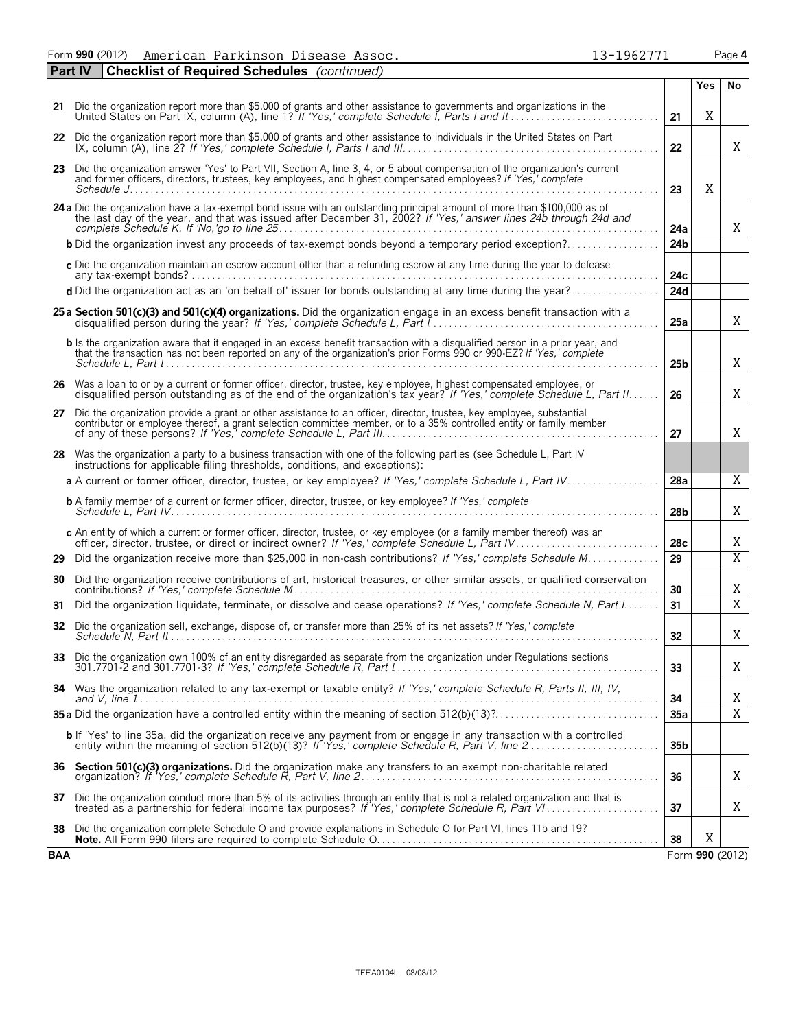Form **990** (2012) American Parkinson Disease Assoc. 13-1962771

**Part IV** **Checklist of Required Schedules** *(continued)*

| | | | Yes | No |
|---|---|---|---|---|
| **21** | Did the organization report more than $5,000 of grants and other assistance to governments and organizations in the United States on Part IX, column (A), line 1? *If 'Yes,' complete Schedule I, Parts I and II* | 21 | X | |
| **22** | Did the organization report more than $5,000 of grants and other assistance to individuals in the United States on Part IX, column (A), line 2? *If 'Yes,' complete Schedule I, Parts I and III* | 22 | | X |
| **23** | Did the organization answer 'Yes' to Part VII, Section A, line 3, 4, or 5 about compensation of the organization's current and former officers, directors, trustees, key employees, and highest compensated employees? *If 'Yes,' complete Schedule J* | 23 | X | |
| **24a** | Did the organization have a tax-exempt bond issue with an outstanding principal amount of more than $100,000 as of the last day of the year, and that was issued after December 31, 2002? *If 'Yes,' answer lines 24b through 24d and complete Schedule K. If 'No,' go to line 25* | 24a | | X |
| **b** | Did the organization invest any proceeds of tax-exempt bonds beyond a temporary period exception? | 24b | | |
| **c** | Did the organization maintain an escrow account other than a refunding escrow at any time during the year to defease any tax-exempt bonds? | 24c | | |
| **d** | Did the organization act as an 'on behalf of' issuer for bonds outstanding at any time during the year? | 24d | | |
| **25a** | **Section 501(c)(3) and 501(c)(4) organizations.** Did the organization engage in an excess benefit transaction with a disqualified person during the year? *If 'Yes,' complete Schedule L, Part I* | 25a | | X |
| **b** | Is the organization aware that it engaged in an excess benefit transaction with a disqualified person in a prior year, and that the transaction has not been reported on any of the organization's prior Forms 990 or 990-EZ? *If 'Yes,' complete Schedule L, Part I* | 25b | | X |
| **26** | Was a loan to or by a current or former officer, director, trustee, key employee, highest compensated employee, or disqualified person outstanding as of the end of the organization's tax year? *If 'Yes,' complete Schedule L, Part II* | 26 | | X |
| **27** | Did the organization provide a grant or other assistance to an officer, director, trustee, key employee, substantial contributor or employee thereof, a grant selection committee member, or to a 35% controlled entity or family member of any of these persons? *If 'Yes,' complete Schedule L, Part III* | 27 | | X |
| **28** | Was the organization a party to a business transaction with one of the following parties (see Schedule L, Part IV instructions for applicable filing thresholds, conditions, and exceptions): | | | |
| **a** | A current or former officer, director, trustee, or key employee? *If 'Yes,' complete Schedule L, Part IV* | 28a | | X |
| **b** | A family member of a current or former officer, director, trustee, or key employee? *If 'Yes,' complete Schedule L, Part IV* | 28b | | X |
| **c** | An entity of which a current or former officer, director, trustee, or key employee (or a family member thereof) was an officer, director, trustee, or direct or indirect owner? *If 'Yes,' complete Schedule L, Part IV* | 28c | | X |
| **29** | Did the organization receive more than $25,000 in non-cash contributions? *If 'Yes,' complete Schedule M* | 29 | | X |
| **30** | Did the organization receive contributions of art, historical treasures, or other similar assets, or qualified conservation contributions? *If 'Yes,' complete Schedule M* | 30 | | X |
| **31** | Did the organization liquidate, terminate, or dissolve and cease operations? *If 'Yes,' complete Schedule N, Part I* | 31 | | X |
| **32** | Did the organization sell, exchange, dispose of, or transfer more than 25% of its net assets? *If 'Yes,' complete Schedule N, Part II* | 32 | | X |
| **33** | Did the organization own 100% of an entity disregarded as separate from the organization under Regulations sections 301.7701-2 and 301.7701-3? *If 'Yes,' complete Schedule R, Part I* | 33 | | X |
| **34** | Was the organization related to any tax-exempt or taxable entity? *If 'Yes,' complete Schedule R, Parts II, III, IV, and V, line 1* | 34 | | X |
| **35a** | Did the organization have a controlled entity within the meaning of section 512(b)(13)? | 35a | | X |
| **b** | If 'Yes' to line 35a, did the organization receive any payment from or engage in any transaction with a controlled entity within the meaning of section 512(b)(13)? *If 'Yes,' complete Schedule R, Part V, line 2* | 35b | | |
| **36** | **Section 501(c)(3) organizations.** Did the organization make any transfers to an exempt non-charitable related organization? *If 'Yes,' complete Schedule R, Part V, line 2* | 36 | | X |
| **37** | Did the organization conduct more than 5% of its activities through an entity that is not a related organization and that is treated as a partnership for federal income tax purposes? *If 'Yes,' complete Schedule R, Part VI* | 37 | | X |
| **38** | Did the organization complete Schedule O and provide explanations in Schedule O for Part VI, lines 11b and 19? **Note.** All Form 990 filers are required to complete Schedule O. | 38 | X | |

**BAA** Form **990** (2012)

TEEA0104L 08/08/12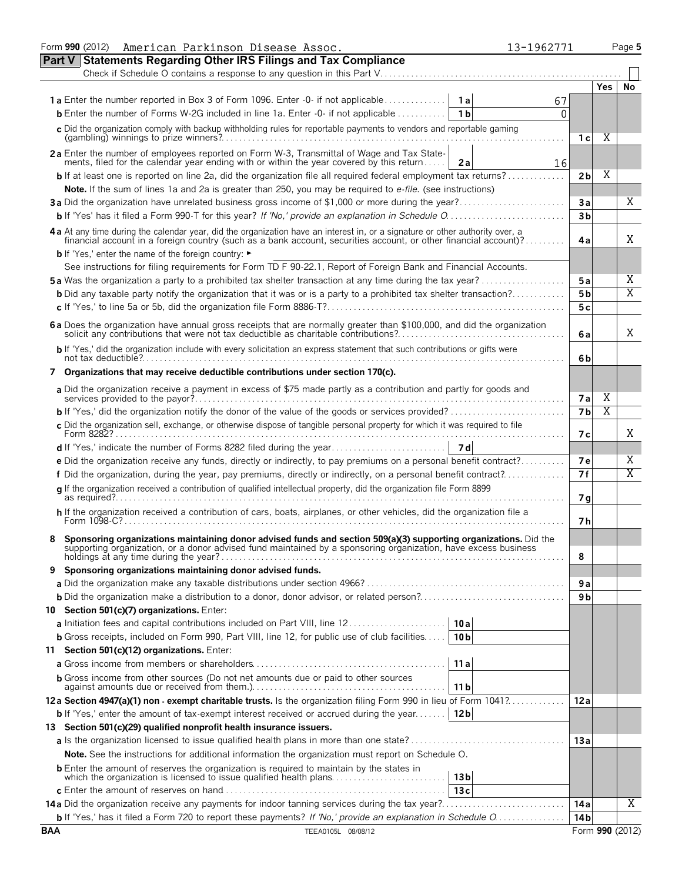Form **990** (2012) American Parkinson Disease Assoc. 13-1962771 Page **5**

## Part V Statements Regarding Other IRS Filings and Tax Compliance

Check if Schedule O contains a response to any question in this Part V . . . . . . . . . . ☐

| | | | | Yes | No |
|---|---|---|---|---|---|
| **1a** Enter the number reported in Box 3 of Form 1096. Enter -0- if not applicable | 1a | 67 | | | |
| **b** Enter the number of Forms W-2G included in line 1a. Enter -0- if not applicable | 1b | 0 | | | |
| **c** Did the organization comply with backup withholding rules for reportable payments to vendors and reportable gaming (gambling) winnings to prize winners? | | | 1c | X | |
| **2a** Enter the number of employees reported on Form W-3, Transmittal of Wage and Tax Statements, filed for the calendar year ending with or within the year covered by this return | 2a | 16 | | | |
| **b** If at least one is reported on line 2a, did the organization file all required federal employment tax returns? | | | 2b | X | |
| **Note.** If the sum of lines 1a and 2a is greater than 250, you may be required to *e-file.* (see instructions) | | | | | |
| **3a** Did the organization have unrelated business gross income of $1,000 or more during the year? | | | 3a | | X |
| **b** If 'Yes' has it filed a Form 990-T for this year? *If 'No,' provide an explanation in Schedule O* | | | 3b | | |
| **4a** At any time during the calendar year, did the organization have an interest in, or a signature or other authority over, a financial account in a foreign country (such as a bank account, securities account, or other financial account)? | | | 4a | | X |
| **b** If 'Yes,' enter the name of the foreign country: ► | | | | | |
| See instructions for filing requirements for Form TD F 90-22.1, Report of Foreign Bank and Financial Accounts. | | | | | |
| **5a** Was the organization a party to a prohibited tax shelter transaction at any time during the tax year? | | | 5a | | X |
| **b** Did any taxable party notify the organization that it was or is a party to a prohibited tax shelter transaction? | | | 5b | | X |
| **c** If 'Yes,' to line 5a or 5b, did the organization file Form 8886-T? | | | 5c | | |
| **6a** Does the organization have annual gross receipts that are normally greater than $100,000, and did the organization solicit any contributions that were not tax deductible as charitable contributions? | | | 6a | | X |
| **b** If 'Yes,' did the organization include with every solicitation an express statement that such contributions or gifts were not tax deductible? | | | 6b | | |
| **7 Organizations that may receive deductible contributions under section 170(c).** | | | | | |
| **a** Did the organization receive a payment in excess of $75 made partly as a contribution and partly for goods and services provided to the payor? | | | 7a | X | |
| **b** If 'Yes,' did the organization notify the donor of the value of the goods or services provided? | | | 7b | X | |
| **c** Did the organization sell, exchange, or otherwise dispose of tangible personal property for which it was required to file Form 8282? | | | 7c | | X |
| **d** If 'Yes,' indicate the number of Forms 8282 filed during the year | 7d | | | | |
| **e** Did the organization receive any funds, directly or indirectly, to pay premiums on a personal benefit contract? | | | 7e | | X |
| **f** Did the organization, during the year, pay premiums, directly or indirectly, on a personal benefit contract? | | | 7f | | X |
| **g** If the organization received a contribution of qualified intellectual property, did the organization file Form 8899 as required? | | | 7g | | |
| **h** If the organization received a contribution of cars, boats, airplanes, or other vehicles, did the organization file a Form 1098-C? | | | 7h | | |
| **8 Sponsoring organizations maintaining donor advised funds and section 509(a)(3) supporting organizations.** Did the supporting organization, or a donor advised fund maintained by a sponsoring organization, have excess business holdings at any time during the year? | | | 8 | | |
| **9 Sponsoring organizations maintaining donor advised funds.** | | | | | |
| **a** Did the organization make any taxable distributions under section 4966? | | | 9a | | |
| **b** Did the organization make a distribution to a donor, donor advisor, or related person? | | | 9b | | |
| **10 Section 501(c)(7) organizations.** Enter: | | | | | |
| **a** Initiation fees and capital contributions included on Part VIII, line 12 | 10a | | | | |
| **b** Gross receipts, included on Form 990, Part VIII, line 12, for public use of club facilities | 10b | | | | |
| **11 Section 501(c)(12) organizations.** Enter: | | | | | |
| **a** Gross income from members or shareholders | 11a | | | | |
| **b** Gross income from other sources (Do not net amounts due or paid to other sources against amounts due or received from them.) | 11b | | | | |
| **12a Section 4947(a)(1) non-exempt charitable trusts.** Is the organization filing Form 990 in lieu of Form 1041? | | | 12a | | |
| **b** If 'Yes,' enter the amount of tax-exempt interest received or accrued during the year | 12b | | | | |
| **13 Section 501(c)(29) qualified nonprofit health insurance issuers.** | | | | | |
| **a** Is the organization licensed to issue qualified health plans in more than one state? | | | 13a | | |
| **Note.** See the instructions for additional information the organization must report on Schedule O. | | | | | |
| **b** Enter the amount of reserves the organization is required to maintain by the states in which the organization is licensed to issue qualified health plans | 13b | | | | |
| **c** Enter the amount of reserves on hand | 13c | | | | |
| **14a** Did the organization receive any payments for indoor tanning services during the tax year? | | | 14a | | X |
| **b** If 'Yes,' has it filed a Form 720 to report these payments? *If 'No,' provide an explanation in Schedule O* | | | 14b | | |

BAA TEEA0105L 08/08/12 Form **990** (2012)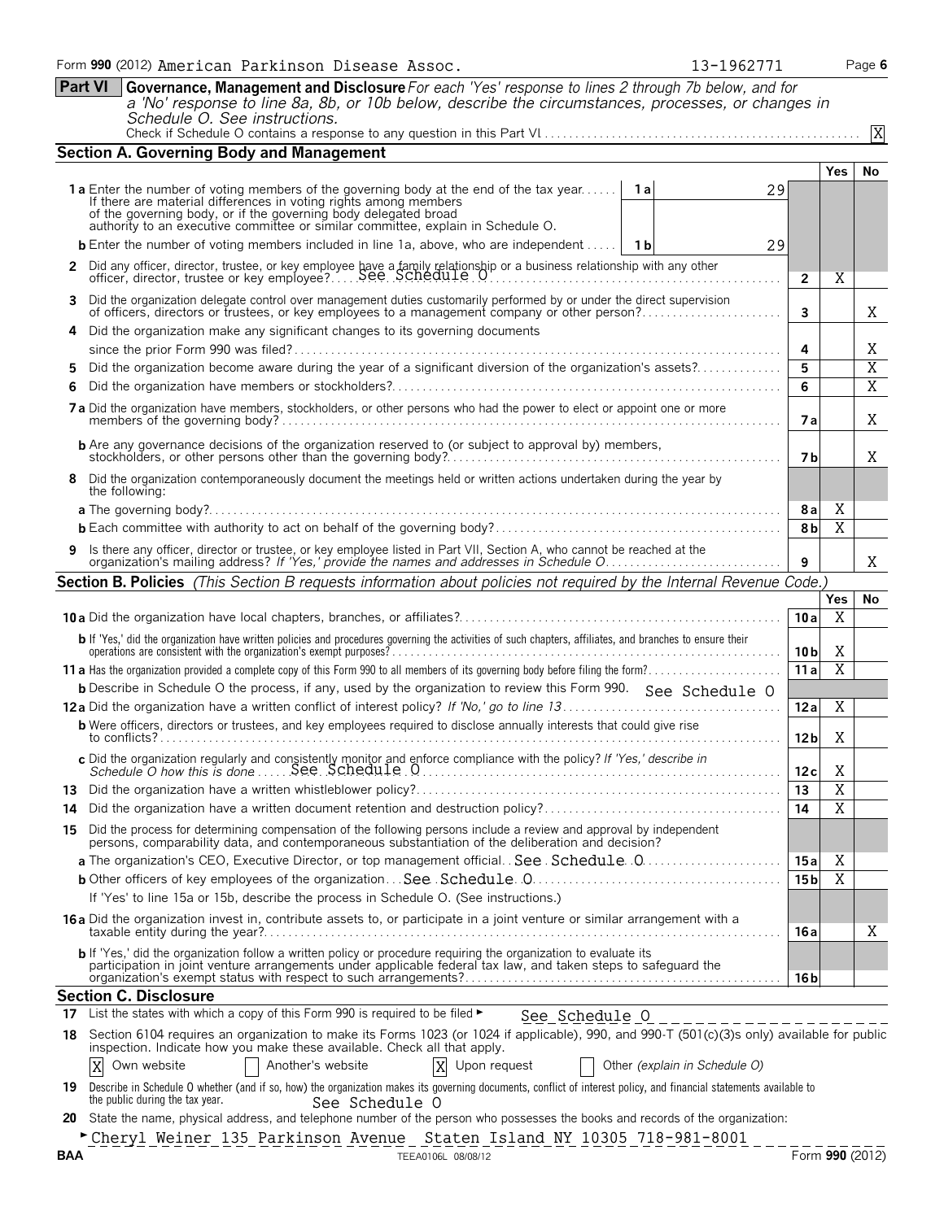Form **990** (2012) American Parkinson Disease Assoc. 13-1962771 Page **6**

**Part VI** **Governance, Management and Disclosure** *For each 'Yes' response to lines 2 through 7b below, and for a 'No' response to line 8a, 8b, or 10b below, describe the circumstances, processes, or changes in Schedule O. See instructions.*

Check if Schedule O contains a response to any question in this Part VI . . . . . [X]

## Section A. Governing Body and Management

| | | | Yes | No |
|---|---|---|---|---|
| **1a** Enter the number of voting members of the governing body at the end of the tax year. If there are material differences in voting rights among members of the governing body, or if the governing body delegated broad authority to an executive committee or similar committee, explain in Schedule O. | 1a | 29 | | |
| **b** Enter the number of voting members included in line 1a, above, who are independent | 1b | 29 | | |
| **2** Did any officer, director, trustee, or key employee have a family relationship or a business relationship with any other officer, director, trustee or key employee? See Schedule O | 2 | | X | |
| **3** Did the organization delegate control over management duties customarily performed by or under the direct supervision of officers, directors or trustees, or key employees to a management company or other person? | 3 | | | X |
| **4** Did the organization make any significant changes to its governing documents since the prior Form 990 was filed? | 4 | | | X |
| **5** Did the organization become aware during the year of a significant diversion of the organization's assets? | 5 | | | X |
| **6** Did the organization have members or stockholders? | 6 | | | X |
| **7a** Did the organization have members, stockholders, or other persons who had the power to elect or appoint one or more members of the governing body? | 7a | | | X |
| **b** Are any governance decisions of the organization reserved to (or subject to approval by) members, stockholders, or other persons other than the governing body? | 7b | | | X |
| **8** Did the organization contemporaneously document the meetings held or written actions undertaken during the year by the following: | | | | |
| **a** The governing body? | 8a | | X | |
| **b** Each committee with authority to act on behalf of the governing body? | 8b | | X | |
| **9** Is there any officer, director or trustee, or key employee listed in Part VII, Section A, who cannot be reached at the organization's mailing address? *If 'Yes,' provide the names and addresses in Schedule O* | 9 | | | X |

## Section B. Policies *(This Section B requests information about policies not required by the Internal Revenue Code.)*

| | | Yes | No |
|---|---|---|---|
| **10a** Did the organization have local chapters, branches, or affiliates? | 10a | X | |
| **b** If 'Yes,' did the organization have written policies and procedures governing the activities of such chapters, affiliates, and branches to ensure their operations are consistent with the organization's exempt purposes? | 10b | X | |
| **11a** Has the organization provided a complete copy of this Form 990 to all members of its governing body before filing the form? | 11a | X | |
| **b** Describe in Schedule O the process, if any, used by the organization to review this Form 990. See Schedule O | | | |
| **12a** Did the organization have a written conflict of interest policy? *If 'No,' go to line 13* | 12a | X | |
| **b** Were officers, directors or trustees, and key employees required to disclose annually interests that could give rise to conflicts? | 12b | X | |
| **c** Did the organization regularly and consistently monitor and enforce compliance with the policy? *If 'Yes,' describe in Schedule O how this is done* See Schedule O | 12c | X | |
| **13** Did the organization have a written whistleblower policy? | 13 | X | |
| **14** Did the organization have a written document retention and destruction policy? | 14 | X | |
| **15** Did the process for determining compensation of the following persons include a review and approval by independent persons, comparability data, and contemporaneous substantiation of the deliberation and decision? | | | |
| **a** The organization's CEO, Executive Director, or top management official See Schedule O | 15a | X | |
| **b** Other officers of key employees of the organization See Schedule O | 15b | X | |
| If 'Yes' to line 15a or 15b, describe the process in Schedule O. (See instructions.) | | | |
| **16a** Did the organization invest in, contribute assets to, or participate in a joint venture or similar arrangement with a taxable entity during the year? | 16a | | X |
| **b** If 'Yes,' did the organization follow a written policy or procedure requiring the organization to evaluate its participation in joint venture arrangements under applicable federal tax law, and taken steps to safeguard the organization's exempt status with respect to such arrangements? | 16b | | |

## Section C. Disclosure

**17** List the states with which a copy of this Form 990 is required to be filed ► See Schedule O

**18** Section 6104 requires an organization to make its Forms 1023 (or 1024 if applicable), 990, and 990-T (501(c)(3)s only) available for public inspection. Indicate how you make these available. Check all that apply.

[X] Own website [ ] Another's website [X] Upon request [ ] Other *(explain in Schedule O)*

**19** Describe in Schedule O whether (and if so, how) the organization makes its governing documents, conflict of interest policy, and financial statements available to the public during the tax year. See Schedule O

**20** State the name, physical address, and telephone number of the person who possesses the books and records of the organization:

► Cheryl Weiner 135 Parkinson Avenue Staten Island NY 10305 718-981-8001

BAA TEEA0106L 08/08/12 Form **990** (2012)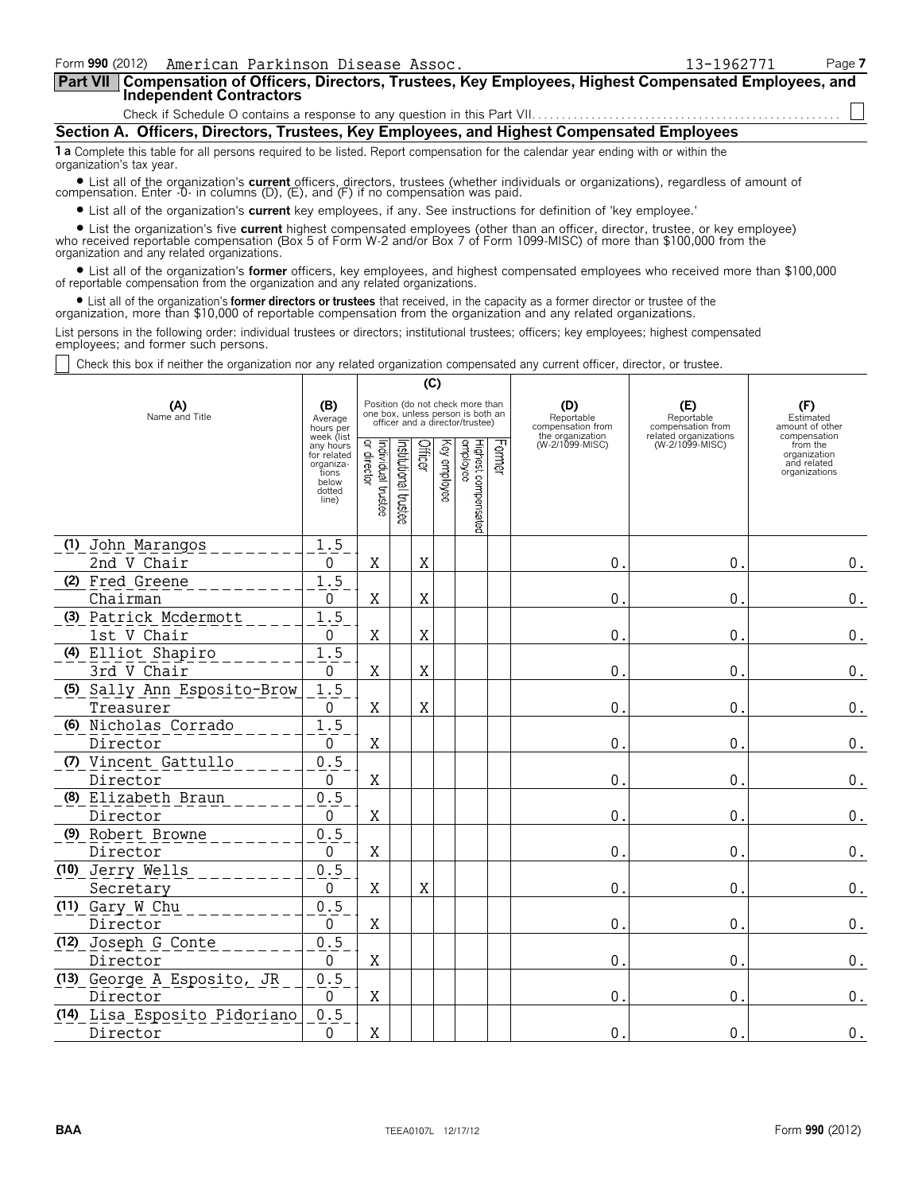Form **990** (2012) American Parkinson Disease Assoc. 13-1962771 Page **7**

## Part VII Compensation of Officers, Directors, Trustees, Key Employees, Highest Compensated Employees, and Independent Contractors

Check if Schedule O contains a response to any question in this Part VII. ☐

### Section A. Officers, Directors, Trustees, Key Employees, and Highest Compensated Employees

**1 a** Complete this table for all persons required to be listed. Report compensation for the calendar year ending with or within the organization's tax year.

- List all of the organization's **current** officers, directors, trustees (whether individuals or organizations), regardless of amount of compensation. Enter -0- in columns (D), (E), and (F) if no compensation was paid.
- List all of the organization's **current** key employees, if any. See instructions for definition of 'key employee.'
- List the organization's five **current** highest compensated employees (other than an officer, director, trustee, or key employee) who received reportable compensation (Box 5 of Form W-2 and/or Box 7 of Form 1099-MISC) of more than $100,000 from the organization and any related organizations.
- List all of the organization's **former** officers, key employees, and highest compensated employees who received more than $100,000 of reportable compensation from the organization and any related organizations.
- List all of the organization's **former directors or trustees** that received, in the capacity as a former director or trustee of the organization, more than $10,000 of reportable compensation from the organization and any related organizations.

List persons in the following order: individual trustees or directors; institutional trustees; officers; key employees; highest compensated employees; and former such persons.

☐ Check this box if neither the organization nor any related organization compensated any current officer, director, or trustee.

| (A) Name and Title | (B) Average hours per week (list any hours for related organizations below dotted line) | (C) Position (do not check more than one box, unless person is both an officer and a director/trustee) | | | | | | (D) Reportable compensation from the organization (W-2/1099-MISC) | (E) Reportable compensation from related organizations (W-2/1099-MISC) | (F) Estimated amount of other compensation from the organization and related organizations |
|---|---|---|---|---|---|---|---|---|---|---|
| | | Individual trustee or director | Institutional trustee | Officer | Key employee | Highest compensated employee | Former | | | |
| (1) John Marangos<br>2nd V Chair | 1.5<br>0 | X | | X | | | | 0. | 0. | 0. |
| (2) Fred Greene<br>Chairman | 1.5<br>0 | X | | X | | | | 0. | 0. | 0. |
| (3) Patrick Mcdermott<br>1st V Chair | 1.5<br>0 | X | | X | | | | 0. | 0. | 0. |
| (4) Elliot Shapiro<br>3rd V Chair | 1.5<br>0 | X | | X | | | | 0. | 0. | 0. |
| (5) Sally Ann Esposito-Brow<br>Treasurer | 1.5<br>0 | X | | X | | | | 0. | 0. | 0. |
| (6) Nicholas Corrado<br>Director | 1.5<br>0 | X | | | | | | 0. | 0. | 0. |
| (7) Vincent Gattullo<br>Director | 0.5<br>0 | X | | | | | | 0. | 0. | 0. |
| (8) Elizabeth Braun<br>Director | 0.5<br>0 | X | | | | | | 0. | 0. | 0. |
| (9) Robert Browne<br>Director | 0.5<br>0 | X | | | | | | 0. | 0. | 0. |
| (10) Jerry Wells<br>Secretary | 0.5<br>0 | X | | X | | | | 0. | 0. | 0. |
| (11) Gary W Chu<br>Director | 0.5<br>0 | X | | | | | | 0. | 0. | 0. |
| (12) Joseph G Conte<br>Director | 0.5<br>0 | X | | | | | | 0. | 0. | 0. |
| (13) George A Esposito, JR<br>Director | 0.5<br>0 | X | | | | | | 0. | 0. | 0. |
| (14) Lisa Esposito Pidoriano<br>Director | 0.5<br>0 | X | | | | | | 0. | 0. | 0. |

BAA TEEA0107L 12/17/12 Form **990** (2012)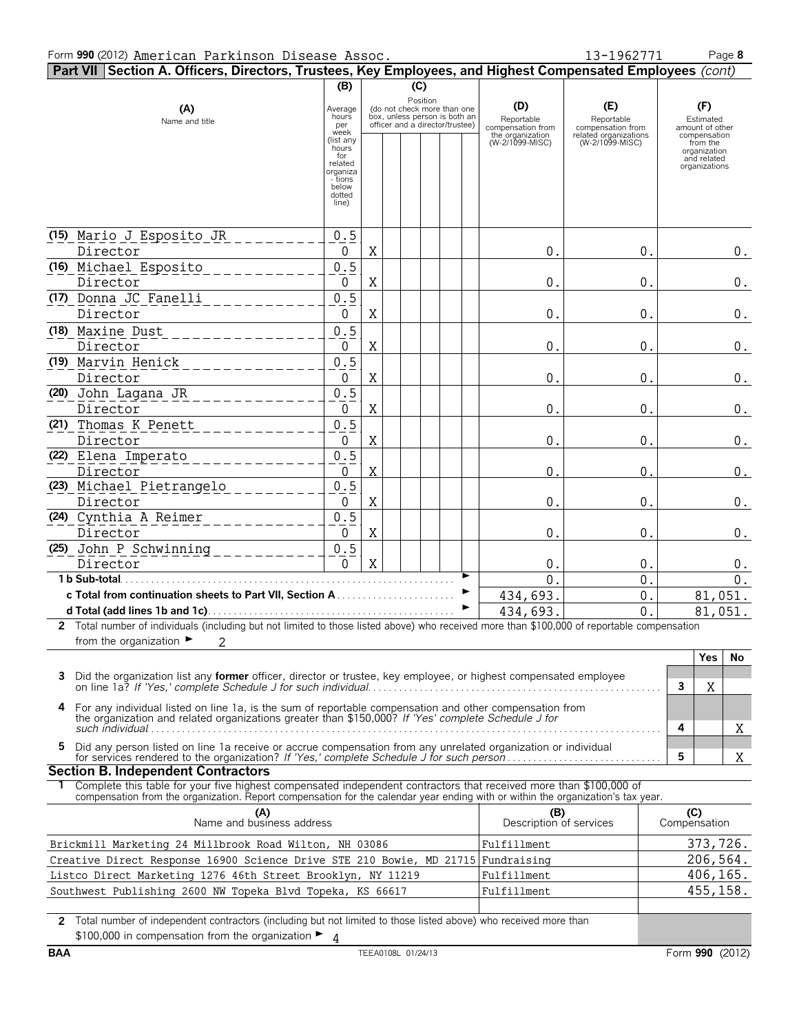Form **990** (2012) American Parkinson Disease Assoc. 13-1962771

## Part VII Section A. Officers, Directors, Trustees, Key Employees, and Highest Compensated Employees *(cont)*

| (A) Name and title | (B) Average hours per week (list any hours for related organizations below dotted line) | (C) Position (do not check more than one box, unless person is both an officer and a director/trustee) | | | | | | (D) Reportable compensation from the organization (W-2/1099-MISC) | (E) Reportable compensation from related organizations (W-2/1099-MISC) | (F) Estimated amount of other compensation from the organization and related organizations |
|---|---|---|---|---|---|---|---|---|---|---|
| (15) Mario J Esposito JR<br>Director | 0.5<br>0 | X | | | | | | 0. | 0. | 0. |
| (16) Michael Esposito<br>Director | 0.5<br>0 | X | | | | | | 0. | 0. | 0. |
| (17) Donna JC Fanelli<br>Director | 0.5<br>0 | X | | | | | | 0. | 0. | 0. |
| (18) Maxine Dust<br>Director | 0.5<br>0 | X | | | | | | 0. | 0. | 0. |
| (19) Marvin Henick<br>Director | 0.5<br>0 | X | | | | | | 0. | 0. | 0. |
| (20) John Lagana JR<br>Director | 0.5<br>0 | X | | | | | | 0. | 0. | 0. |
| (21) Thomas K Penett<br>Director | 0.5<br>0 | X | | | | | | 0. | 0. | 0. |
| (22) Elena Imperato<br>Director | 0.5<br>0 | X | | | | | | 0. | 0. | 0. |
| (23) Michael Pietrangelo<br>Director | 0.5<br>0 | X | | | | | | 0. | 0. | 0. |
| (24) Cynthia A Reimer<br>Director | 0.5<br>0 | X | | | | | | 0. | 0. | 0. |
| (25) John P Schwinning<br>Director | 0.5<br>0 | X | | | | | | 0. | 0. | 0. |
| **1 b Sub-total** | | | | | | | | 0. | 0. | 0. |
| **c Total from continuation sheets to Part VII, Section A** | | | | | | | | 434,693. | 0. | 81,051. |
| **d Total (add lines 1b and 1c)** | | | | | | | | 434,693. | 0. | 81,051. |

**2** Total number of individuals (including but not limited to those listed above) who received more than $100,000 of reportable compensation from the organization ► 2

| | | Yes | No |
|---|---|---|---|
| **3** Did the organization list any **former** officer, director or trustee, key employee, or highest compensated employee on line 1a? *If 'Yes,' complete Schedule J for such individual* | 3 | X | |
| **4** For any individual listed on line 1a, is the sum of reportable compensation and other compensation from the organization and related organizations greater than $150,000? *If 'Yes' complete Schedule J for such individual* | 4 | | X |
| **5** Did any person listed on line 1a receive or accrue compensation from any unrelated organization or individual for services rendered to the organization? *If 'Yes,' complete Schedule J for such person* | 5 | | X |

### Section B. Independent Contractors

**1** Complete this table for your five highest compensated independent contractors that received more than $100,000 of compensation from the organization. Report compensation for the calendar year ending with or within the organization's tax year.

| (A) Name and business address | (B) Description of services | (C) Compensation |
|---|---|---|
| Brickmill Marketing 24 Millbrook Road Wilton, NH 03086 | Fulfillment | 373,726. |
| Creative Direct Response 16900 Science Drive STE 210 Bowie, MD 21715 | Fundraising | 206,564. |
| Listco Direct Marketing 1276 46th Street Brooklyn, NY 11219 | Fulfillment | 406,165. |
| Southwest Publishing 2600 NW Topeka Blvd Topeka, KS 66617 | Fulfillment | 455,158. |
| | | |

**2** Total number of independent contractors (including but not limited to those listed above) who received more than $100,000 in compensation from the organization ► 4

BAA TEEA0108L 01/24/13 Form **990** (2012)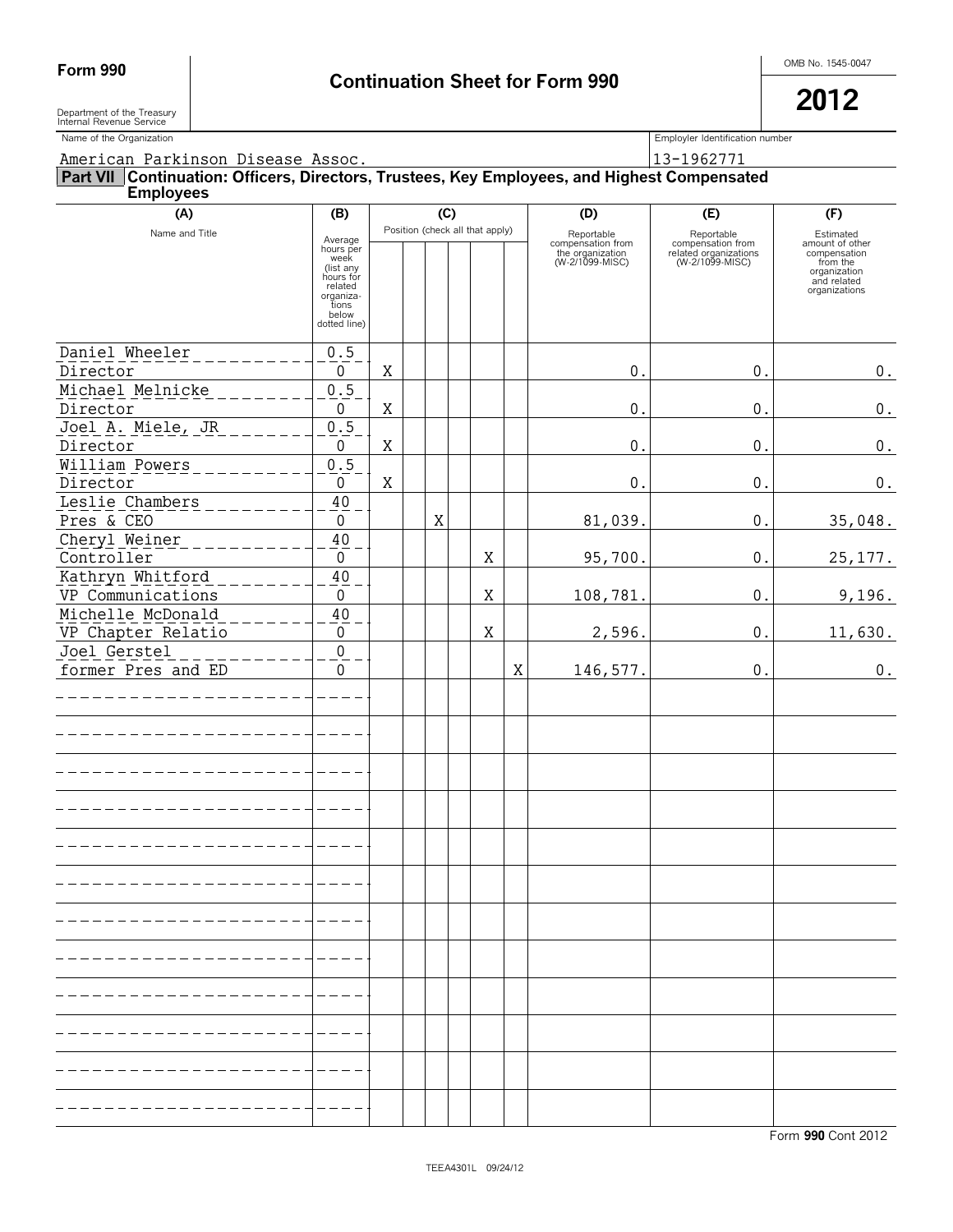**Form 990**

# Continuation Sheet for Form 990

OMB No. 1545-0047

**2012**

Department of the Treasury
Internal Revenue Service

| Name of the Organization | Employer Identification number |
|---|---|
| American Parkinson Disease Assoc. | 13-1962771 |

## Part VII Continuation: Officers, Directors, Trustees, Key Employees, and Highest Compensated Employees

| (A) Name and Title | (B) Average hours per week (list any hours for related organizations below dotted line) | (C) Position (check all that apply) | | | | | | (D) Reportable compensation from the organization (W-2/1099-MISC) | (E) Reportable compensation from related organizations (W-2/1099-MISC) | (F) Estimated amount of other compensation from the organization and related organizations |
|---|---|---|---|---|---|---|---|---|---|---|
| Daniel Wheeler<br>Director | 0.5<br>0 | X | | | | | | 0. | 0. | 0. |
| Michael Melnicke<br>Director | 0.5<br>0 | X | | | | | | 0. | 0. | 0. |
| Joel A. Miele, JR<br>Director | 0.5<br>0 | X | | | | | | 0. | 0. | 0. |
| William Powers<br>Director | 0.5<br>0 | X | | | | | | 0. | 0. | 0. |
| Leslie Chambers<br>Pres & CEO | 40<br>0 | | | X | | | | 81,039. | 0. | 35,048. |
| Cheryl Weiner<br>Controller | 40<br>0 | | | | | X | | 95,700. | 0. | 25,177. |
| Kathryn Whitford<br>VP Communications | 40<br>0 | | | | | X | | 108,781. | 0. | 9,196. |
| Michelle McDonald<br>VP Chapter Relatio | 40<br>0 | | | | | X | | 2,596. | 0. | 11,630. |
| Joel Gerstel<br>former Pres and ED | 0<br>0 | | | | | | X | 146,577. | 0. | 0. |

Form **990** Cont 2012

TEEA4301L 09/24/12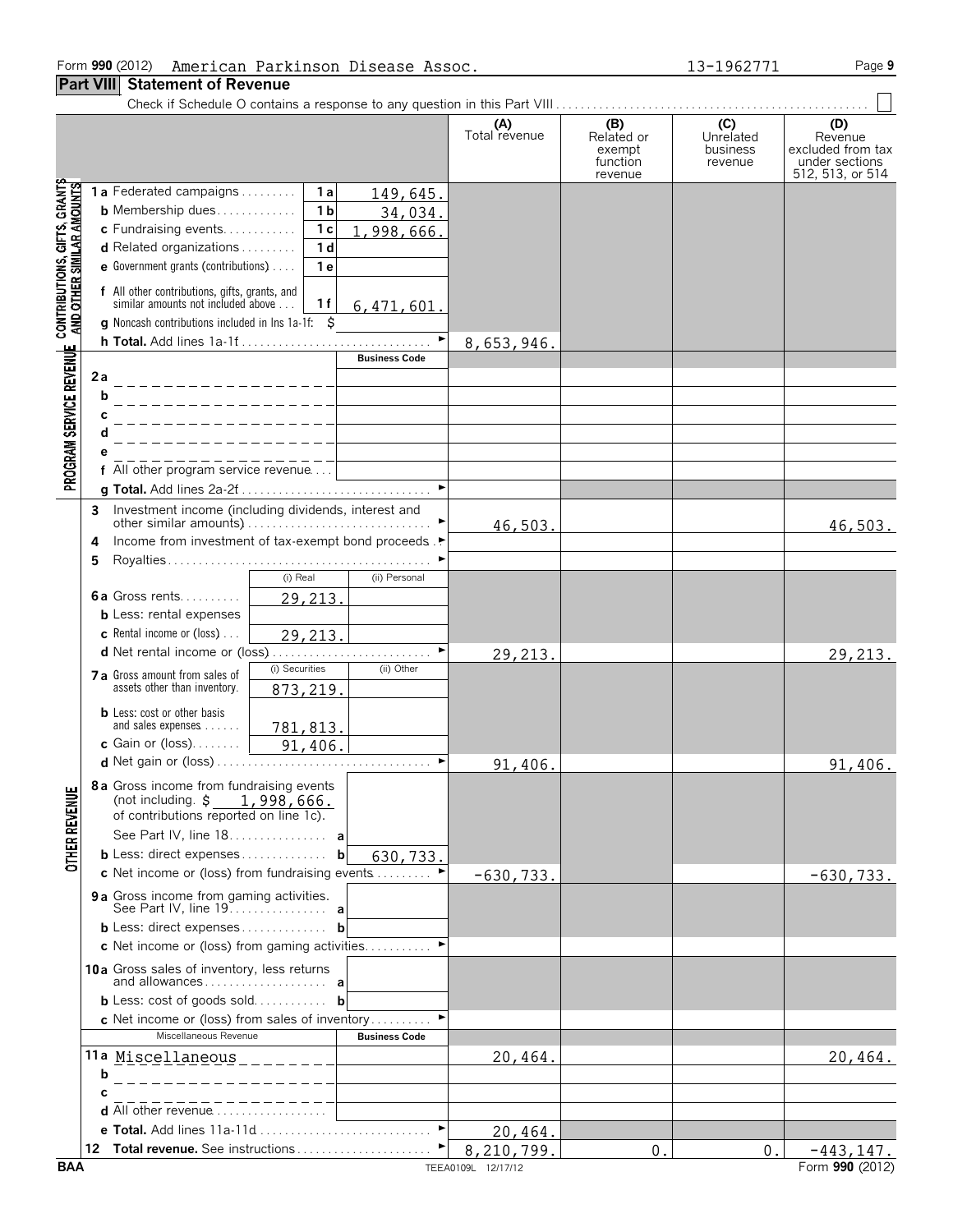Form **990** (2012) American Parkinson Disease Assoc. 13-1962771

## Part VIII Statement of Revenue

Check if Schedule O contains a response to any question in this Part VIII . . . . . ☐

| | | | | (A) Total revenue | (B) Related or exempt function revenue | (C) Unrelated business revenue | (D) Revenue excluded from tax under sections 512, 513, or 514 |
|---|---|---|---|---|---|---|---|
| **CONTRIBUTIONS, GIFTS, GRANTS AND OTHER SIMILAR AMOUNTS** | **1 a** Federated campaigns | 1 a | 149,645. | | | | |
| | **b** Membership dues | 1 b | 34,034. | | | | |
| | **c** Fundraising events | 1 c | 1,998,666. | | | | |
| | **d** Related organizations | 1 d | | | | | |
| | **e** Government grants (contributions) | 1 e | | | | | |
| | **f** All other contributions, gifts, grants, and similar amounts not included above | 1 f | 6,471,601. | | | | |
| | **g** Noncash contributions included in lns 1a-1f: $ | | | | | | |
| | **h Total.** Add lines 1a-1f | | ► | 8,653,946. | | | |
| **PROGRAM SERVICE REVENUE** | | | **Business Code** | | | | |
| | **2 a** | | | | | | |
| | **b** | | | | | | |
| | **c** | | | | | | |
| | **d** | | | | | | |
| | **e** | | | | | | |
| | **f** All other program service revenue | | | | | | |
| | **g Total.** Add lines 2a-2f | | ► | | | | |
| **OTHER REVENUE** | **3** Investment income (including dividends, interest and other similar amounts) | | ► | 46,503. | | | 46,503. |
| | **4** Income from investment of tax-exempt bond proceeds | | ► | | | | |
| | **5** Royalties | | ► | | | | |
| | | (i) Real | (ii) Personal | | | | |
| | **6 a** Gross rents | 29,213. | | | | | |
| | **b** Less: rental expenses | | | | | | |
| | **c** Rental income or (loss) | 29,213. | | | | | |
| | **d** Net rental income or (loss) | | ► | 29,213. | | | 29,213. |
| | | (i) Securities | (ii) Other | | | | |
| | **7 a** Gross amount from sales of assets other than inventory | 873,219. | | | | | |
| | **b** Less: cost or other basis and sales expenses | 781,813. | | | | | |
| | **c** Gain or (loss) | 91,406. | | | | | |
| | **d** Net gain or (loss) | | ► | 91,406. | | | 91,406. |
| | **8 a** Gross income from fundraising events (not including $ 1,998,666. of contributions reported on line 1c). See Part IV, line 18 | a | | | | | |
| | **b** Less: direct expenses | b | 630,733. | | | | |
| | **c** Net income or (loss) from fundraising events | | ► | -630,733. | | | -630,733. |
| | **9 a** Gross income from gaming activities. See Part IV, line 19 | a | | | | | |
| | **b** Less: direct expenses | b | | | | | |
| | **c** Net income or (loss) from gaming activities | | ► | | | | |
| | **10 a** Gross sales of inventory, less returns and allowances | a | | | | | |
| | **b** Less: cost of goods sold | b | | | | | |
| | **c** Net income or (loss) from sales of inventory | | ► | | | | |
| | Miscellaneous Revenue | | **Business Code** | | | | |
| | **11 a** Miscellaneous | | | 20,464. | | | 20,464. |
| | **b** | | | | | | |
| | **c** | | | | | | |
| | **d** All other revenue | | | | | | |
| | **e Total.** Add lines 11a-11d | | ► | 20,464. | | | |
| | **12 Total revenue.** See instructions | | ► | 8,210,799. | 0. | 0. | -443,147. |

BAA TEEA0109L 12/17/12 Form **990** (2012)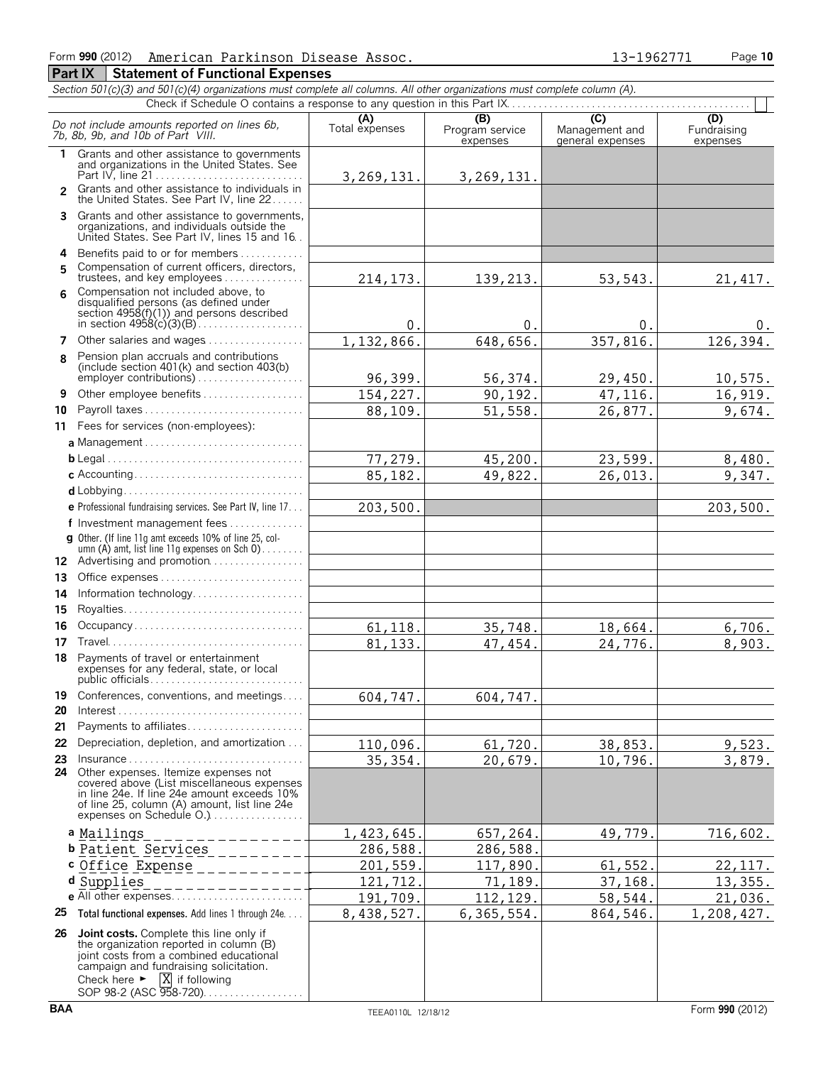Form **990** (2012) American Parkinson Disease Assoc. 13-1962771 Page **10**

## Part IX Statement of Functional Expenses

*Section 501(c)(3) and 501(c)(4) organizations must complete all columns. All other organizations must complete column (A).*

Check if Schedule O contains a response to any question in this Part IX ☐

| *Do not include amounts reported on lines 6b, 7b, 8b, 9b, and 10b of Part VIII.* | (A) Total expenses | (B) Program service expenses | (C) Management and general expenses | (D) Fundraising expenses |
|---|---|---|---|---|
| **1** Grants and other assistance to governments and organizations in the United States. See Part IV, line 21 | 3,269,131. | 3,269,131. | | |
| **2** Grants and other assistance to individuals in the United States. See Part IV, line 22 | | | | |
| **3** Grants and other assistance to governments, organizations, and individuals outside the United States. See Part IV, lines 15 and 16 | | | | |
| **4** Benefits paid to or for members | | | | |
| **5** Compensation of current officers, directors, trustees, and key employees | 214,173. | 139,213. | 53,543. | 21,417. |
| **6** Compensation not included above, to disqualified persons (as defined under section 4958(f)(1)) and persons described in section 4958(c)(3)(B) | 0. | 0. | 0. | 0. |
| **7** Other salaries and wages | 1,132,866. | 648,656. | 357,816. | 126,394. |
| **8** Pension plan accruals and contributions (include section 401(k) and section 403(b) employer contributions) | 96,399. | 56,374. | 29,450. | 10,575. |
| **9** Other employee benefits | 154,227. | 90,192. | 47,116. | 16,919. |
| **10** Payroll taxes | 88,109. | 51,558. | 26,877. | 9,674. |
| **11** Fees for services (non-employees): | | | | |
| **a** Management | | | | |
| **b** Legal | 77,279. | 45,200. | 23,599. | 8,480. |
| **c** Accounting | 85,182. | 49,822. | 26,013. | 9,347. |
| **d** Lobbying | | | | |
| **e** Professional fundraising services. See Part IV, line 17 | 203,500. | | | 203,500. |
| **f** Investment management fees | | | | |
| **g** Other. (If line 11g amt exceeds 10% of line 25, column (A) amt, list line 11g expenses on Sch O) | | | | |
| **12** Advertising and promotion | | | | |
| **13** Office expenses | | | | |
| **14** Information technology | | | | |
| **15** Royalties | | | | |
| **16** Occupancy | 61,118. | 35,748. | 18,664. | 6,706. |
| **17** Travel | 81,133. | 47,454. | 24,776. | 8,903. |
| **18** Payments of travel or entertainment expenses for any federal, state, or local public officials | | | | |
| **19** Conferences, conventions, and meetings | 604,747. | 604,747. | | |
| **20** Interest | | | | |
| **21** Payments to affiliates | | | | |
| **22** Depreciation, depletion, and amortization | 110,096. | 61,720. | 38,853. | 9,523. |
| **23** Insurance | 35,354. | 20,679. | 10,796. | 3,879. |
| **24** Other expenses. Itemize expenses not covered above (List miscellaneous expenses in line 24e. If line 24e amount exceeds 10% of line 25, column (A) amount, list line 24e expenses on Schedule O.) | | | | |
| **a** Mailings | 1,423,645. | 657,264. | 49,779. | 716,602. |
| **b** Patient Services | 286,588. | 286,588. | | |
| **c** Office Expense | 201,559. | 117,890. | 61,552. | 22,117. |
| **d** Supplies | 121,712. | 71,189. | 37,168. | 13,355. |
| **e** All other expenses | 191,709. | 112,129. | 58,544. | 21,036. |
| **25** **Total functional expenses.** Add lines 1 through 24e | 8,438,527. | 6,365,554. | 864,546. | 1,208,427. |
| **26** **Joint costs.** Complete this line only if the organization reported in column (B) joint costs from a combined educational campaign and fundraising solicitation. Check here ► ☒ if following SOP 98-2 (ASC 958-720) | | | | |

BAA TEEA0110L 12/18/12 Form **990** (2012)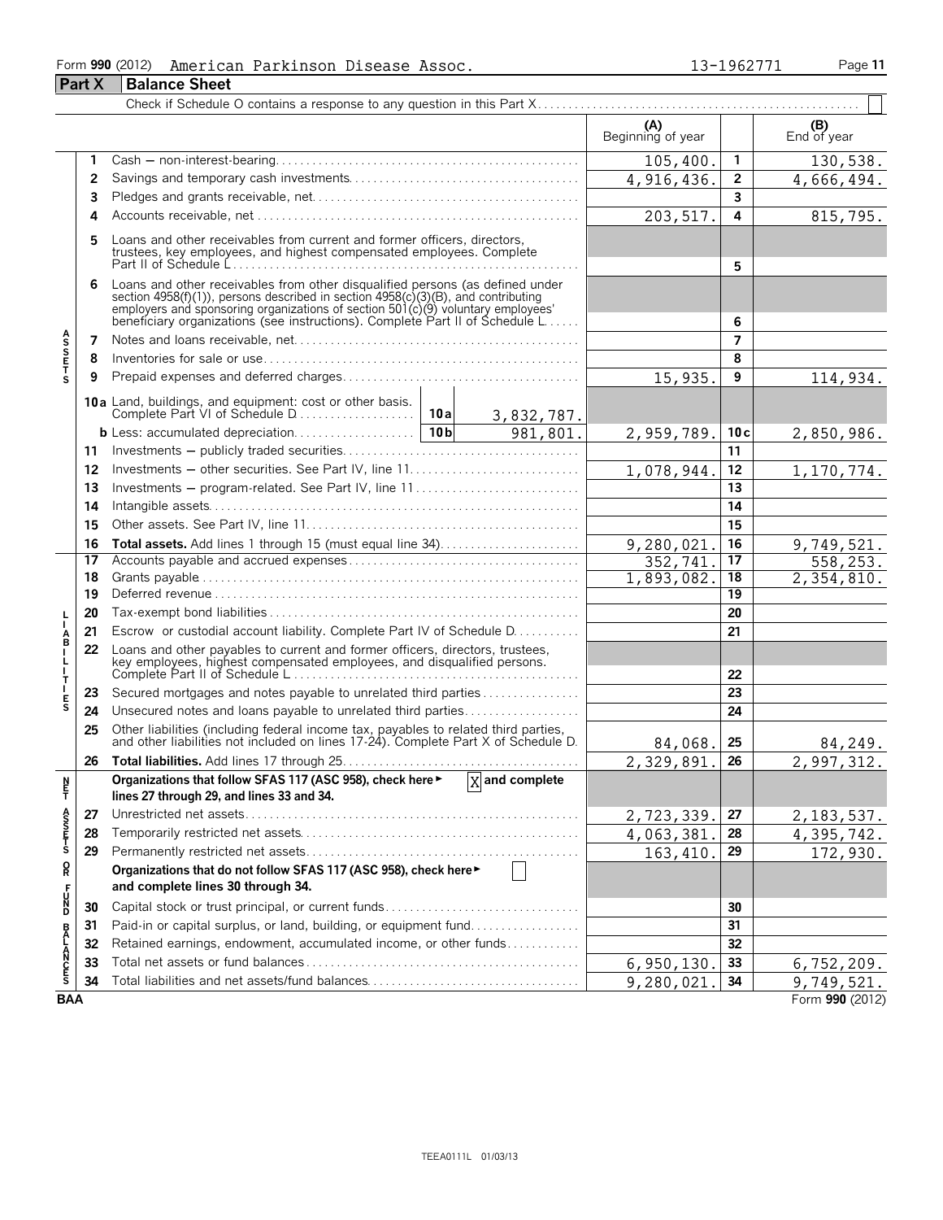Form **990** (2012) American Parkinson Disease Assoc. 13-1962771 Page **11**

## Part X Balance Sheet

Check if Schedule O contains a response to any question in this Part X . . . . . . ☐

| | | | (A) Beginning of year | | (B) End of year |
|---|---|---|---|---|---|
| **Assets** | 1 | Cash — non-interest-bearing | 105,400. | 1 | 130,538. |
| | 2 | Savings and temporary cash investments | 4,916,436. | 2 | 4,666,494. |
| | 3 | Pledges and grants receivable, net | | 3 | |
| | 4 | Accounts receivable, net | 203,517. | 4 | 815,795. |
| | 5 | Loans and other receivables from current and former officers, directors, trustees, key employees, and highest compensated employees. Complete Part II of Schedule L | | 5 | |
| | 6 | Loans and other receivables from other disqualified persons (as defined under section 4958(f)(1)), persons described in section 4958(c)(3)(B), and contributing employers and sponsoring organizations of section 501(c)(9) voluntary employees' beneficiary organizations (see instructions). Complete Part II of Schedule L | | 6 | |
| | 7 | Notes and loans receivable, net | | 7 | |
| | 8 | Inventories for sale or use | | 8 | |
| | 9 | Prepaid expenses and deferred charges | 15,935. | 9 | 114,934. |
| | 10a | Land, buildings, and equipment: cost or other basis. Complete Part VI of Schedule D — 10a: 3,832,787. | | | |
| | b | Less: accumulated depreciation — 10b: 981,801. | 2,959,789. | 10c | 2,850,986. |
| | 11 | Investments — publicly traded securities | | 11 | |
| | 12 | Investments — other securities. See Part IV, line 11 | 1,078,944. | 12 | 1,170,774. |
| | 13 | Investments — program-related. See Part IV, line 11 | | 13 | |
| | 14 | Intangible assets | | 14 | |
| | 15 | Other assets. See Part IV, line 11 | | 15 | |
| | 16 | **Total assets.** Add lines 1 through 15 (must equal line 34) | 9,280,021. | 16 | 9,749,521. |
| **Liabilities** | 17 | Accounts payable and accrued expenses | 352,741. | 17 | 558,253. |
| | 18 | Grants payable | 1,893,082. | 18 | 2,354,810. |
| | 19 | Deferred revenue | | 19 | |
| | 20 | Tax-exempt bond liabilities | | 20 | |
| | 21 | Escrow or custodial account liability. Complete Part IV of Schedule D | | 21 | |
| | 22 | Loans and other payables to current and former officers, directors, trustees, key employees, highest compensated employees, and disqualified persons. Complete Part II of Schedule L | | 22 | |
| | 23 | Secured mortgages and notes payable to unrelated third parties | | 23 | |
| | 24 | Unsecured notes and loans payable to unrelated third parties | | 24 | |
| | 25 | Other liabilities (including federal income tax, payables to related third parties, and other liabilities not included on lines 17-24). Complete Part X of Schedule D | 84,068. | 25 | 84,249. |
| | 26 | **Total liabilities.** Add lines 17 through 25 | 2,329,891. | 26 | 2,997,312. |
| **Net Assets or Fund Balances** | | **Organizations that follow SFAS 117 (ASC 958), check here** ▶ ☒ **and complete lines 27 through 29, and lines 33 and 34.** | | | |
| | 27 | Unrestricted net assets | 2,723,339. | 27 | 2,183,537. |
| | 28 | Temporarily restricted net assets | 4,063,381. | 28 | 4,395,742. |
| | 29 | Permanently restricted net assets | 163,410. | 29 | 172,930. |
| | | **Organizations that do not follow SFAS 117 (ASC 958), check here** ▶ ☐ **and complete lines 30 through 34.** | | | |
| | 30 | Capital stock or trust principal, or current funds | | 30 | |
| | 31 | Paid-in or capital surplus, or land, building, or equipment fund | | 31 | |
| | 32 | Retained earnings, endowment, accumulated income, or other funds | | 32 | |
| | 33 | Total net assets or fund balances | 6,950,130. | 33 | 6,752,209. |
| | 34 | Total liabilities and net assets/fund balances | 9,280,021. | 34 | 9,749,521. |

BAA Form **990** (2012)

TEEA0111L 01/03/13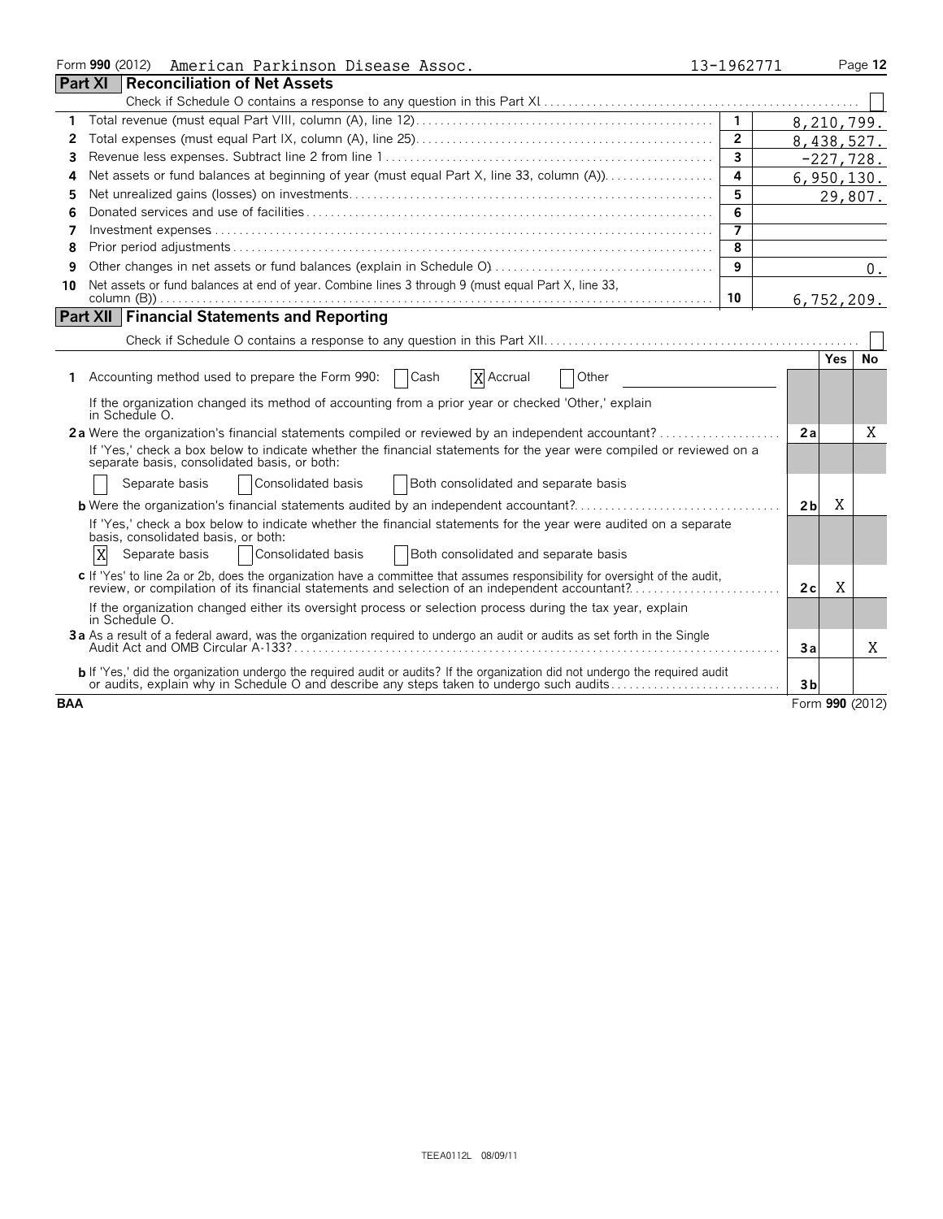Form **990** (2012) American Parkinson Disease Assoc. 13-1962771

## Part XI Reconciliation of Net Assets

Check if Schedule O contains a response to any question in this Part XI . . . ☐

| | | | |
|---|---|---|---|
| 1 | Total revenue (must equal Part VIII, column (A), line 12) | 1 | 8,210,799. |
| 2 | Total expenses (must equal Part IX, column (A), line 25) | 2 | 8,438,527. |
| 3 | Revenue less expenses. Subtract line 2 from line 1 | 3 | -227,728. |
| 4 | Net assets or fund balances at beginning of year (must equal Part X, line 33, column (A)) | 4 | 6,950,130. |
| 5 | Net unrealized gains (losses) on investments | 5 | 29,807. |
| 6 | Donated services and use of facilities | 6 | |
| 7 | Investment expenses | 7 | |
| 8 | Prior period adjustments | 8 | |
| 9 | Other changes in net assets or fund balances (explain in Schedule O) | 9 | 0. |
| 10 | Net assets or fund balances at end of year. Combine lines 3 through 9 (must equal Part X, line 33, column (B)) | 10 | 6,752,209. |

## Part XII Financial Statements and Reporting

Check if Schedule O contains a response to any question in this Part XII . . . ☐

| | | | Yes | No |
|---|---|---|---|---|
| 1 | Accounting method used to prepare the Form 990: ☐ Cash ☒ Accrual ☐ Other<br>If the organization changed its method of accounting from a prior year or checked 'Other,' explain in Schedule O. | | | |
| 2a | Were the organization's financial statements compiled or reviewed by an independent accountant?<br>If 'Yes,' check a box below to indicate whether the financial statements for the year were compiled or reviewed on a separate basis, consolidated basis, or both:<br>☐ Separate basis ☐ Consolidated basis ☐ Both consolidated and separate basis | 2a | | X |
| b | Were the organization's financial statements audited by an independent accountant?<br>If 'Yes,' check a box below to indicate whether the financial statements for the year were audited on a separate basis, consolidated basis, or both:<br>☒ Separate basis ☐ Consolidated basis ☐ Both consolidated and separate basis | 2b | X | |
| c | If 'Yes' to line 2a or 2b, does the organization have a committee that assumes responsibility for oversight of the audit, review, or compilation of its financial statements and selection of an independent accountant?<br>If the organization changed either its oversight process or selection process during the tax year, explain in Schedule O. | 2c | X | |
| 3a | As a result of a federal award, was the organization required to undergo an audit or audits as set forth in the Single Audit Act and OMB Circular A-133? | 3a | | X |
| b | If 'Yes,' did the organization undergo the required audit or audits? If the organization did not undergo the required audit or audits, explain why in Schedule O and describe any steps taken to undergo such audits | 3b | | |

BAA Form **990** (2012)

TEEA0112L 08/09/11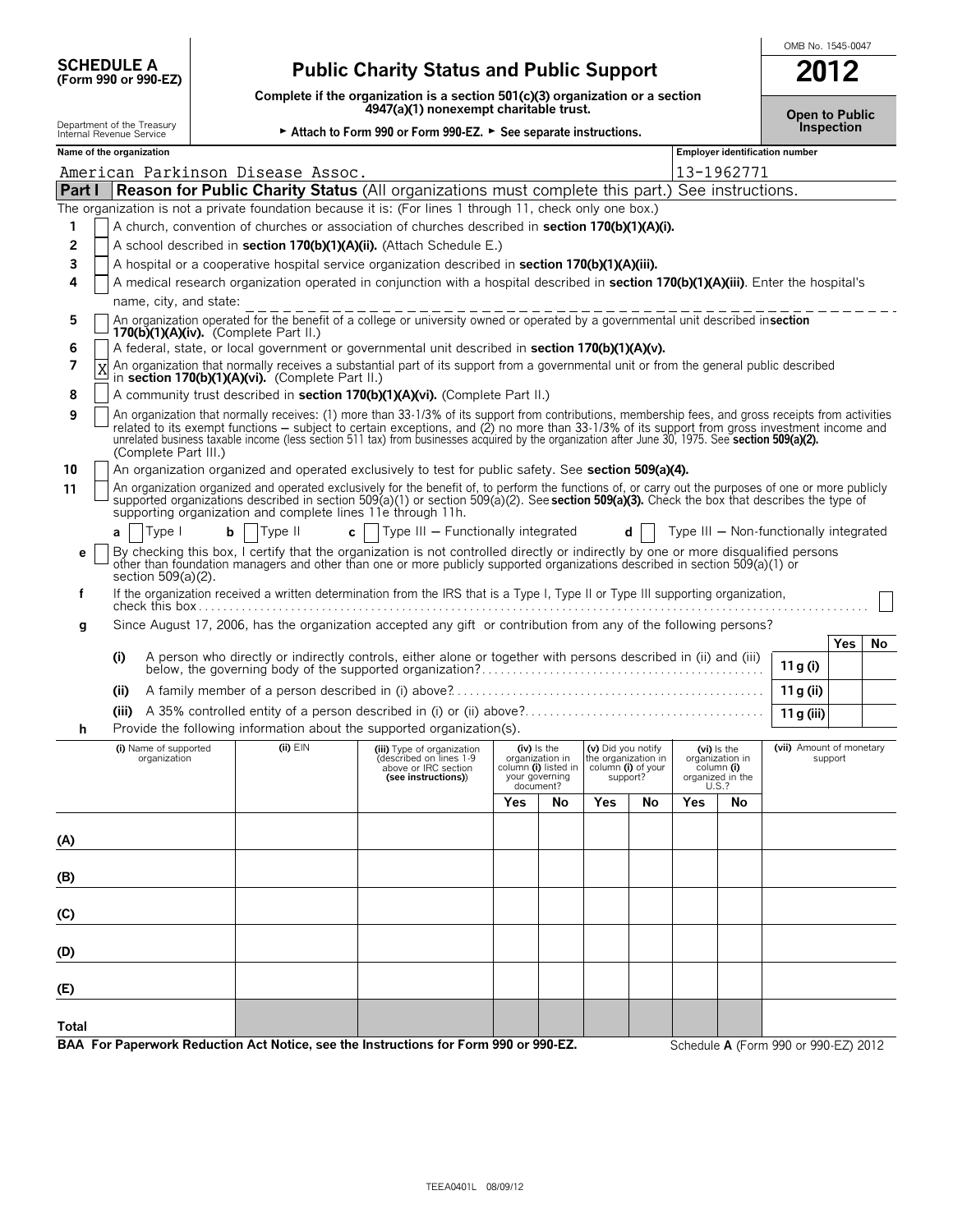**SCHEDULE A**
**(Form 990 or 990-EZ)**

Department of the Treasury
Internal Revenue Service

# Public Charity Status and Public Support

**Complete if the organization is a section 501(c)(3) organization or a section 4947(a)(1) nonexempt charitable trust.**

► **Attach to Form 990 or Form 990-EZ.** ► **See separate instructions.**

OMB No. 1545-0047

**2012**

**Open to Public Inspection**

**Name of the organization**
American Parkinson Disease Assoc.

**Employer identification number**
13-1962771

## Part I — Reason for Public Charity Status (All organizations must complete this part.) See instructions.

The organization is not a private foundation because it is: (For lines 1 through 11, check only one box.)

1. [ ] A church, convention of churches or association of churches described in **section 170(b)(1)(A)(i).**
2. [ ] A school described in **section 170(b)(1)(A)(ii).** (Attach Schedule E.)
3. [ ] A hospital or a cooperative hospital service organization described in **section 170(b)(1)(A)(iii).**
4. [ ] A medical research organization operated in conjunction with a hospital described in **section 170(b)(1)(A)(iii)**. Enter the hospital's name, city, and state:
5. [ ] An organization operated for the benefit of a college or university owned or operated by a governmental unit described in **section 170(b)(1)(A)(iv).** (Complete Part II.)
6. [ ] A federal, state, or local government or governmental unit described in **section 170(b)(1)(A)(v).**
7. [X] An organization that normally receives a substantial part of its support from a governmental unit or from the general public described in **section 170(b)(1)(A)(vi).** (Complete Part II.)
8. [ ] A community trust described in **section 170(b)(1)(A)(vi).** (Complete Part II.)
9. [ ] An organization that normally receives: (1) more than 33-1/3% of its support from contributions, membership fees, and gross receipts from activities related to its exempt functions – subject to certain exceptions, and (2) no more than 33-1/3% of its support from gross investment income and unrelated business taxable income (less section 511 tax) from businesses acquired by the organization after June 30, 1975. See **section 509(a)(2).** (Complete Part III.)
10. [ ] An organization organized and operated exclusively to test for public safety. See **section 509(a)(4).**
11. [ ] An organization organized and operated exclusively for the benefit of, to perform the functions of, or carry out the purposes of one or more publicly supported organizations described in section 509(a)(1) or section 509(a)(2). See **section 509(a)(3).** Check the box that describes the type of supporting organization and complete lines 11e through 11h.

   **a** [ ] Type I **b** [ ] Type II **c** [ ] Type III – Functionally integrated **d** [ ] Type III – Non-functionally integrated

   **e** [ ] By checking this box, I certify that the organization is not controlled directly or indirectly by one or more disqualified persons other than foundation managers and other than one or more publicly supported organizations described in section 509(a)(1) or section 509(a)(2).

   **f** If the organization received a written determination from the IRS that is a Type I, Type II or Type III supporting organization, check this box [ ]

   **g** Since August 17, 2006, has the organization accepted any gift or contribution from any of the following persons?

| | | | Yes | No |
|---|---|---|---|---|
| (i) | A person who directly or indirectly controls, either alone or together with persons described in (ii) and (iii) below, the governing body of the supported organization? | 11 g (i) | | |
| (ii) | A family member of a person described in (i) above? | 11 g (ii) | | |
| (iii) | A 35% controlled entity of a person described in (i) or (ii) above? | 11 g (iii) | | |

   **h** Provide the following information about the supported organization(s).

| (i) Name of supported organization | (ii) EIN | (iii) Type of organization (described on lines 1-9 above or IRC section **(see instructions)**) | (iv) Is the organization in column (i) listed in your governing document? | | (v) Did you notify the organization in column (i) of your support? | | (vi) Is the organization in column (i) organized in the U.S.? | | (vii) Amount of monetary support |
|---|---|---|---|---|---|---|---|---|---|
| | | | Yes | No | Yes | No | Yes | No | |
| (A) | | | | | | | | | |
| (B) | | | | | | | | | |
| (C) | | | | | | | | | |
| (D) | | | | | | | | | |
| (E) | | | | | | | | | |
| Total | | | | | | | | | |

**BAA For Paperwork Reduction Act Notice, see the Instructions for Form 990 or 990-EZ.**

Schedule **A** (Form 990 or 990-EZ) 2012

TEEA0401L 08/09/12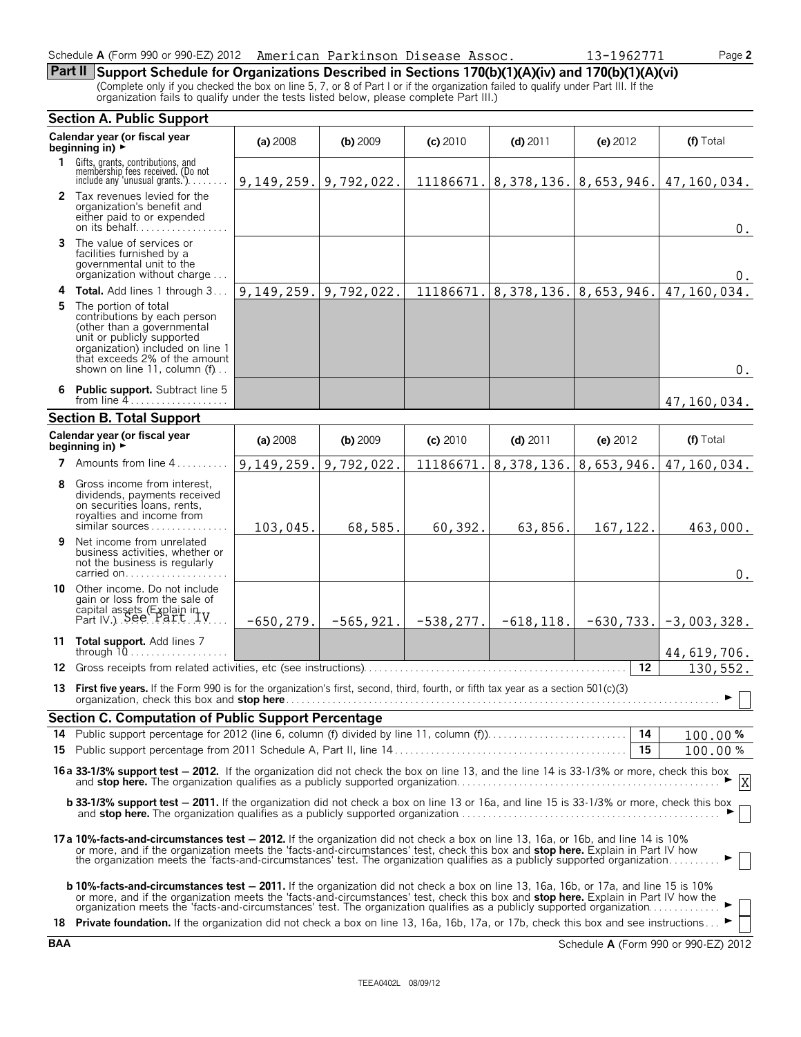Schedule A (Form 990 or 990-EZ) 2012 American Parkinson Disease Assoc. 13-1962771

## Part II Support Schedule for Organizations Described in Sections 170(b)(1)(A)(iv) and 170(b)(1)(A)(vi)

(Complete only if you checked the box on line 5, 7, or 8 of Part I or if the organization failed to qualify under Part III. If the organization fails to qualify under the tests listed below, please complete Part III.)

### Section A. Public Support

| Calendar year (or fiscal year beginning in) ► | (a) 2008 | (b) 2009 | (c) 2010 | (d) 2011 | (e) 2012 | (f) Total |
|---|---|---|---|---|---|---|
| **1** Gifts, grants, contributions, and membership fees received. (Do not include any 'unusual grants.') | 9,149,259. | 9,792,022. | 11186671. | 8,378,136. | 8,653,946. | 47,160,034. |
| **2** Tax revenues levied for the organization's benefit and either paid to or expended on its behalf | | | | | | 0. |
| **3** The value of services or facilities furnished by a governmental unit to the organization without charge | | | | | | 0. |
| **4 Total.** Add lines 1 through 3 | 9,149,259. | 9,792,022. | 11186671. | 8,378,136. | 8,653,946. | 47,160,034. |
| **5** The portion of total contributions by each person (other than a governmental unit or publicly supported organization) included on line 1 that exceeds 2% of the amount shown on line 11, column (f) | | | | | | 0. |
| **6 Public support.** Subtract line 5 from line 4 | | | | | | 47,160,034. |

### Section B. Total Support

| Calendar year (or fiscal year beginning in) ► | (a) 2008 | (b) 2009 | (c) 2010 | (d) 2011 | (e) 2012 | (f) Total |
|---|---|---|---|---|---|---|
| **7** Amounts from line 4 | 9,149,259. | 9,792,022. | 11186671. | 8,378,136. | 8,653,946. | 47,160,034. |
| **8** Gross income from interest, dividends, payments received on securities loans, rents, royalties and income from similar sources | 103,045. | 68,585. | 60,392. | 63,856. | 167,122. | 463,000. |
| **9** Net income from unrelated business activities, whether or not the business is regularly carried on | | | | | | 0. |
| **10** Other income. Do not include gain or loss from the sale of capital assets (Explain in Part IV.) See Part IV | -650,279. | -565,921. | -538,277. | -618,118. | -630,733. | -3,003,328. |
| **11 Total support.** Add lines 7 through 10 | | | | | | 44,619,706. |
| **12** Gross receipts from related activities, etc (see instructions) | | | | | 12 | 130,552. |

**13 First five years.** If the Form 990 is for the organization's first, second, third, fourth, or fifth tax year as a section 501(c)(3) organization, check this box and **stop here** ► ☐

### Section C. Computation of Public Support Percentage

| | | | |
|---|---|---|---|
| **14** | Public support percentage for 2012 (line 6, column (f) divided by line 11, column (f)) | 14 | 100.00 % |
| **15** | Public support percentage from 2011 Schedule A, Part II, line 14 | 15 | 100.00 % |

**16a 33-1/3% support test — 2012.** If the organization did not check the box on line 13, and the line 14 is 33-1/3% or more, check this box and **stop here.** The organization qualifies as a publicly supported organization ► ☒

**b 33-1/3% support test — 2011.** If the organization did not check a box on line 13 or 16a, and line 15 is 33-1/3% or more, check this box and **stop here.** The organization qualifies as a publicly supported organization ► ☐

**17a 10%-facts-and-circumstances test — 2012.** If the organization did not check a box on line 13, 16a, or 16b, and line 14 is 10% or more, and if the organization meets the 'facts-and-circumstances' test, check this box and **stop here.** Explain in Part IV how the organization meets the 'facts-and-circumstances' test. The organization qualifies as a publicly supported organization ► ☐

**b 10%-facts-and-circumstances test — 2011.** If the organization did not check a box on line 13, 16a, 16b, or 17a, and line 15 is 10% or more, and if the organization meets the 'facts-and-circumstances' test, check this box and **stop here.** Explain in Part IV how the organization meets the 'facts-and-circumstances' test. The organization qualifies as a publicly supported organization ► ☐

**18 Private foundation.** If the organization did not check a box on line 13, 16a, 16b, 17a, or 17b, check this box and see instructions ► ☐

BAA Schedule A (Form 990 or 990-EZ) 2012

TEEA0402L 08/09/12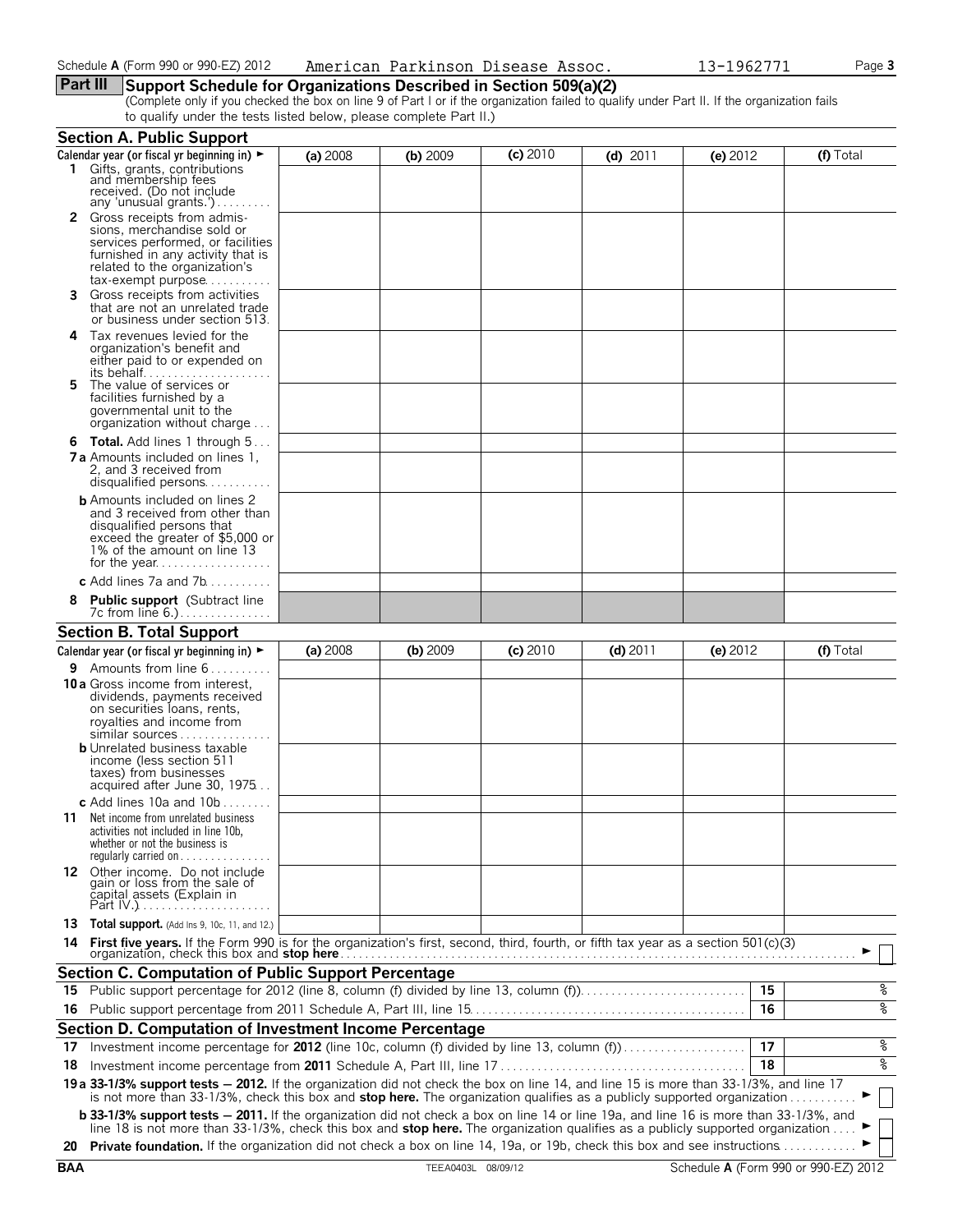Schedule **A** (Form 990 or 990-EZ) 2012 American Parkinson Disease Assoc. 13-1962771

## Part III Support Schedule for Organizations Described in Section 509(a)(2)

(Complete only if you checked the box on line 9 of Part I or if the organization failed to qualify under Part II. If the organization fails to qualify under the tests listed below, please complete Part II.)

### Section A. Public Support

| Calendar year (or fiscal yr beginning in) ► | (a) 2008 | (b) 2009 | (c) 2010 | (d) 2011 | (e) 2012 | (f) Total |
|---|---|---|---|---|---|---|
| **1** Gifts, grants, contributions and membership fees received. (Do not include any 'unusual grants.') | | | | | | |
| **2** Gross receipts from admissions, merchandise sold or services performed, or facilities furnished in any activity that is related to the organization's tax-exempt purpose | | | | | | |
| **3** Gross receipts from activities that are not an unrelated trade or business under section 513 | | | | | | |
| **4** Tax revenues levied for the organization's benefit and either paid to or expended on its behalf | | | | | | |
| **5** The value of services or facilities furnished by a governmental unit to the organization without charge | | | | | | |
| **6 Total.** Add lines 1 through 5 | | | | | | |
| **7a** Amounts included on lines 1, 2, and 3 received from disqualified persons | | | | | | |
| **b** Amounts included on lines 2 and 3 received from other than disqualified persons that exceed the greater of $5,000 or 1% of the amount on line 13 for the year | | | | | | |
| **c** Add lines 7a and 7b | | | | | | |
| **8 Public support** (Subtract line 7c from line 6.) | | | | | | |

### Section B. Total Support

| Calendar year (or fiscal yr beginning in) ► | (a) 2008 | (b) 2009 | (c) 2010 | (d) 2011 | (e) 2012 | (f) Total |
|---|---|---|---|---|---|---|
| **9** Amounts from line 6 | | | | | | |
| **10a** Gross income from interest, dividends, payments received on securities loans, rents, royalties and income from similar sources | | | | | | |
| **b** Unrelated business taxable income (less section 511 taxes) from businesses acquired after June 30, 1975 | | | | | | |
| **c** Add lines 10a and 10b | | | | | | |
| **11** Net income from unrelated business activities not included in line 10b, whether or not the business is regularly carried on | | | | | | |
| **12** Other income. Do not include gain or loss from the sale of capital assets (Explain in Part IV.) | | | | | | |
| **13 Total support.** (Add lns 9, 10c, 11, and 12.) | | | | | | |

**14 First five years.** If the Form 990 is for the organization's first, second, third, fourth, or fifth tax year as a section 501(c)(3) organization, check this box and **stop here** ► ☐

### Section C. Computation of Public Support Percentage

| | | | |
|---|---|---|---|
| **15** | Public support percentage for 2012 (line 8, column (f) divided by line 13, column (f)) | 15 | % |
| **16** | Public support percentage from 2011 Schedule A, Part III, line 15 | 16 | % |

### Section D. Computation of Investment Income Percentage

| | | | |
|---|---|---|---|
| **17** | Investment income percentage for **2012** (line 10c, column (f) divided by line 13, column (f)) | 17 | % |
| **18** | Investment income percentage from **2011** Schedule A, Part III, line 17 | 18 | % |

**19a 33-1/3% support tests — 2012.** If the organization did not check the box on line 14, and line 15 is more than 33-1/3%, and line 17 is not more than 33-1/3%, check this box and **stop here.** The organization qualifies as a publicly supported organization ► ☐

**b 33-1/3% support tests — 2011.** If the organization did not check a box on line 14 or line 19a, and line 16 is more than 33-1/3%, and line 18 is not more than 33-1/3%, check this box and **stop here.** The organization qualifies as a publicly supported organization ► ☐

**20 Private foundation.** If the organization did not check a box on line 14, 19a, or 19b, check this box and see instructions ► ☐

**BAA** TEEA0403L 08/09/12 Schedule **A** (Form 990 or 990-EZ) 2012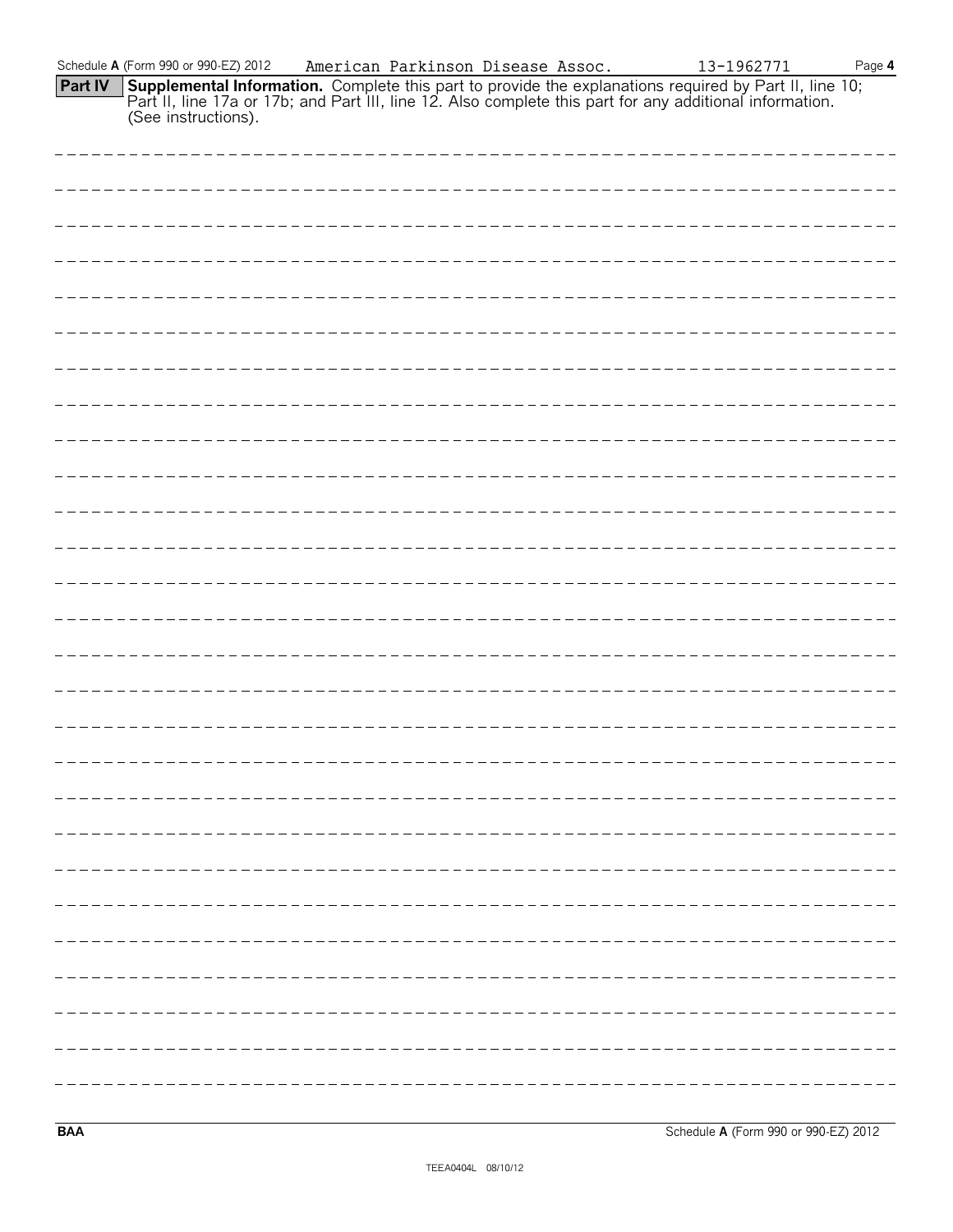Schedule **A** (Form 990 or 990-EZ) 2012 American Parkinson Disease Assoc. 13-1962771

**Part IV** **Supplemental Information.** Complete this part to provide the explanations required by Part II, line 10; Part II, line 17a or 17b; and Part III, line 12. Also complete this part for any additional information. (See instructions).

**BAA** Schedule **A** (Form 990 or 990-EZ) 2012

TEEA0404L 08/10/12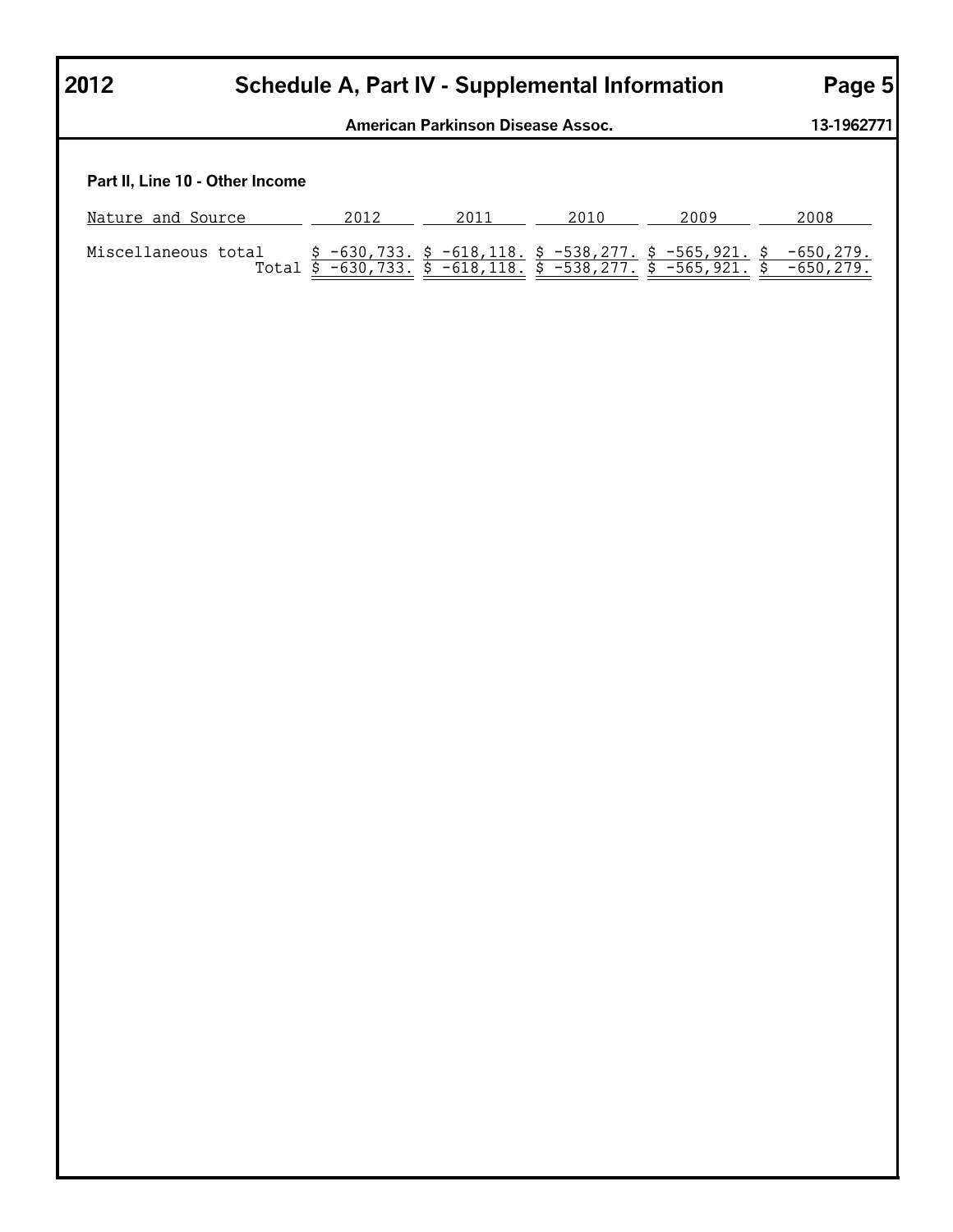# 2012 Schedule A, Part IV - Supplemental Information

**American Parkinson Disease Assoc.** **13-1962771**

**Part II, Line 10 - Other Income**

| Nature and Source | 2012 | 2011 | 2010 | 2009 | 2008 |
|---|---|---|---|---|---|
| Miscellaneous total | $ -630,733. | $ -618,118. | $ -538,277. | $ -565,921. | $ -650,279. |
| Total | $ -630,733. | $ -618,118. | $ -538,277. | $ -565,921. | $ -650,279. |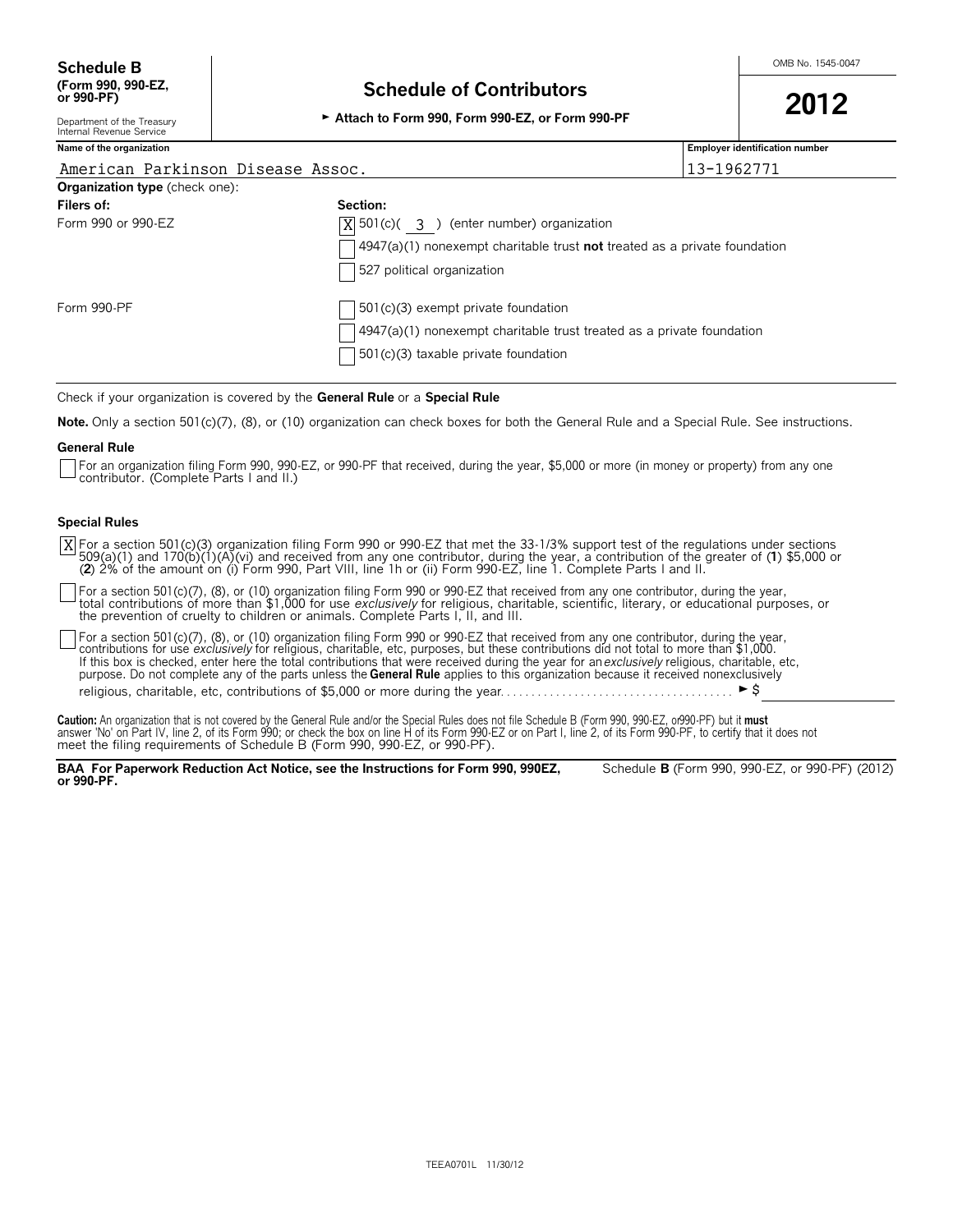**Schedule B**
**(Form 990, 990-EZ, or 990-PF)**

Department of the Treasury
Internal Revenue Service

# Schedule of Contributors

► **Attach to Form 990, Form 990-EZ, or Form 990-PF**

OMB No. 1545-0047

**2012**

| Name of the organization | Employer identification number |
|---|---|
| American Parkinson Disease Assoc. | 13-1962771 |

**Organization type** (check one):

| **Filers of:** | **Section:** |
|---|---|
| Form 990 or 990-EZ | [X] 501(c)( 3 ) (enter number) organization |
| | [ ] 4947(a)(1) nonexempt charitable trust **not** treated as a private foundation |
| | [ ] 527 political organization |
| Form 990-PF | [ ] 501(c)(3) exempt private foundation |
| | [ ] 4947(a)(1) nonexempt charitable trust treated as a private foundation |
| | [ ] 501(c)(3) taxable private foundation |

Check if your organization is covered by the **General Rule** or a **Special Rule**

**Note.** Only a section 501(c)(7), (8), or (10) organization can check boxes for both the General Rule and a Special Rule. See instructions.

**General Rule**

[ ] For an organization filing Form 990, 990-EZ, or 990-PF that received, during the year, $5,000 or more (in money or property) from any one contributor. (Complete Parts I and II.)

**Special Rules**

[X] For a section 501(c)(3) organization filing Form 990 or 990-EZ that met the 33-1/3% support test of the regulations under sections 509(a)(1) and 170(b)(1)(A)(vi) and received from any one contributor, during the year, a contribution of the greater of (**1**) $5,000 or (**2**) 2% of the amount on (i) Form 990, Part VIII, line 1h or (ii) Form 990-EZ, line 1. Complete Parts I and II.

[ ] For a section 501(c)(7), (8), or (10) organization filing Form 990 or 990-EZ that received from any one contributor, during the year, total contributions of more than $1,000 for use *exclusively* for religious, charitable, scientific, literary, or educational purposes, or the prevention of cruelty to children or animals. Complete Parts I, II, and III.

[ ] For a section 501(c)(7), (8), or (10) organization filing Form 990 or 990-EZ that received from any one contributor, during the year, contributions for use *exclusively* for religious, charitable, etc, purposes, but these contributions did not total to more than $1,000. If this box is checked, enter here the total contributions that were received during the year for an *exclusively* religious, charitable, etc, purpose. Do not complete any of the parts unless the **General Rule** applies to this organization because it received nonexclusively religious, charitable, etc, contributions of $5,000 or more during the year. . . . . . . . . . . . . . . . . . . . . . . . . . . . . . . . . . . . . ► $

**Caution:** An organization that is not covered by the General Rule and/or the Special Rules does not file Schedule B (Form 990, 990-EZ, or990-PF) but it **must** answer 'No' on Part IV, line 2, of its Form 990; or check the box on line H of its Form 990-EZ or on Part I, line 2, of its Form 990-PF, to certify that it does not meet the filing requirements of Schedule B (Form 990, 990-EZ, or 990-PF).

**BAA For Paperwork Reduction Act Notice, see the Instructions for Form 990, 990EZ, or 990-PF.** Schedule **B** (Form 990, 990-EZ, or 990-PF) (2012)

TEEA0701L 11/30/12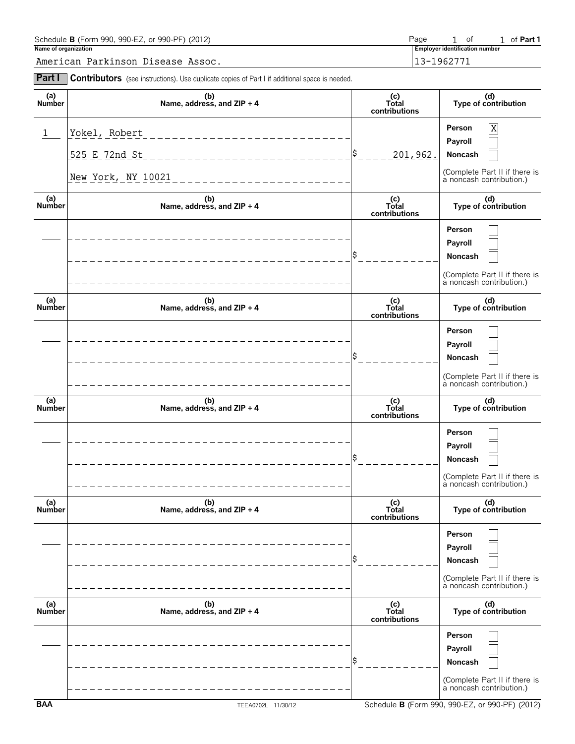Schedule **B** (Form 990, 990-EZ, or 990-PF) (2012) Page 1 of 1 of **Part 1**

**Name of organization**

American Parkinson Disease Assoc.

**Employer identification number**

13-1962771

**Part I** **Contributors** (see instructions). Use duplicate copies of Part I if additional space is needed.

| (a) Number | (b) Name, address, and ZIP + 4 | (c) Total contributions | (d) Type of contribution |
|---|---|---|---|
| 1 | Yokel, Robert<br>525 E 72nd St<br>New York, NY 10021 | $ 201,962. | Person [X]<br>Payroll [ ]<br>Noncash [ ]<br>(Complete Part II if there is a noncash contribution.) |
| | | $ | Person [ ]<br>Payroll [ ]<br>Noncash [ ]<br>(Complete Part II if there is a noncash contribution.) |
| | | $ | Person [ ]<br>Payroll [ ]<br>Noncash [ ]<br>(Complete Part II if there is a noncash contribution.) |
| | | $ | Person [ ]<br>Payroll [ ]<br>Noncash [ ]<br>(Complete Part II if there is a noncash contribution.) |
| | | $ | Person [ ]<br>Payroll [ ]<br>Noncash [ ]<br>(Complete Part II if there is a noncash contribution.) |
| | | $ | Person [ ]<br>Payroll [ ]<br>Noncash [ ]<br>(Complete Part II if there is a noncash contribution.) |

BAA TEEA0702L 11/30/12 Schedule **B** (Form 990, 990-EZ, or 990-PF) (2012)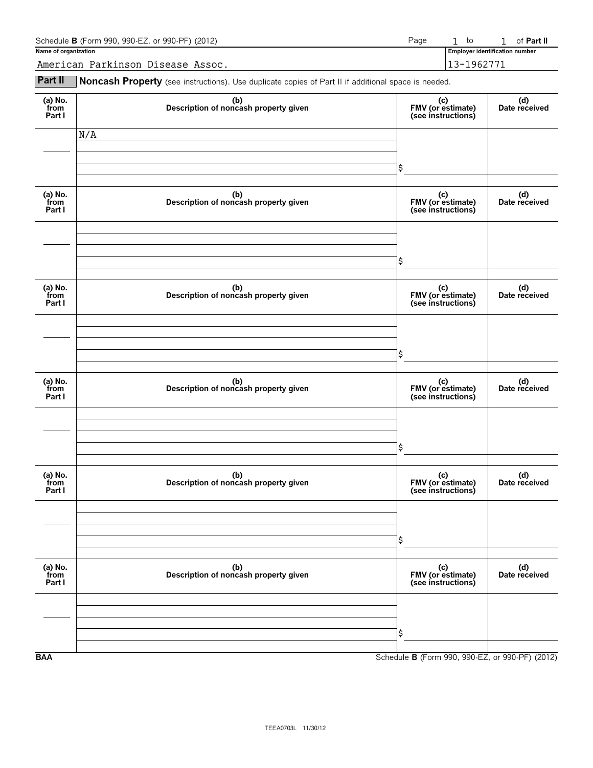Schedule **B** (Form 990, 990-EZ, or 990-PF) (2012) Page 1 to 1 of **Part II**

**Name of organization**

American Parkinson Disease Assoc.

**Employer identification number**

13-1962771

**Part II** **Noncash Property** (see instructions). Use duplicate copies of Part II if additional space is needed.

| (a) No. from Part I | (b) Description of noncash property given | (c) FMV (or estimate) (see instructions) | (d) Date received |
|---|---|---|---|
| | N/A | $ | |

| (a) No. from Part I | (b) Description of noncash property given | (c) FMV (or estimate) (see instructions) | (d) Date received |
|---|---|---|---|
| | | $ | |

| (a) No. from Part I | (b) Description of noncash property given | (c) FMV (or estimate) (see instructions) | (d) Date received |
|---|---|---|---|
| | | $ | |

| (a) No. from Part I | (b) Description of noncash property given | (c) FMV (or estimate) (see instructions) | (d) Date received |
|---|---|---|---|
| | | $ | |

| (a) No. from Part I | (b) Description of noncash property given | (c) FMV (or estimate) (see instructions) | (d) Date received |
|---|---|---|---|
| | | $ | |

| (a) No. from Part I | (b) Description of noncash property given | (c) FMV (or estimate) (see instructions) | (d) Date received |
|---|---|---|---|
| | | $ | |

BAA Schedule **B** (Form 990, 990-EZ, or 990-PF) (2012)

TEEA0703L 11/30/12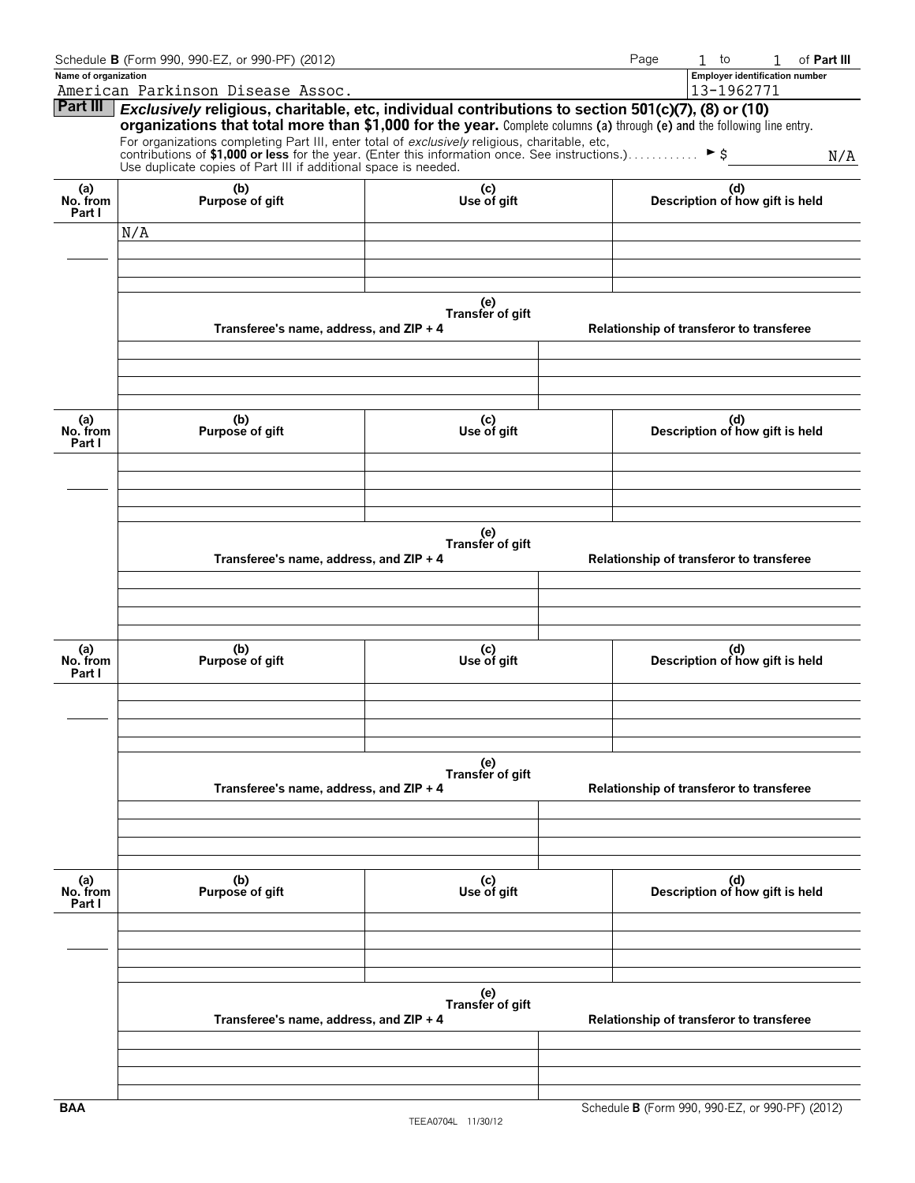Schedule **B** (Form 990, 990-EZ, or 990-PF) (2012)

Page 1 to 1 of **Part III**

**Name of organization**
American Parkinson Disease Assoc.

**Employer identification number**
13-1962771

## Part III *Exclusively* religious, charitable, etc, individual contributions to section 501(c)(7), (8) or (10) organizations that total more than $1,000 for the year.

Complete columns **(a)** through **(e)** and the following line entry.

For organizations completing Part III, enter total of *exclusively* religious, charitable, etc, contributions of **$1,000 or less** for the year. (Enter this information once. See instructions.) ► $ N/A

Use duplicate copies of Part III if additional space is needed.

| (a) No. from Part I | (b) Purpose of gift | (c) Use of gift | (d) Description of how gift is held |
|---|---|---|---|
| | N/A | | |

**(e) Transfer of gift**

| Transferee's name, address, and ZIP + 4 | Relationship of transferor to transferee |
|---|---|
| | |

| (a) No. from Part I | (b) Purpose of gift | (c) Use of gift | (d) Description of how gift is held |
|---|---|---|---|
| | | | |

**(e) Transfer of gift**

| Transferee's name, address, and ZIP + 4 | Relationship of transferor to transferee |
|---|---|
| | |

| (a) No. from Part I | (b) Purpose of gift | (c) Use of gift | (d) Description of how gift is held |
|---|---|---|---|
| | | | |

**(e) Transfer of gift**

| Transferee's name, address, and ZIP + 4 | Relationship of transferor to transferee |
|---|---|
| | |

| (a) No. from Part I | (b) Purpose of gift | (c) Use of gift | (d) Description of how gift is held |
|---|---|---|---|
| | | | |

**(e) Transfer of gift**

| Transferee's name, address, and ZIP + 4 | Relationship of transferor to transferee |
|---|---|
| | |

BAA TEEA0704L 11/30/12 Schedule **B** (Form 990, 990-EZ, or 990-PF) (2012)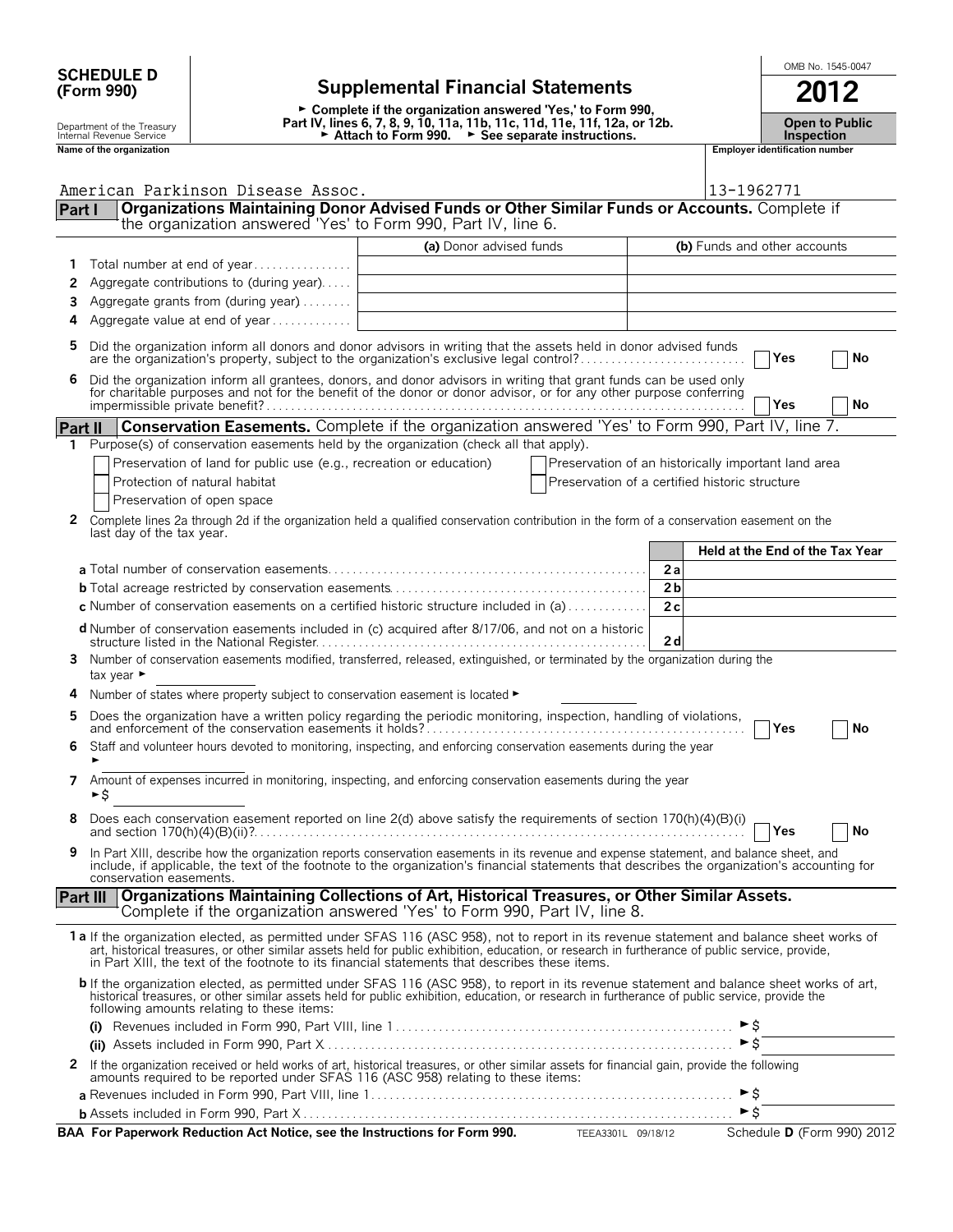**SCHEDULE D (Form 990)**

Department of the Treasury
Internal Revenue Service

# Supplemental Financial Statements

► Complete if the organization answered 'Yes,' to Form 990, Part IV, lines 6, 7, 8, 9, 10, 11a, 11b, 11c, 11d, 11e, 11f, 12a, or 12b.
► Attach to Form 990. ► See separate instructions.

OMB No. 1545-0047

**2012**

**Open to Public Inspection**

| Name of the organization | Employer identification number |
|---|---|
| American Parkinson Disease Assoc. | 13-1962771 |

## Part I — Organizations Maintaining Donor Advised Funds or Other Similar Funds or Accounts. Complete if the organization answered 'Yes' to Form 990, Part IV, line 6.

| | | (a) Donor advised funds | (b) Funds and other accounts |
|---|---|---|---|
| 1 | Total number at end of year | | |
| 2 | Aggregate contributions to (during year) | | |
| 3 | Aggregate grants from (during year) | | |
| 4 | Aggregate value at end of year | | |

5 Did the organization inform all donors and donor advisors in writing that the assets held in donor advised funds are the organization's property, subject to the organization's exclusive legal control? ☐ Yes ☐ No

6 Did the organization inform all grantees, donors, and donor advisors in writing that grant funds can be used only for charitable purposes and not for the benefit of the donor or donor advisor, or for any other purpose conferring impermissible private benefit? ☐ Yes ☐ No

## Part II — Conservation Easements. Complete if the organization answered 'Yes' to Form 990, Part IV, line 7.

1 Purpose(s) of conservation easements held by the organization (check all that apply).

- ☐ Preservation of land for public use (e.g., recreation or education)
- ☐ Preservation of an historically important land area
- ☐ Protection of natural habitat
- ☐ Preservation of a certified historic structure
- ☐ Preservation of open space

2 Complete lines 2a through 2d if the organization held a qualified conservation contribution in the form of a conservation easement on the last day of the tax year.

| | | Held at the End of the Tax Year |
|---|---|---|
| a Total number of conservation easements | 2a | |
| b Total acreage restricted by conservation easements | 2b | |
| c Number of conservation easements on a certified historic structure included in (a) | 2c | |
| d Number of conservation easements included in (c) acquired after 8/17/06, and not on a historic structure listed in the National Register | 2d | |

3 Number of conservation easements modified, transferred, released, extinguished, or terminated by the organization during the tax year ►

4 Number of states where property subject to conservation easement is located ►

5 Does the organization have a written policy regarding the periodic monitoring, inspection, handling of violations, and enforcement of the conservation easements it holds? ☐ Yes ☐ No

6 Staff and volunteer hours devoted to monitoring, inspecting, and enforcing conservation easements during the year ►

7 Amount of expenses incurred in monitoring, inspecting, and enforcing conservation easements during the year ►$

8 Does each conservation easement reported on line 2(d) above satisfy the requirements of section 170(h)(4)(B)(i) and section 170(h)(4)(B)(ii)? ☐ Yes ☐ No

9 In Part XIII, describe how the organization reports conservation easements in its revenue and expense statement, and balance sheet, and include, if applicable, the text of the footnote to the organization's financial statements that describes the organization's accounting for conservation easements.

## Part III — Organizations Maintaining Collections of Art, Historical Treasures, or Other Similar Assets. Complete if the organization answered 'Yes' to Form 990, Part IV, line 8.

1a If the organization elected, as permitted under SFAS 116 (ASC 958), not to report in its revenue statement and balance sheet works of art, historical treasures, or other similar assets held for public exhibition, education, or research in furtherance of public service, provide, in Part XIII, the text of the footnote to its financial statements that describes these items.

b If the organization elected, as permitted under SFAS 116 (ASC 958), to report in its revenue statement and balance sheet works of art, historical treasures, or other similar assets held for public exhibition, education, or research in furtherance of public service, provide the following amounts relating to these items:

(i) Revenues included in Form 990, Part VIII, line 1 ►$

(ii) Assets included in Form 990, Part X ►$

2 If the organization received or held works of art, historical treasures, or other similar assets for financial gain, provide the following amounts required to be reported under SFAS 116 (ASC 958) relating to these items:

a Revenues included in Form 990, Part VIII, line 1 ►$

b Assets included in Form 990, Part X ►$

**BAA For Paperwork Reduction Act Notice, see the Instructions for Form 990.** TEEA3301L 09/18/12 Schedule **D** (Form 990) 2012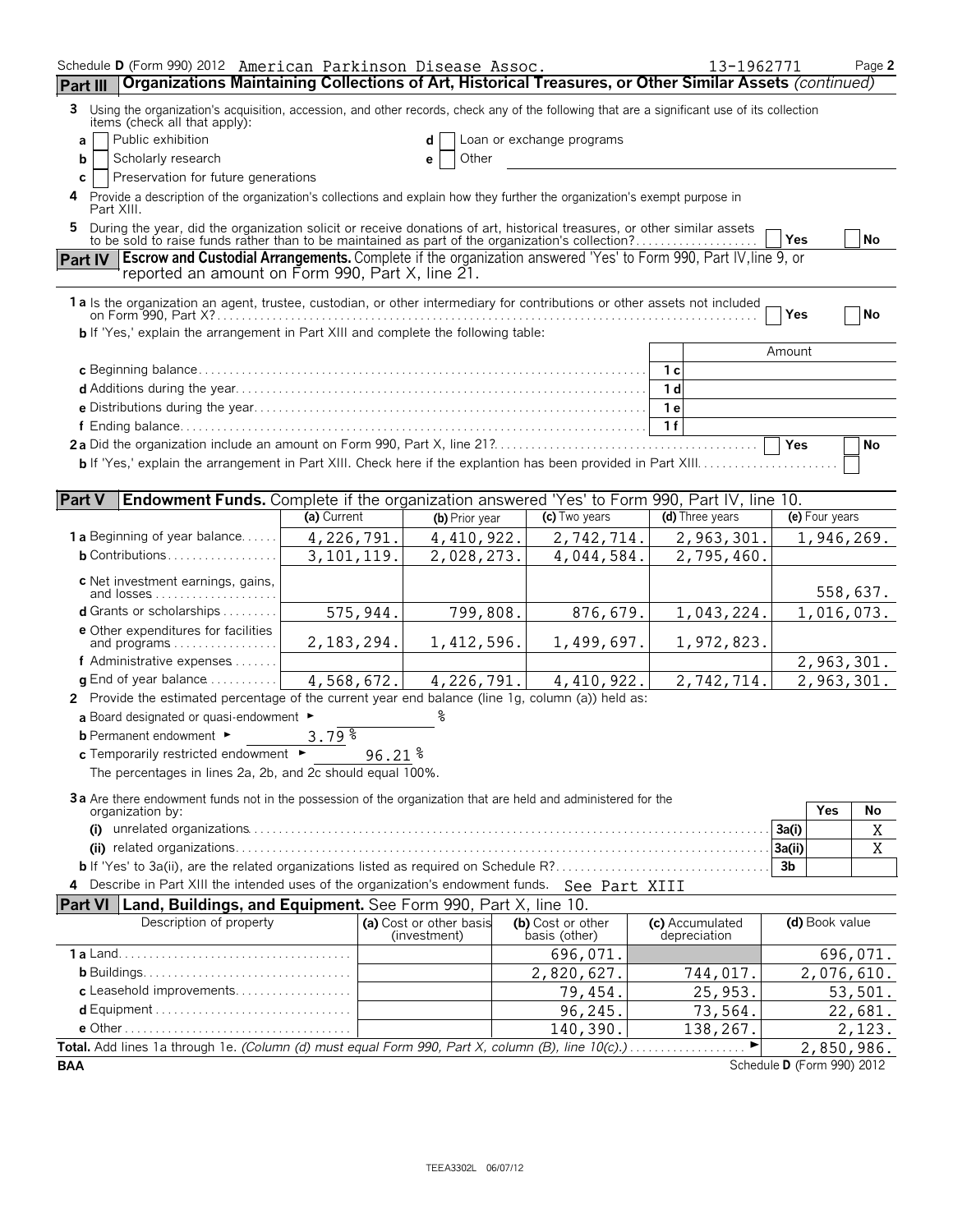Schedule D (Form 990) 2012 American Parkinson Disease Assoc. 13-1962771 Page 2

## Part III Organizations Maintaining Collections of Art, Historical Treasures, or Other Similar Assets *(continued)*

**3** Using the organization's acquisition, accession, and other records, check any of the following that are a significant use of its collection items (check all that apply):

- **a** ☐ Public exhibition
- **b** ☐ Scholarly research
- **c** ☐ Preservation for future generations
- **d** ☐ Loan or exchange programs
- **e** ☐ Other

**4** Provide a description of the organization's collections and explain how they further the organization's exempt purpose in Part XIII.

**5** During the year, did the organization solicit or receive donations of art, historical treasures, or other similar assets to be sold to raise funds rather than to be maintained as part of the organization's collection? ☐ Yes ☐ No

## Part IV Escrow and Custodial Arrangements. Complete if the organization answered 'Yes' to Form 990, Part IV, line 9, or reported an amount on Form 990, Part X, line 21.

**1a** Is the organization an agent, trustee, custodian, or other intermediary for contributions or other assets not included on Form 990, Part X? ☐ Yes ☐ No

**b** If 'Yes,' explain the arrangement in Part XIII and complete the following table:

| | | Amount |
|---|---|---|
| **c** Beginning balance | 1c | |
| **d** Additions during the year | 1d | |
| **e** Distributions during the year | 1e | |
| **f** Ending balance | 1f | |

**2a** Did the organization include an amount on Form 990, Part X, line 21? ☐ Yes ☐ No

**b** If 'Yes,' explain the arrangement in Part XIII. Check here if the explantion has been provided in Part XIII. ☐

## Part V Endowment Funds. Complete if the organization answered 'Yes' to Form 990, Part IV, line 10.

| | (a) Current | (b) Prior year | (c) Two years | (d) Three years | (e) Four years |
|---|---|---|---|---|---|
| **1a** Beginning of year balance | 4,226,791. | 4,410,922. | 2,742,714. | 2,963,301. | 1,946,269. |
| **b** Contributions | 3,101,119. | 2,028,273. | 4,044,584. | 2,795,460. | |
| **c** Net investment earnings, gains, and losses | | | | | 558,637. |
| **d** Grants or scholarships | 575,944. | 799,808. | 876,679. | 1,043,224. | 1,016,073. |
| **e** Other expenditures for facilities and programs | 2,183,294. | 1,412,596. | 1,499,697. | 1,972,823. | |
| **f** Administrative expenses | | | | | 2,963,301. |
| **g** End of year balance | 4,568,672. | 4,226,791. | 4,410,922. | 2,742,714. | 2,963,301. |

**2** Provide the estimated percentage of the current year end balance (line 1g, column (a)) held as:

- **a** Board designated or quasi-endowment ► %
- **b** Permanent endowment ► 3.79 %
- **c** Temporarily restricted endowment ► 96.21 %

The percentages in lines 2a, 2b, and 2c should equal 100%.

**3a** Are there endowment funds not in the possession of the organization that are held and administered for the organization by:

| | | Yes | No |
|---|---|---|---|
| **(i)** unrelated organizations | 3a(i) | | X |
| **(ii)** related organizations | 3a(ii) | | X |
| **b** If 'Yes' to 3a(ii), are the related organizations listed as required on Schedule R? | 3b | | |

**4** Describe in Part XIII the intended uses of the organization's endowment funds. See Part XIII

## Part VI Land, Buildings, and Equipment. See Form 990, Part X, line 10.

| Description of property | (a) Cost or other basis (investment) | (b) Cost or other basis (other) | (c) Accumulated depreciation | (d) Book value |
|---|---|---|---|---|
| **1a** Land | | 696,071. | | 696,071. |
| **b** Buildings | | 2,820,627. | 744,017. | 2,076,610. |
| **c** Leasehold improvements | | 79,454. | 25,953. | 53,501. |
| **d** Equipment | | 96,245. | 73,564. | 22,681. |
| **e** Other | | 140,390. | 138,267. | 2,123. |

**Total.** Add lines 1a through 1e. *(Column (d) must equal Form 990, Part X, column (B), line 10(c).)* ► 2,850,986.

BAA Schedule D (Form 990) 2012

TEEA3302L 06/07/12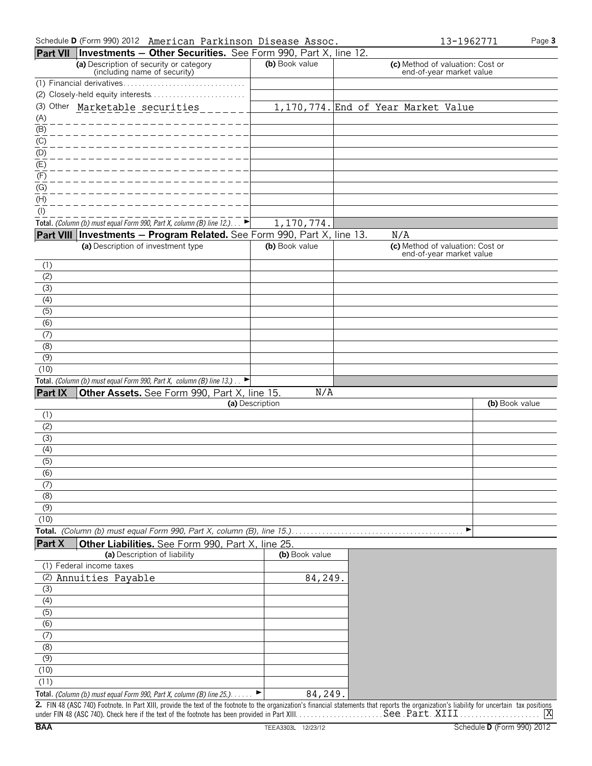Schedule D (Form 990) 2012 American Parkinson Disease Assoc. 13-1962771

## Part VII Investments — Other Securities. See Form 990, Part X, line 12.

| (a) Description of security or category (including name of security) | (b) Book value | (c) Method of valuation: Cost or end-of-year market value |
|---|---|---|
| (1) Financial derivatives | | |
| (2) Closely-held equity interests | | |
| (3) Other Marketable securities | 1,170,774. | End of Year Market Value |
| (A) | | |
| (B) | | |
| (C) | | |
| (D) | | |
| (E) | | |
| (F) | | |
| (G) | | |
| (H) | | |
| (I) | | |
| **Total.** *(Column (b) must equal Form 990, Part X, column (B) line 12.)* ► | 1,170,774. | |

## Part VIII Investments — Program Related. See Form 990, Part X, line 13. N/A

| (a) Description of investment type | (b) Book value | (c) Method of valuation: Cost or end-of-year market value |
|---|---|---|
| (1) | | |
| (2) | | |
| (3) | | |
| (4) | | |
| (5) | | |
| (6) | | |
| (7) | | |
| (8) | | |
| (9) | | |
| (10) | | |
| **Total.** *(Column (b) must equal Form 990, Part X, column (B) line 13.)* ► | | |

## Part IX Other Assets. See Form 990, Part X, line 15. N/A

| (a) Description | (b) Book value |
|---|---|
| (1) | |
| (2) | |
| (3) | |
| (4) | |
| (5) | |
| (6) | |
| (7) | |
| (8) | |
| (9) | |
| (10) | |
| **Total.** *(Column (b) must equal Form 990, Part X, column (B), line 15.)* ► | |

## Part X Other Liabilities. See Form 990, Part X, line 25.

| (a) Description of liability | (b) Book value |
|---|---|
| (1) Federal income taxes | |
| (2) Annuities Payable | 84,249. |
| (3) | |
| (4) | |
| (5) | |
| (6) | |
| (7) | |
| (8) | |
| (9) | |
| (10) | |
| (11) | |
| **Total.** *(Column (b) must equal Form 990, Part X, column (B) line 25.)* ► | 84,249. |

**2.** FIN 48 (ASC 740) Footnote. In Part XIII, provide the text of the footnote to the organization's financial statements that reports the organization's liability for uncertain tax positions under FIN 48 (ASC 740). Check here if the text of the footnote has been provided in Part XIII. See Part XIII [X]

BAA TEEA3303L 12/23/12 Schedule D (Form 990) 2012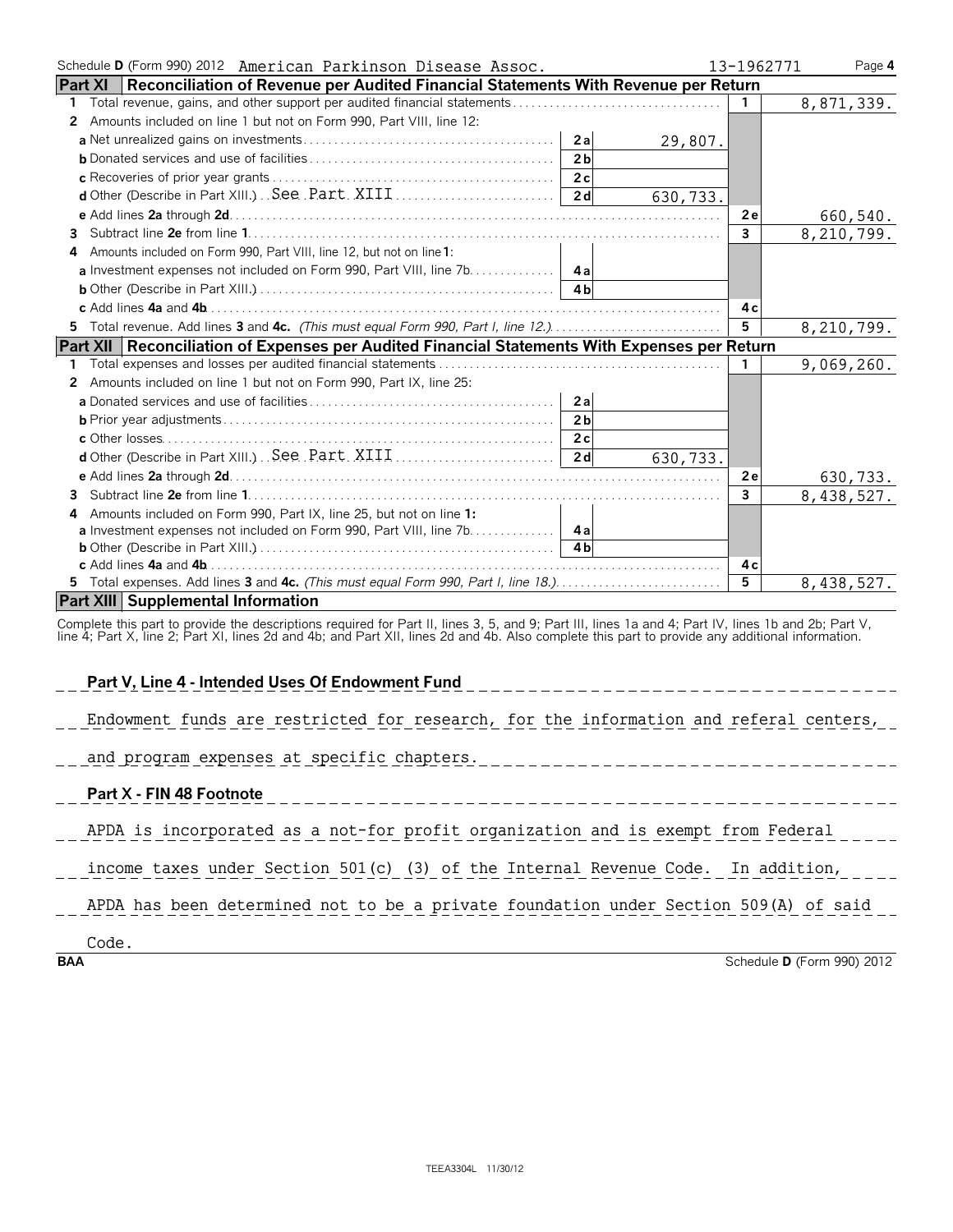Schedule **D** (Form 990) 2012 American Parkinson Disease Assoc. 13-1962771

## Part XI Reconciliation of Revenue per Audited Financial Statements With Revenue per Return

| | | | | | |
|---|---|---|---|---|---|
| **1** | Total revenue, gains, and other support per audited financial statements | | | 1 | 8,871,339. |
| **2** | Amounts included on line 1 but not on Form 990, Part VIII, line 12: | | | | |
| | **a** Net unrealized gains on investments | 2a | 29,807. | | |
| | **b** Donated services and use of facilities | 2b | | | |
| | **c** Recoveries of prior year grants | 2c | | | |
| | **d** Other (Describe in Part XIII.) See Part XIII | 2d | 630,733. | | |
| | **e** Add lines **2a** through **2d** | | | 2e | 660,540. |
| **3** | Subtract line **2e** from line **1** | | | 3 | 8,210,799. |
| **4** | Amounts included on Form 990, Part VIII, line 12, but not on line **1**: | | | | |
| | **a** Investment expenses not included on Form 990, Part VIII, line 7b | 4a | | | |
| | **b** Other (Describe in Part XIII.) | 4b | | | |
| | **c** Add lines **4a** and **4b** | | | 4c | |
| **5** | Total revenue. Add lines **3** and **4c.** *(This must equal Form 990, Part I, line 12.)* | | | 5 | 8,210,799. |

## Part XII Reconciliation of Expenses per Audited Financial Statements With Expenses per Return

| | | | | | |
|---|---|---|---|---|---|
| **1** | Total expenses and losses per audited financial statements | | | 1 | 9,069,260. |
| **2** | Amounts included on line 1 but not on Form 990, Part IX, line 25: | | | | |
| | **a** Donated services and use of facilities | 2a | | | |
| | **b** Prior year adjustments | 2b | | | |
| | **c** Other losses | 2c | | | |
| | **d** Other (Describe in Part XIII.) See Part XIII | 2d | 630,733. | | |
| | **e** Add lines **2a** through **2d** | | | 2e | 630,733. |
| **3** | Subtract line **2e** from line **1** | | | 3 | 8,438,527. |
| **4** | Amounts included on Form 990, Part IX, line 25, but not on line **1:** | | | | |
| | **a** Investment expenses not included on Form 990, Part VIII, line 7b | 4a | | | |
| | **b** Other (Describe in Part XIII.) | 4b | | | |
| | **c** Add lines **4a** and **4b** | | | 4c | |
| **5** | Total expenses. Add lines **3** and **4c.** *(This must equal Form 990, Part I, line 18.)* | | | 5 | 8,438,527. |

## Part XIII Supplemental Information

Complete this part to provide the descriptions required for Part II, lines 3, 5, and 9; Part III, lines 1a and 4; Part IV, lines 1b and 2b; Part V, line 4; Part X, line 2; Part XI, lines 2d and 4b; and Part XII, lines 2d and 4b. Also complete this part to provide any additional information.

**Part V, Line 4 - Intended Uses Of Endowment Fund**

Endowment funds are restricted for research, for the information and referal centers, and program expenses at specific chapters.

**Part X - FIN 48 Footnote**

APDA is incorporated as a not-for profit organization and is exempt from Federal income taxes under Section 501(c) (3) of the Internal Revenue Code. In addition, APDA has been determined not to be a private foundation under Section 509(A) of said Code.

BAA Schedule **D** (Form 990) 2012

TEEA3304L 11/30/12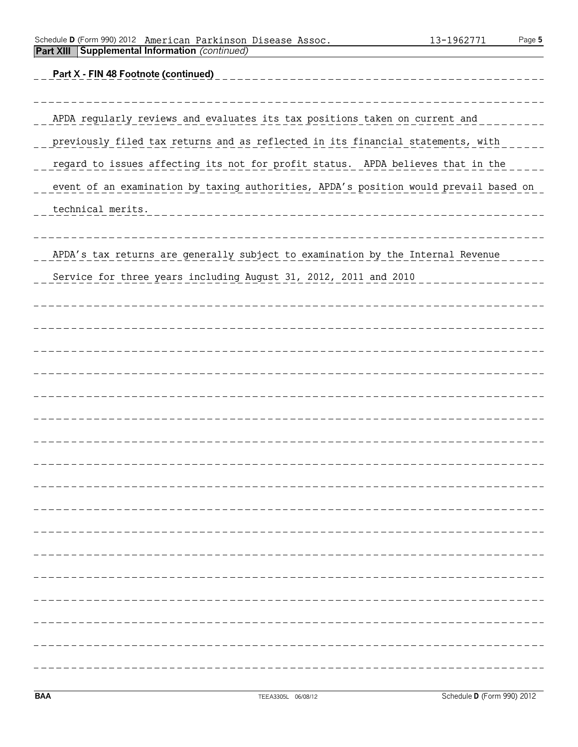**Part XIII Supplemental Information** *(continued)*

**Part X - FIN 48 Footnote (continued)**

APDA regularly reviews and evaluates its tax positions taken on current and previously filed tax returns and as reflected in its financial statements, with regard to issues affecting its not for profit status. APDA believes that in the event of an examination by taxing authorities, APDA's position would prevail based on technical merits.

APDA's tax returns are generally subject to examination by the Internal Revenue Service for three years including August 31, 2012, 2011 and 2010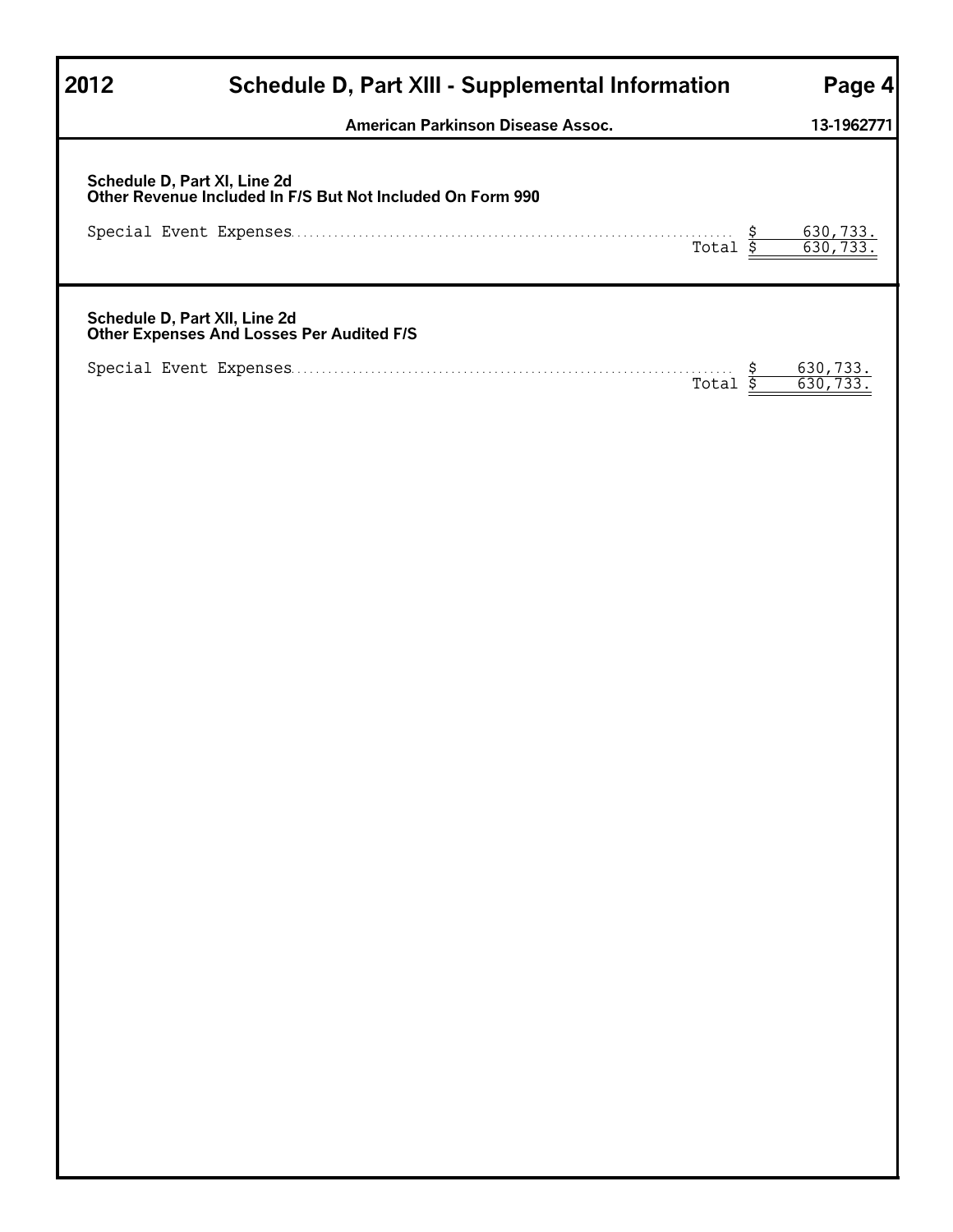# 2012 Schedule D, Part XIII - Supplemental Information

**American Parkinson Disease Assoc.** **13-1962771**

**Schedule D, Part XI, Line 2d**
**Other Revenue Included In F/S But Not Included On Form 990**

| | | |
|---|---|---|
| Special Event Expenses | $ | 630,733. |
| Total | $ | 630,733. |

**Schedule D, Part XII, Line 2d**
**Other Expenses And Losses Per Audited F/S**

| | | |
|---|---|---|
| Special Event Expenses | $ | 630,733. |
| Total | $ | 630,733. |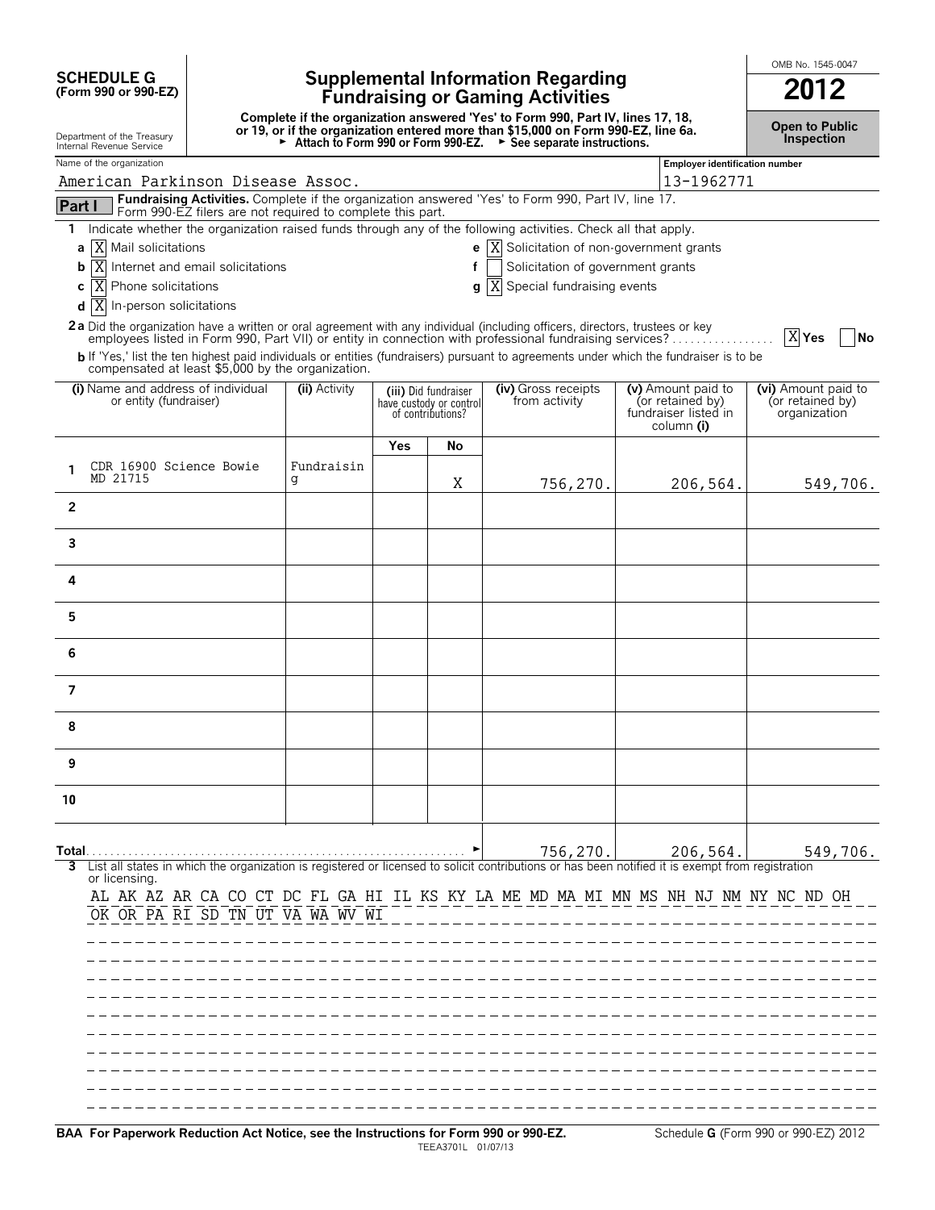**SCHEDULE G (Form 990 or 990-EZ)**

Department of the Treasury
Internal Revenue Service

# Supplemental Information Regarding Fundraising or Gaming Activities

**Complete if the organization answered 'Yes' to Form 990, Part IV, lines 17, 18, or 19, or if the organization entered more than $15,000 on Form 990-EZ, line 6a.**
► **Attach to Form 990 or Form 990-EZ.** ► **See separate instructions.**

OMB No. 1545-0047

**2012**

**Open to Public Inspection**

Name of the organization: American Parkinson Disease Assoc.

Employer identification number: 13-1962771

**Part I** **Fundraising Activities.** Complete if the organization answered 'Yes' to Form 990, Part IV, line 17. Form 990-EZ filers are not required to complete this part.

1 Indicate whether the organization raised funds through any of the following activities. Check all that apply.

- **a** [X] Mail solicitations
- **b** [X] Internet and email solicitations
- **c** [X] Phone solicitations
- **d** [X] In-person solicitations
- **e** [X] Solicitation of non-government grants
- **f** [ ] Solicitation of government grants
- **g** [X] Special fundraising events

**2a** Did the organization have a written or oral agreement with any individual (including officers, directors, trustees or key employees listed in Form 990, Part VII) or entity in connection with professional fundraising services? [X] Yes [ ] No

**b** If 'Yes,' list the ten highest paid individuals or entities (fundraisers) pursuant to agreements under which the fundraiser is to be compensated at least $5,000 by the organization.

| | (i) Name and address of individual or entity (fundraiser) | (ii) Activity | (iii) Did fundraiser have custody or control of contributions? Yes | No | (iv) Gross receipts from activity | (v) Amount paid to (or retained by) fundraiser listed in column (i) | (vi) Amount paid to (or retained by) organization |
|---|---|---|---|---|---|---|---|
| 1 | CDR 16900 Science Bowie MD 21715 | Fundraising | | X | 756,270. | 206,564. | 549,706. |
| 2 | | | | | | | |
| 3 | | | | | | | |
| 4 | | | | | | | |
| 5 | | | | | | | |
| 6 | | | | | | | |
| 7 | | | | | | | |
| 8 | | | | | | | |
| 9 | | | | | | | |
| 10 | | | | | | | |
| **Total** | | | | ► | 756,270. | 206,564. | 549,706. |

**3** List all states in which the organization is registered or licensed to solicit contributions or has been notified it is exempt from registration or licensing.

AL AK AZ AR CA CO CT DC FL GA HI IL KS KY LA ME MD MA MI MN MS NH NJ NM NY NC ND OH OK OR PA RI SD TN UT VA WA WV WI

**BAA For Paperwork Reduction Act Notice, see the Instructions for Form 990 or 990-EZ.** TEEA3701L 01/07/13 Schedule **G** (Form 990 or 990-EZ) 2012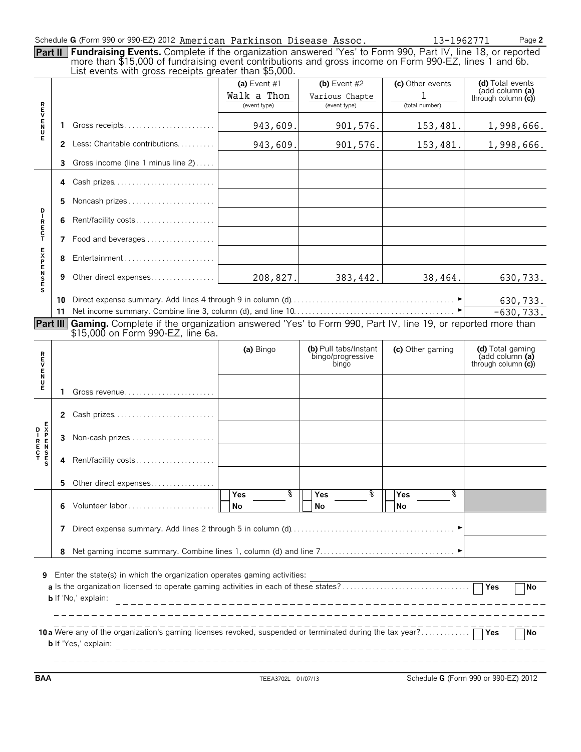Schedule G (Form 990 or 990-EZ) 2012 American Parkinson Disease Assoc. 13-1962771

**Part II** **Fundraising Events.** Complete if the organization answered 'Yes' to Form 990, Part IV, line 18, or reported more than $15,000 of fundraising event contributions and gross income on Form 990-EZ, lines 1 and 6b. List events with gross receipts greater than $5,000.

| | | | (a) Event #1 | (b) Event #2 | (c) Other events | (d) Total events (add column (a) through column (c)) |
|---|---|---|---|---|---|---|
| | | | Walk a Thon (event type) | Various Chapte (event type) | 1 (total number) | |
| REVENUE | 1 | Gross receipts | 943,609. | 901,576. | 153,481. | 1,998,666. |
| | 2 | Less: Charitable contributions | 943,609. | 901,576. | 153,481. | 1,998,666. |
| | 3 | Gross income (line 1 minus line 2) | | | | |
| DIRECT EXPENSES | 4 | Cash prizes | | | | |
| | 5 | Noncash prizes | | | | |
| | 6 | Rent/facility costs | | | | |
| | 7 | Food and beverages | | | | |
| | 8 | Entertainment | | | | |
| | 9 | Other direct expenses | 208,827. | 383,442. | 38,464. | 630,733. |
| | 10 | Direct expense summary. Add lines 4 through 9 in column (d) | | | | 630,733. |
| | 11 | Net income summary. Combine line 3, column (d), and line 10 | | | | -630,733. |

**Part III** **Gaming.** Complete if the organization answered 'Yes' to Form 990, Part IV, line 19, or reported more than $15,000 on Form 990-EZ, line 6a.

| | | | (a) Bingo | (b) Pull tabs/Instant bingo/progressive bingo | (c) Other gaming | (d) Total gaming (add column (a) through column (c)) |
|---|---|---|---|---|---|---|
| REVENUE | 1 | Gross revenue | | | | |
| DIRECT EXPENSES | 2 | Cash prizes | | | | |
| | 3 | Non-cash prizes | | | | |
| | 4 | Rent/facility costs | | | | |
| | 5 | Other direct expenses | | | | |
| | 6 | Volunteer labor | Yes ___ % / No | Yes ___ % / No | Yes ___ % / No | |
| | 7 | Direct expense summary. Add lines 2 through 5 in column (d) | | | | |
| | 8 | Net gaming income summary. Combine lines 1, column (d) and line 7 | | | | |

**9** Enter the state(s) in which the organization operates gaming activities:

**a** Is the organization licensed to operate gaming activities in each of these states? ☐ Yes ☐ No

**b** If 'No,' explain:

**10a** Were any of the organization's gaming licenses revoked, suspended or terminated during the tax year? ☐ Yes ☐ No

**b** If 'Yes,' explain:

BAA TEEA3702L 01/07/13 Schedule G (Form 990 or 990-EZ) 2012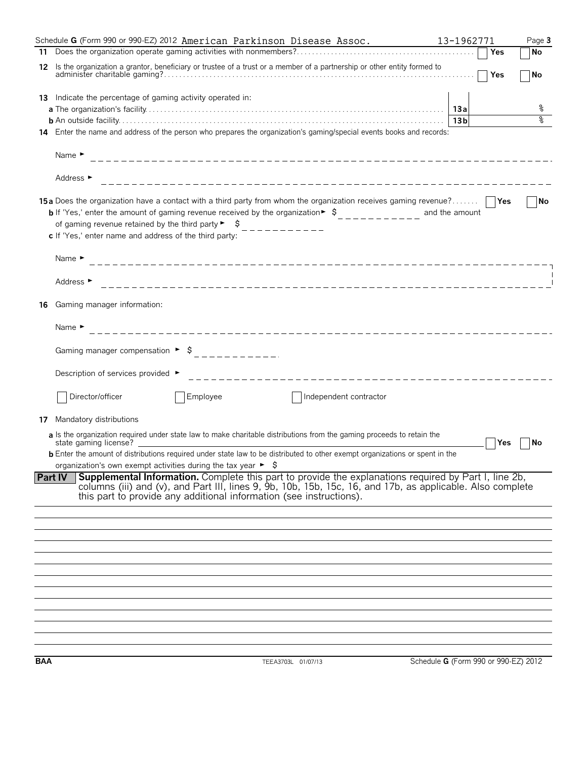Schedule **G** (Form 990 or 990-EZ) 2012 American Parkinson Disease Assoc. 13-1962771 Page **3**

**11** Does the organization operate gaming activities with nonmembers? ☐ Yes ☐ No

**12** Is the organization a grantor, beneficiary or trustee of a trust or a member of a partnership or other entity formed to administer charitable gaming? ☐ Yes ☐ No

**13** Indicate the percentage of gaming activity operated in:

**a** The organization's facility . . . **13a** %

**b** An outside facility . . . **13b** %

**14** Enter the name and address of the person who prepares the organization's gaming/special events books and records:

Name ►

Address ►

**15a** Does the organization have a contact with a third party from whom the organization receives gaming revenue? ☐ Yes ☐ No

**b** If 'Yes,' enter the amount of gaming revenue received by the organization ► $ ________ and the amount of gaming revenue retained by the third party ► $ ________

**c** If 'Yes,' enter name and address of the third party:

Name ►

Address ►

**16** Gaming manager information:

Name ►

Gaming manager compensation ► $

Description of services provided ►

☐ Director/officer ☐ Employee ☐ Independent contractor

**17** Mandatory distributions

**a** Is the organization required under state law to make charitable distributions from the gaming proceeds to retain the state gaming license? ☐ Yes ☐ No

**b** Enter the amount of distributions required under state law to be distributed to other exempt organizations or spent in the organization's own exempt activities during the tax year ► $

**Part IV** **Supplemental Information.** Complete this part to provide the explanations required by Part I, line 2b, columns (iii) and (v), and Part III, lines 9, 9b, 10b, 15b, 15c, 16, and 17b, as applicable. Also complete this part to provide any additional information (see instructions).

**BAA** TEEA3703L 01/07/13 Schedule **G** (Form 990 or 990-EZ) 2012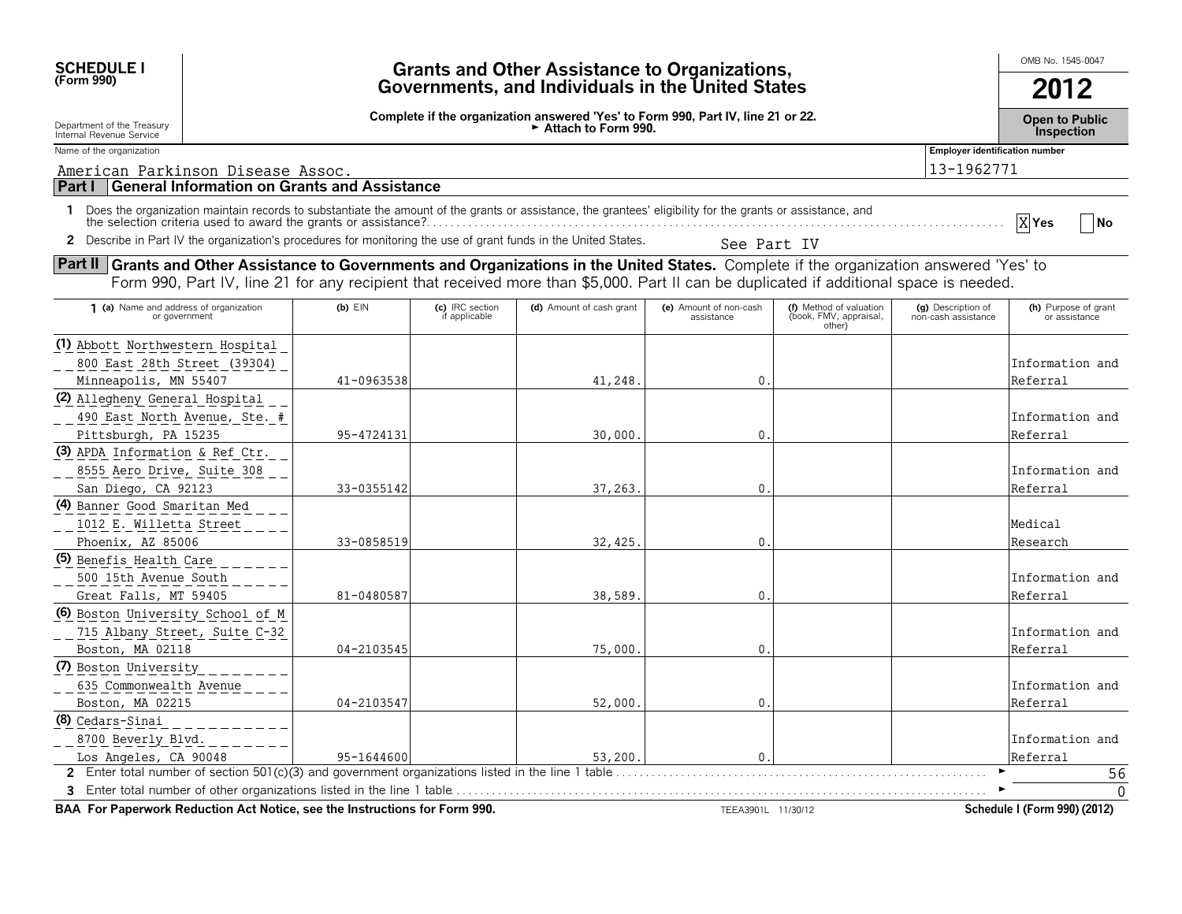**SCHEDULE I (Form 990)**

Department of the Treasury
Internal Revenue Service

# Grants and Other Assistance to Organizations, Governments, and Individuals in the United States

**Complete if the organization answered 'Yes' to Form 990, Part IV, line 21 or 22.**
**► Attach to Form 990.**

OMB No. 1545-0047

**2012**

**Open to Public Inspection**

Name of the organization: American Parkinson Disease Assoc.

Employer identification number: 13-1962771

## Part I General Information on Grants and Assistance

1 Does the organization maintain records to substantiate the amount of the grants or assistance, the grantees' eligibility for the grants or assistance, and the selection criteria used to award the grants or assistance? [X] Yes [ ] No

2 Describe in Part IV the organization's procedures for monitoring the use of grant funds in the United States. See Part IV

## Part II Grants and Other Assistance to Governments and Organizations in the United States.

Complete if the organization answered 'Yes' to Form 990, Part IV, line 21 for any recipient that received more than $5,000. Part II can be duplicated if additional space is needed.

| 1 (a) Name and address of organization or government | (b) EIN | (c) IRC section if applicable | (d) Amount of cash grant | (e) Amount of non-cash assistance | (f) Method of valuation (book, FMV, appraisal, other) | (g) Description of non-cash assistance | (h) Purpose of grant or assistance |
|---|---|---|---|---|---|---|---|
| (1) Abbott Northwestern Hospital 800 East 28th Street (39304) Minneapolis, MN 55407 | 41-0963538 | | 41,248. | 0. | | | Information and Referral |
| (2) Allegheny General Hospital 490 East North Avenue, Ste. # Pittsburgh, PA 15235 | 95-4724131 | | 30,000. | 0. | | | Information and Referral |
| (3) APDA Information & Ref Ctr. 8555 Aero Drive, Suite 308 San Diego, CA 92123 | 33-0355142 | | 37,263. | 0. | | | Information and Referral |
| (4) Banner Good Smaritan Med 1012 E. Willetta Street Phoenix, AZ 85006 | 33-0858519 | | 32,425. | 0. | | | Medical Research |
| (5) Benefis Health Care 500 15th Avenue South Great Falls, MT 59405 | 81-0480587 | | 38,589. | 0. | | | Information and Referral |
| (6) Boston University School of M 715 Albany Street, Suite C-32 Boston, MA 02118 | 04-2103545 | | 75,000. | 0. | | | Information and Referral |
| (7) Boston University 635 Commonwealth Avenue Boston, MA 02215 | 04-2103547 | | 52,000. | 0. | | | Information and Referral |
| (8) Cedars-Sinai 8700 Beverly Blvd. Los Angeles, CA 90048 | 95-1644600 | | 53,200. | 0. | | | Information and Referral |

2 Enter total number of section 501(c)(3) and government organizations listed in the line 1 table ► 56

3 Enter total number of other organizations listed in the line 1 table ► 0

**BAA For Paperwork Reduction Act Notice, see the Instructions for Form 990.** TEEA3901L 11/30/12 **Schedule I (Form 990) (2012)**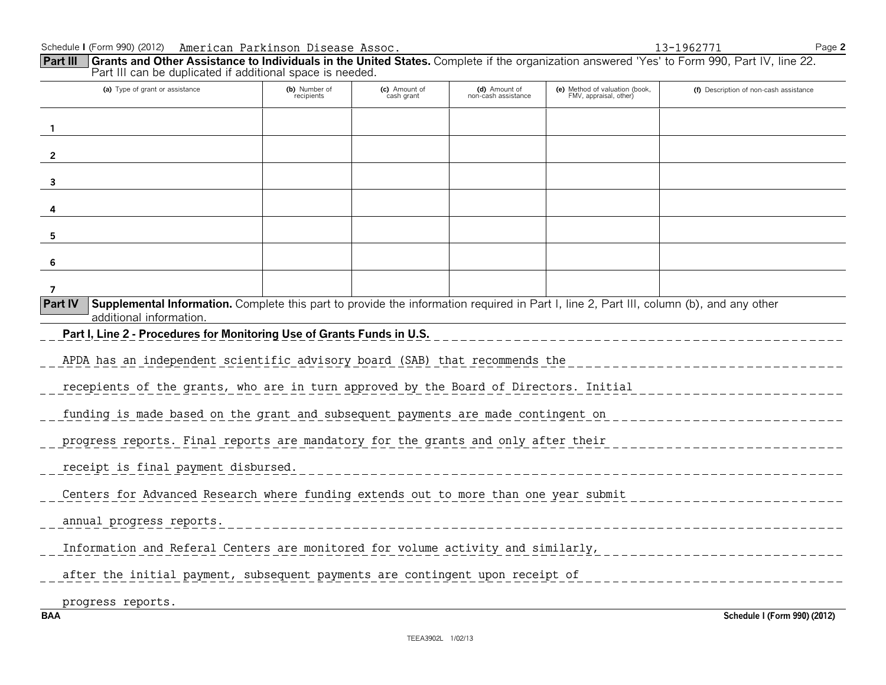Schedule I (Form 990) (2012) American Parkinson Disease Assoc. 13-1962771

## Part III Grants and Other Assistance to Individuals in the United States.

Complete if the organization answered 'Yes' to Form 990, Part IV, line 22. Part III can be duplicated if additional space is needed.

| | (a) Type of grant or assistance | (b) Number of recipients | (c) Amount of cash grant | (d) Amount of non-cash assistance | (e) Method of valuation (book, FMV, appraisal, other) | (f) Description of non-cash assistance |
|---|---|---|---|---|---|---|
| 1 | | | | | | |
| 2 | | | | | | |
| 3 | | | | | | |
| 4 | | | | | | |
| 5 | | | | | | |
| 6 | | | | | | |
| 7 | | | | | | |

## Part IV Supplemental Information.

Complete this part to provide the information required in Part I, line 2, Part III, column (b), and any other additional information.

**Part I, Line 2 - Procedures for Monitoring Use of Grants Funds in U.S.**

APDA has an independent scientific advisory board (SAB) that recommends the recepients of the grants, who are in turn approved by the Board of Directors. Initial funding is made based on the grant and subsequent payments are made contingent on progress reports. Final reports are mandatory for the grants and only after their receipt is final payment disbursed.

Centers for Advanced Research where funding extends out to more than one year submit annual progress reports.

Information and Referal Centers are monitored for volume activity and similarly, after the initial payment, subsequent payments are contingent upon receipt of progress reports.

BAA Schedule I (Form 990) (2012)

TEEA3902L 1/02/13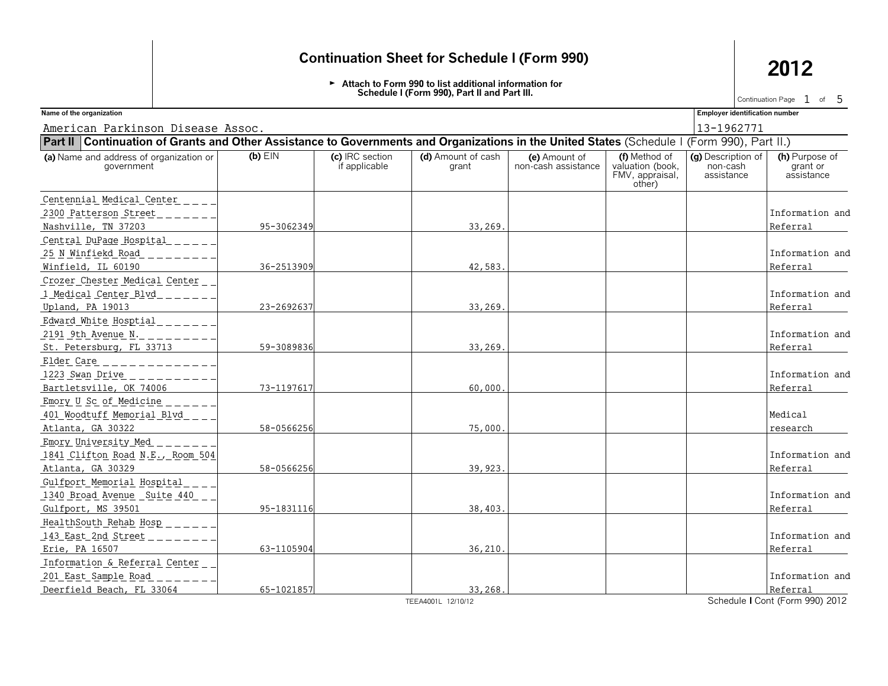# Continuation Sheet for Schedule I (Form 990)

**2012**

► Attach to Form 990 to list additional information for Schedule I (Form 990), Part II and Part III.

Continuation Page 1 of 5

**Name of the organization:** American Parkinson Disease Assoc.

**Employer identification number:** 13-1962771

**Part II** Continuation of Grants and Other Assistance to Governments and Organizations in the United States (Schedule I (Form 990), Part II.)

| (a) Name and address of organization or government | (b) EIN | (c) IRC section if applicable | (d) Amount of cash grant | (e) Amount of non-cash assistance | (f) Method of valuation (book, FMV, appraisal, other) | (g) Description of non-cash assistance | (h) Purpose of grant or assistance |
|---|---|---|---|---|---|---|---|
| Centennial Medical Center<br>2300 Patterson Street<br>Nashville, TN 37203 | 95-3062349 | | 33,269. | | | | Information and Referral |
| Central DuPage Hospital<br>25 N Winfiekd Road<br>Winfield, IL 60190 | 36-2513909 | | 42,583. | | | | Information and Referral |
| Crozer Chester Medical Center<br>1 Medical Center Blvd<br>Upland, PA 19013 | 23-2692637 | | 33,269. | | | | Information and Referral |
| Edward White Hosptial<br>2191 9th Avenue N.<br>St. Petersburg, FL 33713 | 59-3089836 | | 33,269. | | | | Information and Referral |
| Elder Care<br>1223 Swan Drive<br>Bartletsville, OK 74006 | 73-1197617 | | 60,000. | | | | Information and Referral |
| Emory U Sc of Medicine<br>401 Woodtuff Memorial Blvd<br>Atlanta, GA 30322 | 58-0566256 | | 75,000. | | | | Medical research |
| Emory University Med<br>1841 Clifton Road N.E., Room 504<br>Atlanta, GA 30329 | 58-0566256 | | 39,923. | | | | Information and Referral |
| Gulfport Memorial Hospital<br>1340 Broad Avenue Suite 440<br>Gulfport, MS 39501 | 95-1831116 | | 38,403. | | | | Information and Referral |
| HealthSouth Rehab Hosp<br>143 East 2nd Street<br>Erie, PA 16507 | 63-1105904 | | 36,210. | | | | Information and Referral |
| Information & Referral Center<br>201 East Sample Road<br>Deerfield Beach, FL 33064 | 65-1021857 | | 33,268. | | | | Information and Referral |

TEEA4001L 12/10/12

Schedule I Cont (Form 990) 2012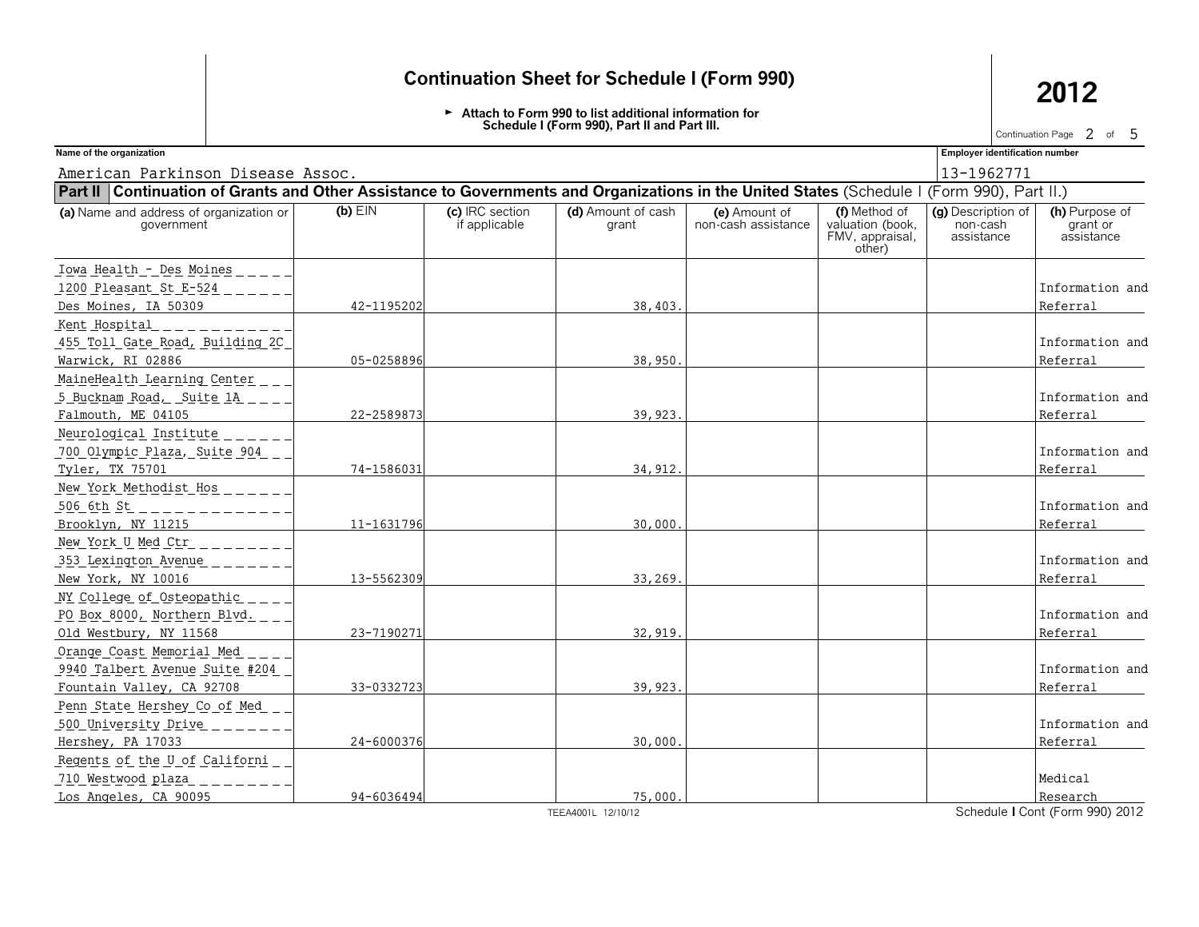# Continuation Sheet for Schedule I (Form 990)

► Attach to Form 990 to list additional information for Schedule I (Form 990), Part II and Part III.

**2012**

Continuation Page 2 of 5

**Name of the organization**
American Parkinson Disease Assoc.

**Employer identification number**
13-1962771

**Part II** Continuation of Grants and Other Assistance to Governments and Organizations in the United States (Schedule I (Form 990), Part II.)

| (a) Name and address of organization or government | (b) EIN | (c) IRC section if applicable | (d) Amount of cash grant | (e) Amount of non-cash assistance | (f) Method of valuation (book, FMV, appraisal, other) | (g) Description of non-cash assistance | (h) Purpose of grant or assistance |
|---|---|---|---|---|---|---|---|
| Iowa Health - Des Moines<br>1200 Pleasant St E-524<br>Des Moines, IA 50309 | 42-1195202 | | 38,403. | | | | Information and Referral |
| Kent Hospital<br>455 Toll Gate Road, Building 2C<br>Warwick, RI 02886 | 05-0258896 | | 38,950. | | | | Information and Referral |
| MaineHealth Learning Center<br>5 Bucknam Road, Suite 1A<br>Falmouth, ME 04105 | 22-2589873 | | 39,923. | | | | Information and Referral |
| Neurological Institute<br>700 Olympic Plaza, Suite 904<br>Tyler, TX 75701 | 74-1586031 | | 34,912. | | | | Information and Referral |
| New York Methodist Hos<br>506 6th St<br>Brooklyn, NY 11215 | 11-1631796 | | 30,000. | | | | Information and Referral |
| New York U Med Ctr<br>353 Lexington Avenue<br>New York, NY 10016 | 13-5562309 | | 33,269. | | | | Information and Referral |
| NY College of Osteopathic<br>PO Box 8000, Northern Blvd.<br>Old Westbury, NY 11568 | 23-7190271 | | 32,919. | | | | Information and Referral |
| Orange Coast Memorial Med<br>9940 Talbert Avenue Suite #204<br>Fountain Valley, CA 92708 | 33-0332723 | | 39,923. | | | | Information and Referral |
| Penn State Hershey Co of Med<br>500 University Drive<br>Hershey, PA 17033 | 24-6000376 | | 30,000. | | | | Information and Referral |
| Regents of the U of Californi<br>710 Westwood plaza<br>Los Angeles, CA 90095 | 94-6036494 | | 75,000. | | | | Medical Research |

TEEA4001L 12/10/12

Schedule I Cont (Form 990) 2012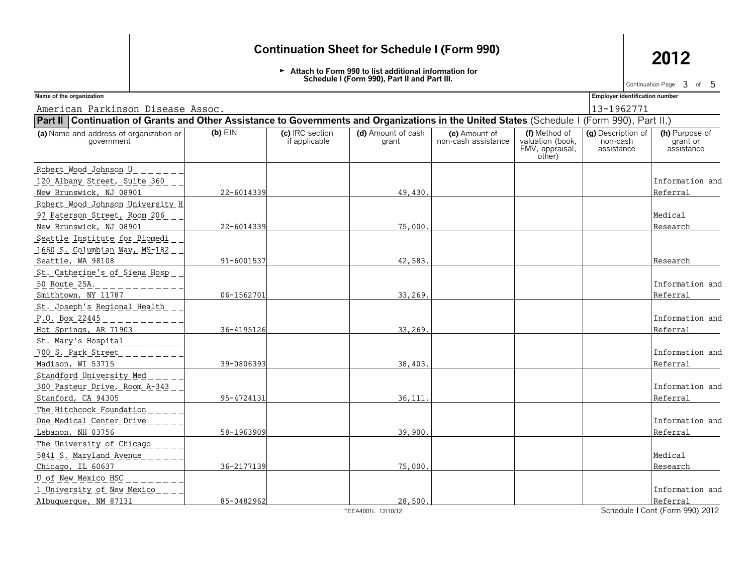# Continuation Sheet for Schedule I (Form 990)

**2012**

► Attach to Form 990 to list additional information for Schedule I (Form 990), Part II and Part III.

Continuation Page 3 of 5

**Name of the organization**

American Parkinson Disease Assoc.

**Employer identification number**

13-1962771

**Part II** **Continuation of Grants and Other Assistance to Governments and Organizations in the United States** (Schedule I (Form 990), Part II.)

| (a) Name and address of organization or government | (b) EIN | (c) IRC section if applicable | (d) Amount of cash grant | (e) Amount of non-cash assistance | (f) Method of valuation (book, FMV, appraisal, other) | (g) Description of non-cash assistance | (h) Purpose of grant or assistance |
|---|---|---|---|---|---|---|---|
| Robert Wood Johnson U<br>120 Albany Street, Suite 360<br>New Brunswick, NJ 08901 | 22-6014339 | | 49,430. | | | | Information and Referral |
| Robert Wood Johnson University H<br>97 Paterson Street, Room 206<br>New Brunswick, NJ 08901 | 22-6014339 | | 75,000. | | | | Medical Research |
| Seattle Institute for Biomedi<br>1660 S. Columbian Way, MS-182<br>Seattle, WA 98108 | 91-6001537 | | 42,583. | | | | Research |
| St. Catherine's of Siena Hosp<br>50 Route 25A.<br>Smithtown, NY 11787 | 06-1562701 | | 33,269. | | | | Information and Referral |
| St. Joseph's Regional Health<br>P.O. Box 22445<br>Hot Springs, AR 71903 | 36-4195126 | | 33,269. | | | | Information and Referral |
| St. Mary's Hospital<br>700 S. Park Street<br>Madison, WI 53715 | 39-0806393 | | 38,403. | | | | Information and Referral |
| Standford University Med<br>300 Pasteur Drive, Room A-343<br>Stanford, CA 94305 | 95-4724131 | | 36,111. | | | | Information and Referral |
| The Hitchcock Foundation<br>One Medical Center Drive<br>Lebanon, NH 03756 | 58-1963909 | | 39,900. | | | | Information and Referral |
| The University of Chicago<br>5841 S. Maryland Avenue<br>Chicago, IL 60637 | 36-2177139 | | 75,000. | | | | Medical Research |
| U of New Mexico HSC<br>1 University of New Mexico<br>Albuquerque, NM 87131 | 85-0482962 | | 28,500. | | | | Information and Referral |

TEEA4001L 12/10/12

Schedule I Cont (Form 990) 2012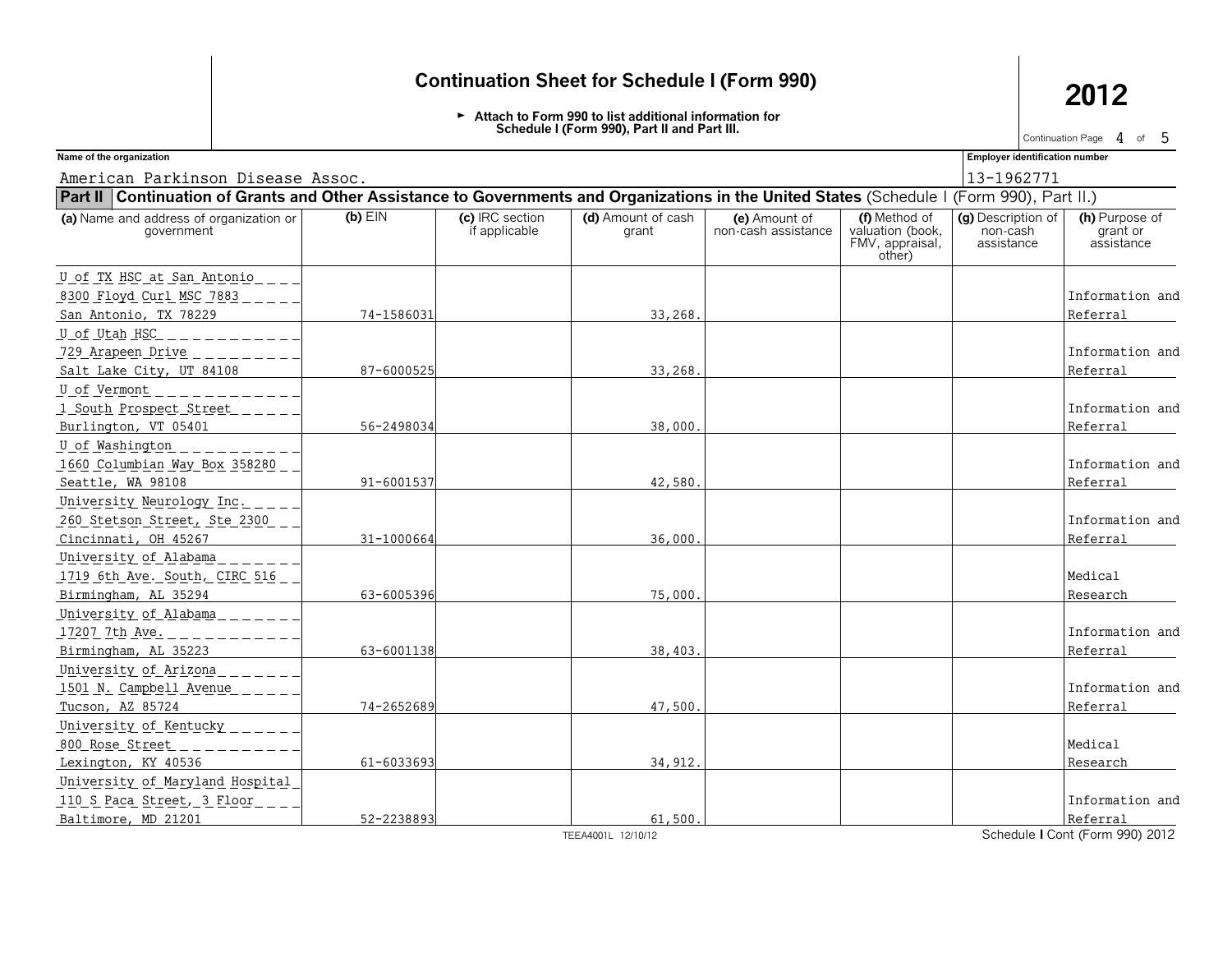# Continuation Sheet for Schedule I (Form 990)

► Attach to Form 990 to list additional information for Schedule I (Form 990), Part II and Part III.

**2012**

**Name of the organization:** American Parkinson Disease Assoc.

**Employer identification number:** 13-1962771

**Part II** **Continuation of Grants and Other Assistance to Governments and Organizations in the United States** (Schedule I (Form 990), Part II.)

| (a) Name and address of organization or government | (b) EIN | (c) IRC section if applicable | (d) Amount of cash grant | (e) Amount of non-cash assistance | (f) Method of valuation (book, FMV, appraisal, other) | (g) Description of non-cash assistance | (h) Purpose of grant or assistance |
|---|---|---|---|---|---|---|---|
| U of TX HSC at San Antonio<br>8300 Floyd Curl MSC 7883<br>San Antonio, TX 78229 | 74-1586031 | | 33,268. | | | | Information and Referral |
| U of Utah HSC<br>729 Arapeen Drive<br>Salt Lake City, UT 84108 | 87-6000525 | | 33,268. | | | | Information and Referral |
| U of Vermont<br>1 South Prospect Street<br>Burlington, VT 05401 | 56-2498034 | | 38,000. | | | | Information and Referral |
| U of Washington<br>1660 Columbian Way Box 358280<br>Seattle, WA 98108 | 91-6001537 | | 42,580. | | | | Information and Referral |
| University Neurology Inc.<br>260 Stetson Street, Ste 2300<br>Cincinnati, OH 45267 | 31-1000664 | | 36,000. | | | | Information and Referral |
| University of Alabama<br>1719 6th Ave. South, CIRC 516<br>Birmingham, AL 35294 | 63-6005396 | | 75,000. | | | | Medical Research |
| University of Alabama<br>17207 7th Ave.<br>Birmingham, AL 35223 | 63-6001138 | | 38,403. | | | | Information and Referral |
| University of Arizona<br>1501 N. Campbell Avenue<br>Tucson, AZ 85724 | 74-2652689 | | 47,500. | | | | Information and Referral |
| University of Kentucky<br>800 Rose Street<br>Lexington, KY 40536 | 61-6033693 | | 34,912. | | | | Medical Research |
| University of Maryland Hospital<br>110 S Paca Street, 3 Floor<br>Baltimore, MD 21201 | 52-2238893 | | 61,500. | | | | Information and Referral |

TEEA4001L 12/10/12

Schedule I Cont (Form 990) 2012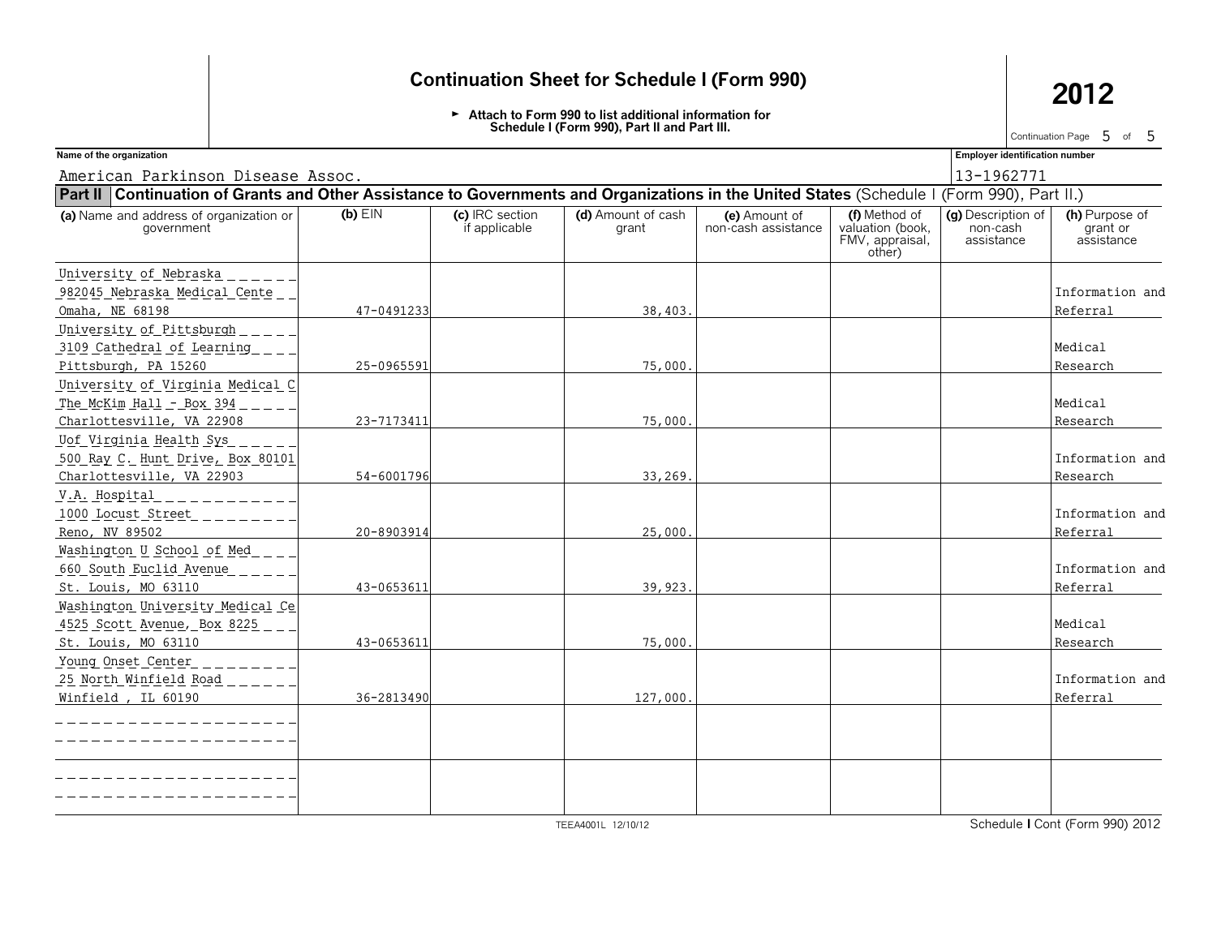# Continuation Sheet for Schedule I (Form 990)

**2012**

► Attach to Form 990 to list additional information for Schedule I (Form 990), Part II and Part III.

Continuation Page 5 of 5

**Name of the organization**
American Parkinson Disease Assoc.

**Employer identification number**
13-1962771

**Part II** Continuation of Grants and Other Assistance to Governments and Organizations in the United States (Schedule I (Form 990), Part II.)

| (a) Name and address of organization or government | (b) EIN | (c) IRC section if applicable | (d) Amount of cash grant | (e) Amount of non-cash assistance | (f) Method of valuation (book, FMV, appraisal, other) | (g) Description of non-cash assistance | (h) Purpose of grant or assistance |
|---|---|---|---|---|---|---|---|
| University of Nebraska<br>982045 Nebraska Medical Cente<br>Omaha, NE 68198 | 47-0491233 | | 38,403. | | | | Information and Referral |
| University of Pittsburgh<br>3109 Cathedral of Learning<br>Pittsburgh, PA 15260 | 25-0965591 | | 75,000. | | | | Medical Research |
| University of Virginia Medical C<br>The McKim Hall - Box 394<br>Charlottesville, VA 22908 | 23-7173411 | | 75,000. | | | | Medical Research |
| Uof Virginia Health Sys<br>500 Ray C. Hunt Drive, Box 80101<br>Charlottesville, VA 22903 | 54-6001796 | | 33,269. | | | | Information and Research |
| V.A. Hospital<br>1000 Locust Street<br>Reno, NV 89502 | 20-8903914 | | 25,000. | | | | Information and Referral |
| Washington U School of Med<br>660 South Euclid Avenue<br>St. Louis, MO 63110 | 43-0653611 | | 39,923. | | | | Information and Referral |
| Washington University Medical Ce<br>4525 Scott Avenue, Box 8225<br>St. Louis, MO 63110 | 43-0653611 | | 75,000. | | | | Medical Research |
| Young Onset Center<br>25 North Winfield Road<br>Winfield , IL 60190 | 36-2813490 | | 127,000. | | | | Information and Referral |
| | | | | | | | |
| | | | | | | | |

TEEA4001L 12/10/12

Schedule I Cont (Form 990) 2012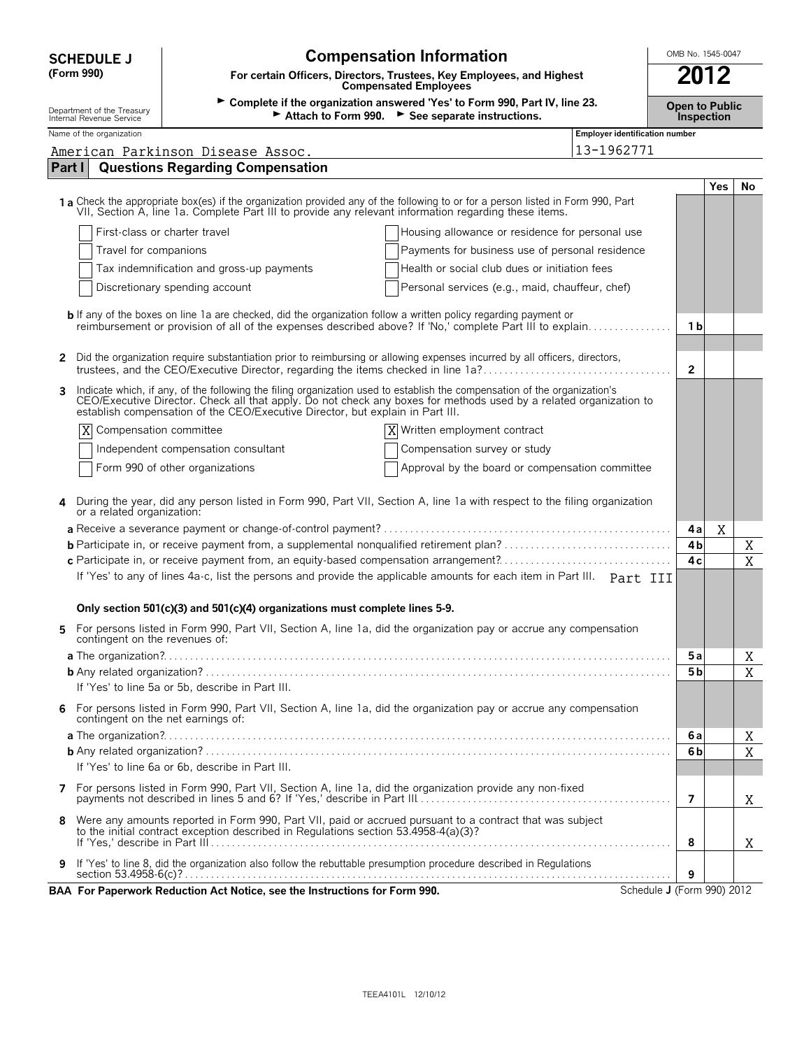**SCHEDULE J**
**(Form 990)**

Department of the Treasury
Internal Revenue Service

# Compensation Information

**For certain Officers, Directors, Trustees, Key Employees, and Highest Compensated Employees**

► **Complete if the organization answered 'Yes' to Form 990, Part IV, line 23.**
► **Attach to Form 990.** ► **See separate instructions.**

OMB No. 1545-0047

**2012**

**Open to Public Inspection**

| Name of the organization | Employer identification number |
|---|---|
| American Parkinson Disease Assoc. | 13-1962771 |

## Part I — Questions Regarding Compensation

| | | | Yes | No |
|---|---|---|---|---|
| **1a** | Check the appropriate box(es) if the organization provided any of the following to or for a person listed in Form 990, Part VII, Section A, line 1a. Complete Part III to provide any relevant information regarding these items. | | | |
| | ☐ First-class or charter travel ☐ Housing allowance or residence for personal use | | | |
| | ☐ Travel for companions ☐ Payments for business use of personal residence | | | |
| | ☐ Tax indemnification and gross-up payments ☐ Health or social club dues or initiation fees | | | |
| | ☐ Discretionary spending account ☐ Personal services (e.g., maid, chauffeur, chef) | | | |
| **b** | If any of the boxes on line 1a are checked, did the organization follow a written policy regarding payment or reimbursement or provision of all of the expenses described above? If 'No,' complete Part III to explain | 1b | | |
| **2** | Did the organization require substantiation prior to reimbursing or allowing expenses incurred by all officers, directors, trustees, and the CEO/Executive Director, regarding the items checked in line 1a? | 2 | | |
| **3** | Indicate which, if any, of the following the filing organization used to establish the compensation of the organization's CEO/Executive Director. Check all that apply. Do not check any boxes for methods used by a related organization to establish compensation of the CEO/Executive Director, but explain in Part III. | | | |
| | ☒ Compensation committee ☒ Written employment contract | | | |
| | ☐ Independent compensation consultant ☐ Compensation survey or study | | | |
| | ☐ Form 990 of other organizations ☐ Approval by the board or compensation committee | | | |
| **4** | During the year, did any person listed in Form 990, Part VII, Section A, line 1a with respect to the filing organization or a related organization: | | | |
| **a** | Receive a severance payment or change-of-control payment? | 4a | X | |
| **b** | Participate in, or receive payment from, a supplemental nonqualified retirement plan? | 4b | | X |
| **c** | Participate in, or receive payment from, an equity-based compensation arrangement? | 4c | | X |
| | If 'Yes' to any of lines 4a-c, list the persons and provide the applicable amounts for each item in Part III. Part III | | | |
| | **Only section 501(c)(3) and 501(c)(4) organizations must complete lines 5-9.** | | | |
| **5** | For persons listed in Form 990, Part VII, Section A, line 1a, did the organization pay or accrue any compensation contingent on the revenues of: | | | |
| **a** | The organization? | 5a | | X |
| **b** | Any related organization? | 5b | | X |
| | If 'Yes' to line 5a or 5b, describe in Part III. | | | |
| **6** | For persons listed in Form 990, Part VII, Section A, line 1a, did the organization pay or accrue any compensation contingent on the net earnings of: | | | |
| **a** | The organization? | 6a | | X |
| **b** | Any related organization? | 6b | | X |
| | If 'Yes' to line 6a or 6b, describe in Part III. | | | |
| **7** | For persons listed in Form 990, Part VII, Section A, line 1a, did the organization provide any non-fixed payments not described in lines 5 and 6? If 'Yes,' describe in Part III | 7 | | X |
| **8** | Were any amounts reported in Form 990, Part VII, paid or accrued pursuant to a contract that was subject to the initial contract exception described in Regulations section 53.4958-4(a)(3)? If 'Yes,' describe in Part III | 8 | | X |
| **9** | If 'Yes' to line 8, did the organization also follow the rebuttable presumption procedure described in Regulations section 53.4958-6(c)? | 9 | | |

**BAA For Paperwork Reduction Act Notice, see the Instructions for Form 990.** Schedule **J** (Form 990) 2012

TEEA4101L 12/10/12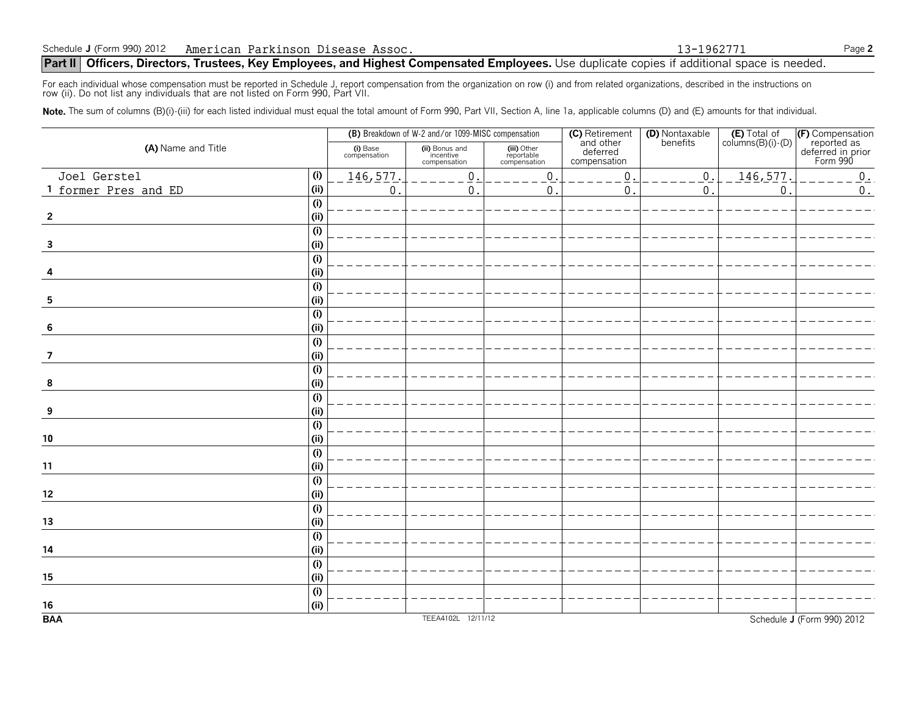Schedule J (Form 990) 2012 American Parkinson Disease Assoc. 13-1962771

## Part II Officers, Directors, Trustees, Key Employees, and Highest Compensated Employees. Use duplicate copies if additional space is needed.

For each individual whose compensation must be reported in Schedule J, report compensation from the organization on row (i) and from related organizations, described in the instructions on row (ii). Do not list any individuals that are not listed on Form 990, Part VII.

**Note.** The sum of columns (B)(i)-(iii) for each listed individual must equal the total amount of Form 990, Part VII, Section A, line 1a, applicable columns (D) and (E) amounts for that individual.

| (A) Name and Title | | (B) Breakdown of W-2 and/or 1099-MISC compensation | | | (C) Retirement and other deferred compensation | (D) Nontaxable benefits | (E) Total of columns(B)(i)-(D) | (F) Compensation reported as deferred in prior Form 990 |
|---|---|---|---|---|---|---|---|---|
| | | (i) Base compensation | (ii) Bonus and incentive compensation | (iii) Other reportable compensation | | | | |
| 1 Joel Gerstel | (i) | 146,577. | 0. | 0. | 0. | 0. | 146,577. | 0. |
| former Pres and ED | (ii) | 0. | 0. | 0. | 0. | 0. | 0. | 0. |
| 2 | (i) | | | | | | | |
| | (ii) | | | | | | | |
| 3 | (i) | | | | | | | |
| | (ii) | | | | | | | |
| 4 | (i) | | | | | | | |
| | (ii) | | | | | | | |
| 5 | (i) | | | | | | | |
| | (ii) | | | | | | | |
| 6 | (i) | | | | | | | |
| | (ii) | | | | | | | |
| 7 | (i) | | | | | | | |
| | (ii) | | | | | | | |
| 8 | (i) | | | | | | | |
| | (ii) | | | | | | | |
| 9 | (i) | | | | | | | |
| | (ii) | | | | | | | |
| 10 | (i) | | | | | | | |
| | (ii) | | | | | | | |
| 11 | (i) | | | | | | | |
| | (ii) | | | | | | | |
| 12 | (i) | | | | | | | |
| | (ii) | | | | | | | |
| 13 | (i) | | | | | | | |
| | (ii) | | | | | | | |
| 14 | (i) | | | | | | | |
| | (ii) | | | | | | | |
| 15 | (i) | | | | | | | |
| | (ii) | | | | | | | |
| 16 | (i) | | | | | | | |
| | (ii) | | | | | | | |

BAA TEEA4102L 12/11/12 Schedule J (Form 990) 2012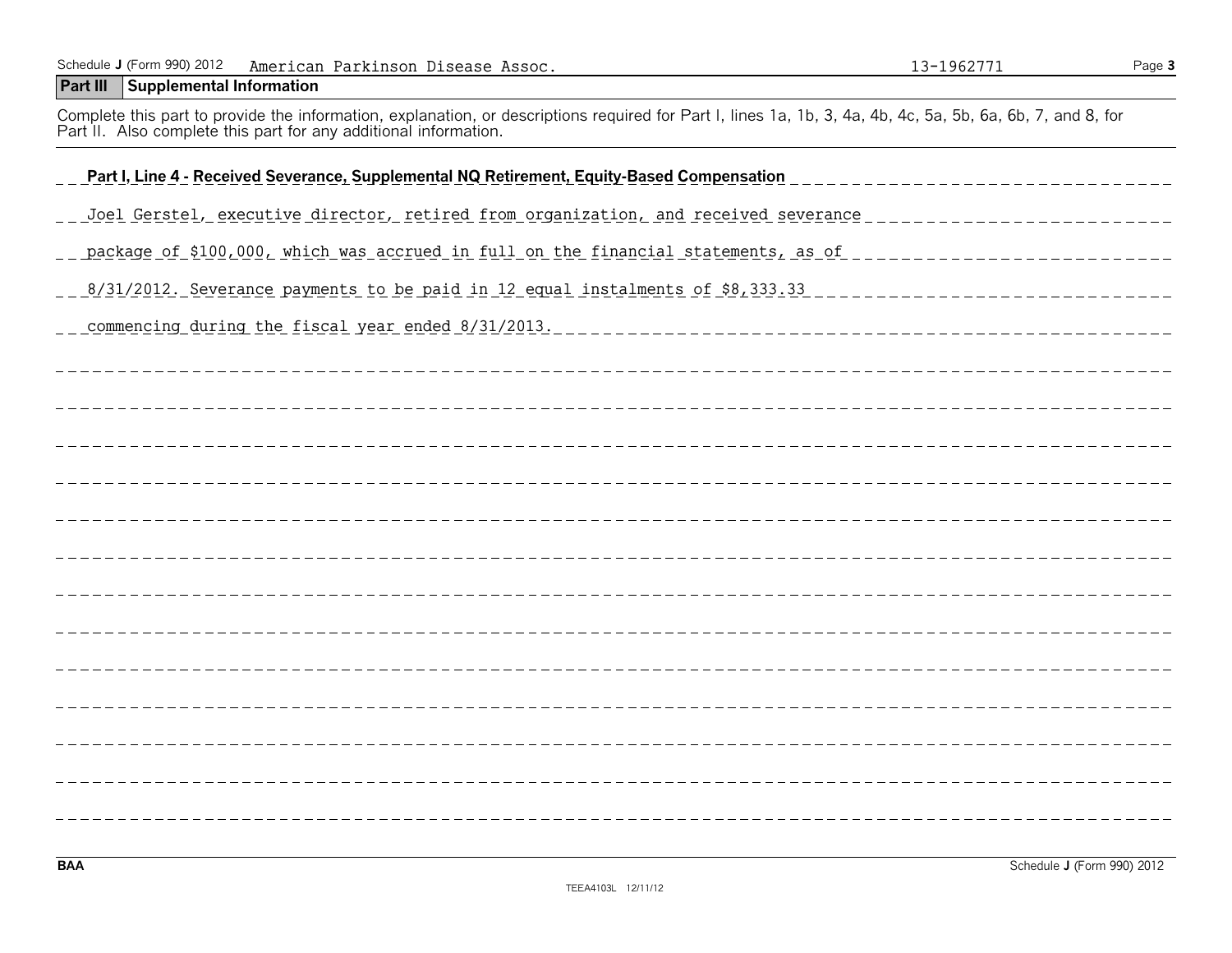Schedule J (Form 990) 2012 American Parkinson Disease Assoc. 13-1962771

## Part III Supplemental Information

Complete this part to provide the information, explanation, or descriptions required for Part I, lines 1a, 1b, 3, 4a, 4b, 4c, 5a, 5b, 6a, 6b, 7, and 8, for Part II. Also complete this part for any additional information.

**Part I, Line 4 - Received Severance, Supplemental NQ Retirement, Equity-Based Compensation**

Joel Gerstel, executive director, retired from organization, and received severance package of $100,000, which was accrued in full on the financial statements, as of 8/31/2012. Severance payments to be paid in 12 equal instalments of $8,333.33 commencing during the fiscal year ended 8/31/2013.

BAA Schedule J (Form 990) 2012

TEEA4103L 12/11/12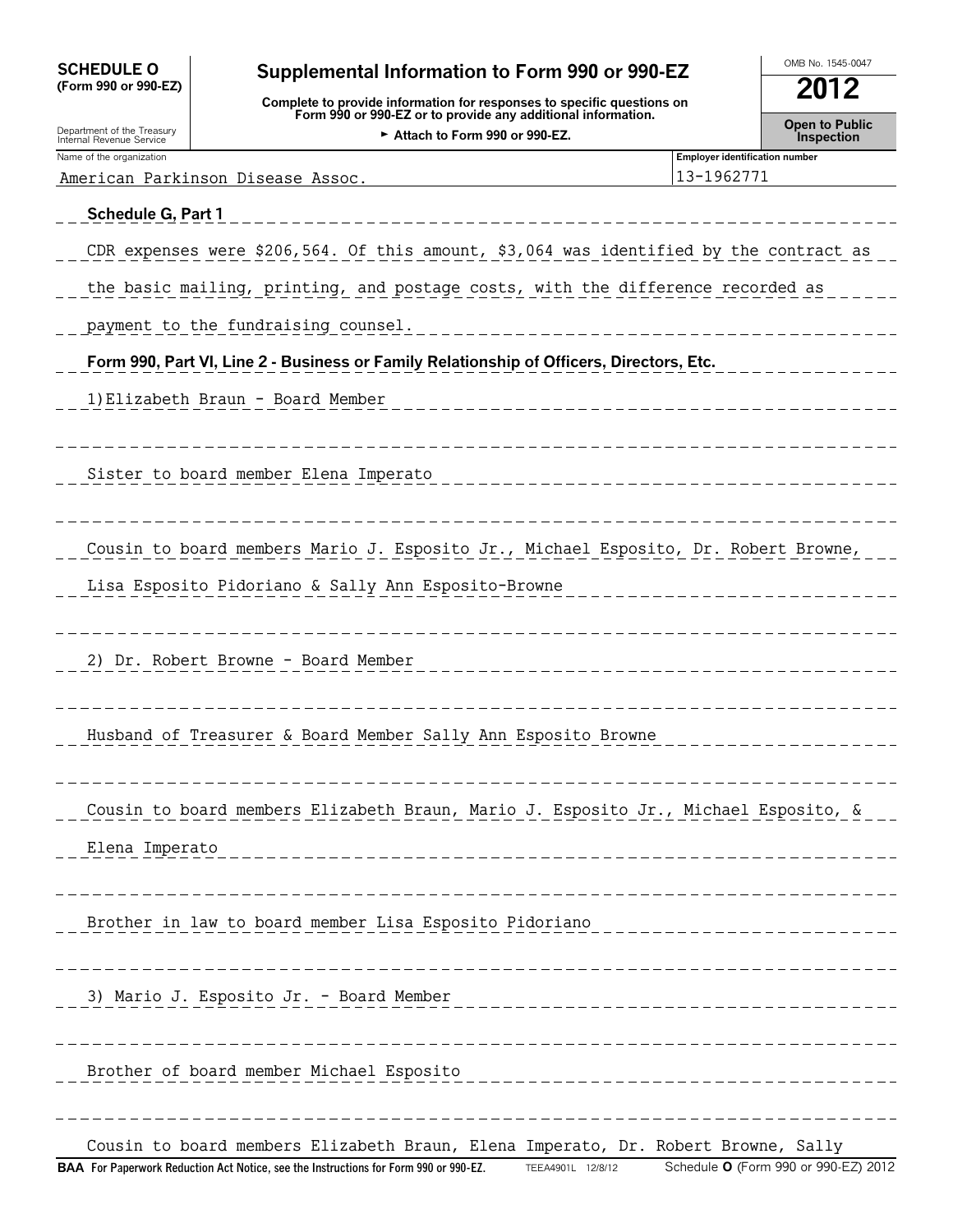**SCHEDULE O (Form 990 or 990-EZ)**

Department of the Treasury
Internal Revenue Service

# Supplemental Information to Form 990 or 990-EZ

**Complete to provide information for responses to specific questions on Form 990 or 990-EZ or to provide any additional information.**

► **Attach to Form 990 or 990-EZ.**

OMB No. 1545-0047

**2012**

**Open to Public Inspection**

| Name of the organization | Employer identification number |
| --- | --- |
| American Parkinson Disease Assoc. | 13-1962771 |

**Schedule G, Part 1**

CDR expenses were $206,564. Of this amount, $3,064 was identified by the contract as the basic mailing, printing, and postage costs, with the difference recorded as payment to the fundraising counsel.

**Form 990, Part VI, Line 2 - Business or Family Relationship of Officers, Directors, Etc.**

1)Elizabeth Braun - Board Member

Sister to board member Elena Imperato

Cousin to board members Mario J. Esposito Jr., Michael Esposito, Dr. Robert Browne, Lisa Esposito Pidoriano & Sally Ann Esposito-Browne

2) Dr. Robert Browne - Board Member

Husband of Treasurer & Board Member Sally Ann Esposito Browne

Cousin to board members Elizabeth Braun, Mario J. Esposito Jr., Michael Esposito, & Elena Imperato

Brother in law to board member Lisa Esposito Pidoriano

3) Mario J. Esposito Jr. - Board Member

Brother of board member Michael Esposito

Cousin to board members Elizabeth Braun, Elena Imperato, Dr. Robert Browne, Sally

**BAA For Paperwork Reduction Act Notice, see the Instructions for Form 990 or 990-EZ.** TEEA4901L 12/8/12 Schedule **O** (Form 990 or 990-EZ) 2012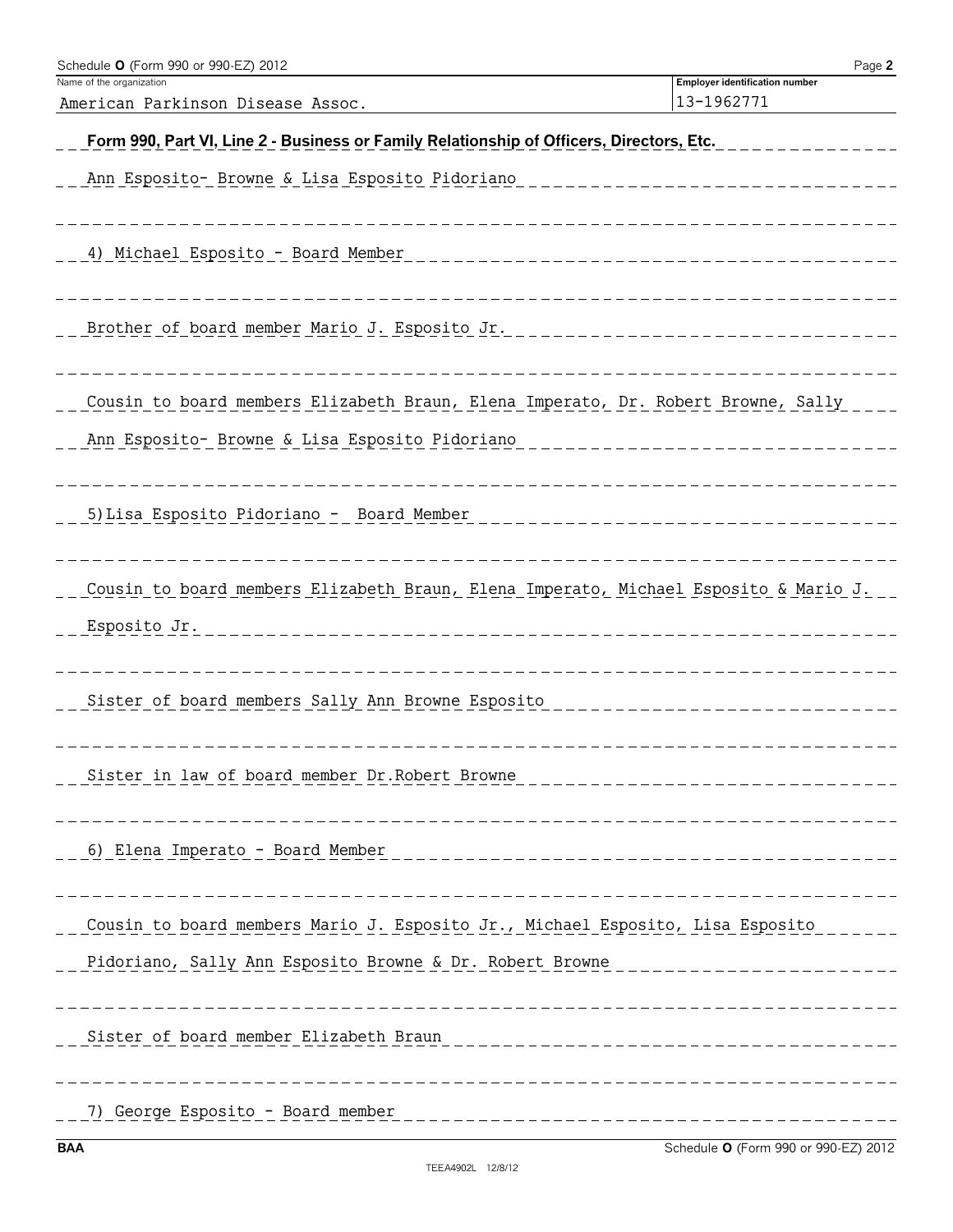Schedule O (Form 990 or 990-EZ) 2012

Name of the organization: American Parkinson Disease Assoc.

Employer identification number: 13-1962771

**Form 990, Part VI, Line 2 - Business or Family Relationship of Officers, Directors, Etc.**

Ann Esposito- Browne & Lisa Esposito Pidoriano

4) Michael Esposito - Board Member

Brother of board member Mario J. Esposito Jr.

Cousin to board members Elizabeth Braun, Elena Imperato, Dr. Robert Browne, Sally Ann Esposito- Browne & Lisa Esposito Pidoriano

5) Lisa Esposito Pidoriano - Board Member

Cousin to board members Elizabeth Braun, Elena Imperato, Michael Esposito & Mario J. Esposito Jr.

Sister of board members Sally Ann Browne Esposito

Sister in law of board member Dr.Robert Browne

6) Elena Imperato - Board Member

Cousin to board members Mario J. Esposito Jr., Michael Esposito, Lisa Esposito Pidoriano, Sally Ann Esposito Browne & Dr. Robert Browne

Sister of board member Elizabeth Braun

7) George Esposito - Board member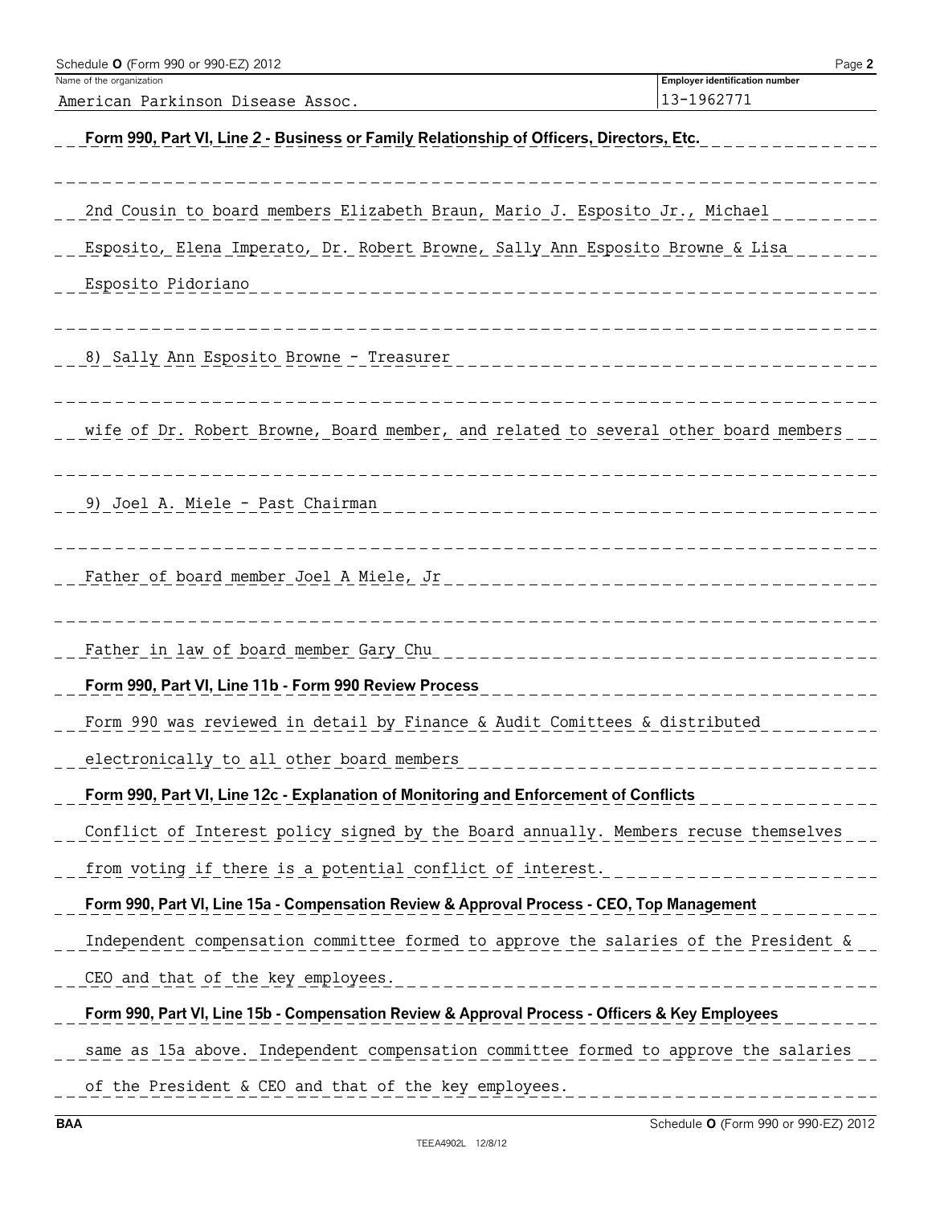Schedule **O** (Form 990 or 990-EZ) 2012

| Name of the organization | Employer identification number |
| --- | --- |
| American Parkinson Disease Assoc. | 13-1962771 |

**Form 990, Part VI, Line 2 - Business or Family Relationship of Officers, Directors, Etc.**

2nd Cousin to board members Elizabeth Braun, Mario J. Esposito Jr., Michael Esposito, Elena Imperato, Dr. Robert Browne, Sally Ann Esposito Browne & Lisa Esposito Pidoriano

8) Sally Ann Esposito Browne - Treasurer

wife of Dr. Robert Browne, Board member, and related to several other board members

9) Joel A. Miele - Past Chairman

Father of board member Joel A Miele, Jr

Father in law of board member Gary Chu

**Form 990, Part VI, Line 11b - Form 990 Review Process**

Form 990 was reviewed in detail by Finance & Audit Comittees & distributed electronically to all other board members

**Form 990, Part VI, Line 12c - Explanation of Monitoring and Enforcement of Conflicts**

Conflict of Interest policy signed by the Board annually. Members recuse themselves from voting if there is a potential conflict of interest.

**Form 990, Part VI, Line 15a - Compensation Review & Approval Process - CEO, Top Management**

Independent compensation committee formed to approve the salaries of the President & CEO and that of the key employees.

**Form 990, Part VI, Line 15b - Compensation Review & Approval Process - Officers & Key Employees**

same as 15a above. Independent compensation committee formed to approve the salaries of the President & CEO and that of the key employees.

BAA Schedule **O** (Form 990 or 990-EZ) 2012

TEEA4902L 12/8/12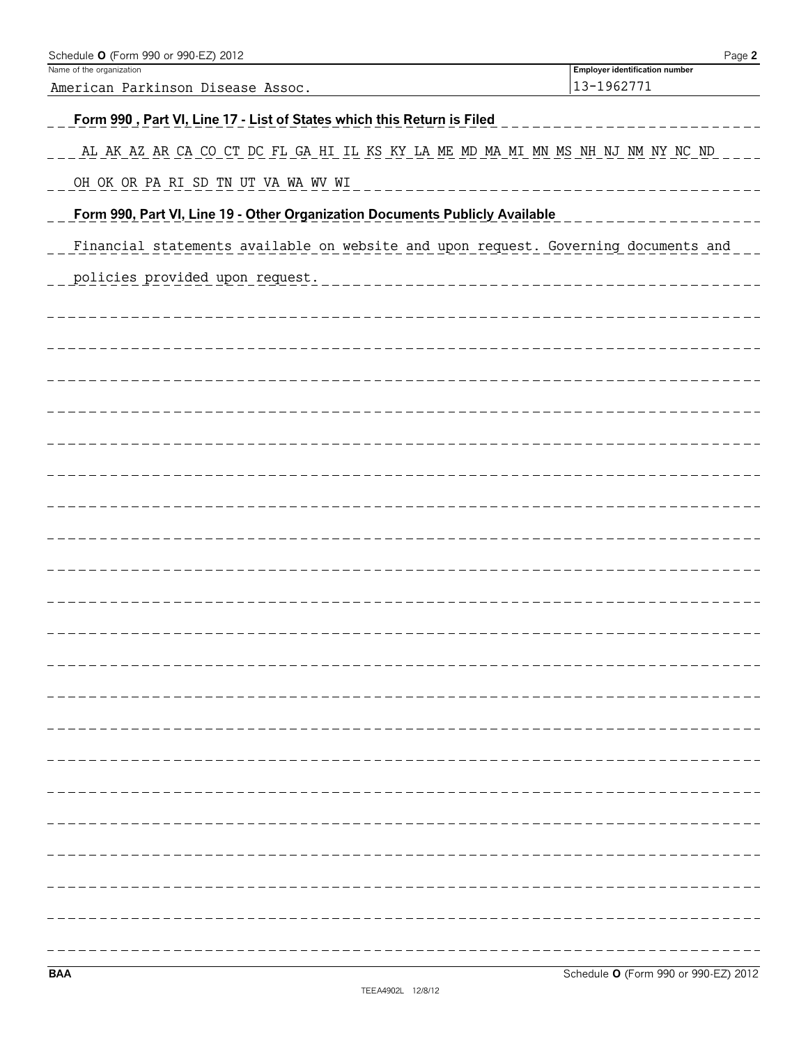Schedule **O** (Form 990 or 990-EZ) 2012

| Name of the organization | Employer identification number |
| --- | --- |
| American Parkinson Disease Assoc. | 13-1962771 |

**Form 990 , Part VI, Line 17 - List of States which this Return is Filed**

AL AK AZ AR CA CO CT DC FL GA HI IL KS KY LA ME MD MA MI MN MS NH NJ NM NY NC ND OH OK OR PA RI SD TN UT VA WA WV WI

**Form 990, Part VI, Line 19 - Other Organization Documents Publicly Available**

Financial statements available on website and upon request. Governing documents and policies provided upon request.

BAA

Schedule **O** (Form 990 or 990-EZ) 2012

TEEA4902L 12/8/12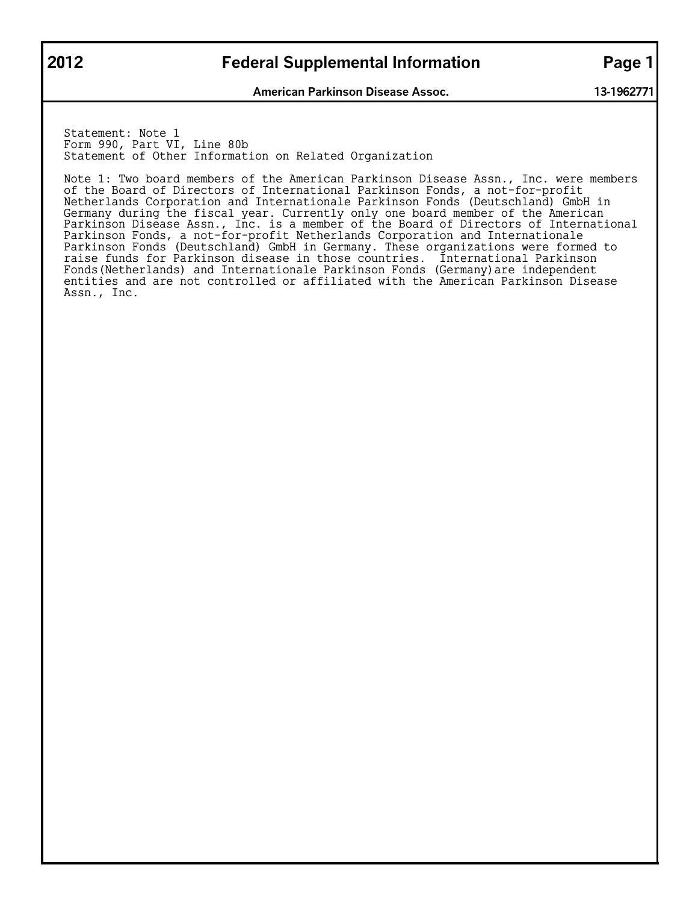# 2012 Federal Supplemental Information

**American Parkinson Disease Assoc.** **13-1962771**

Statement: Note 1
Form 990, Part VI, Line 80b
Statement of Other Information on Related Organization

Note 1: Two board members of the American Parkinson Disease Assn., Inc. were members of the Board of Directors of International Parkinson Fonds, a not-for-profit Netherlands Corporation and Internationale Parkinson Fonds (Deutschland) GmbH in Germany during the fiscal year. Currently only one board member of the American Parkinson Disease Assn., Inc. is a member of the Board of Directors of International Parkinson Fonds, a not-for-profit Netherlands Corporation and Internationale Parkinson Fonds (Deutschland) GmbH in Germany. These organizations were formed to raise funds for Parkinson disease in those countries. International Parkinson Fonds(Netherlands) and Internationale Parkinson Fonds (Germany)are independent entities and are not controlled or affiliated with the American Parkinson Disease Assn., Inc.